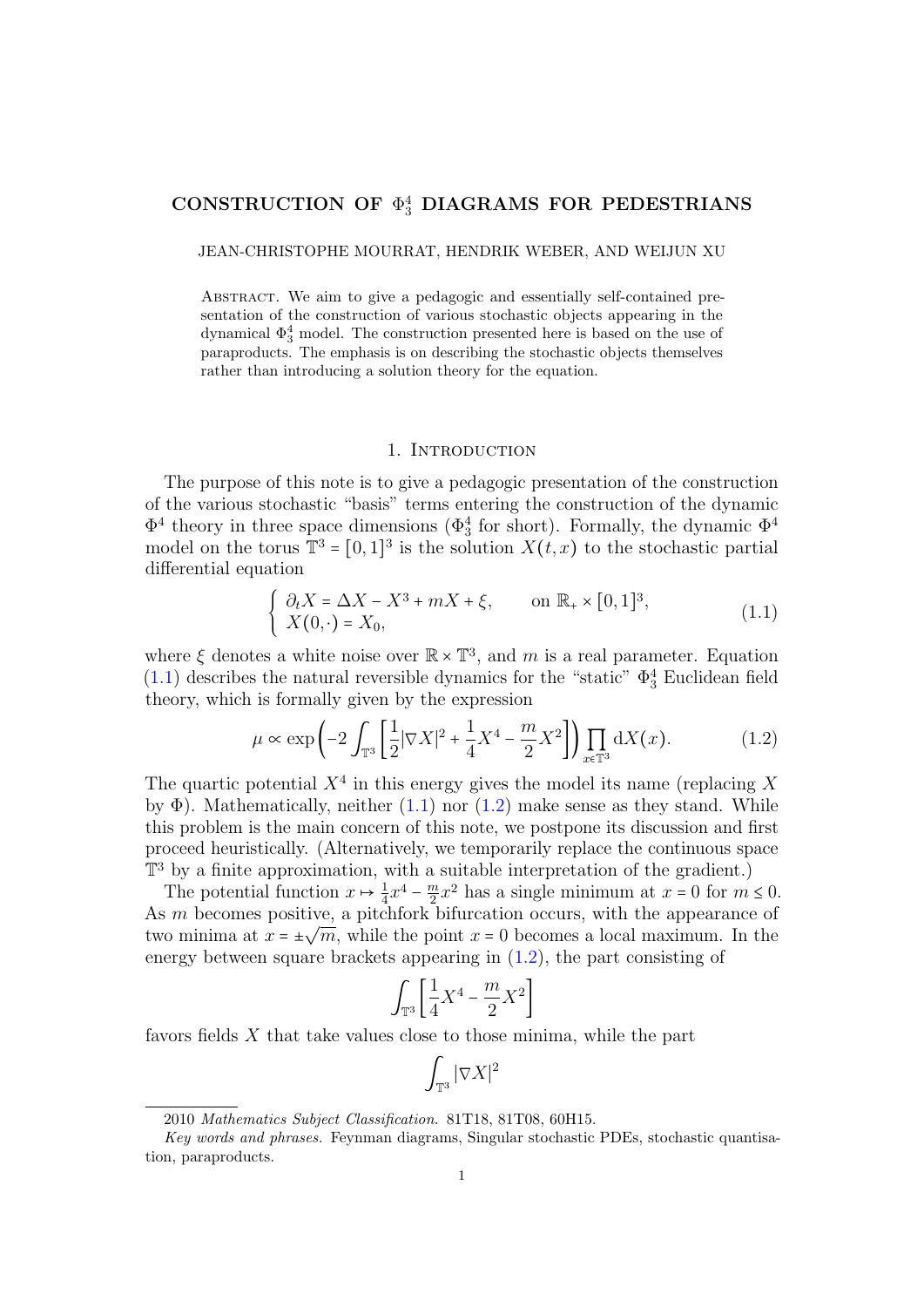# CONSTRUCTION OF $\Phi^4_3$ DIAGRAMS FOR PEDESTRIANS

JEAN-CHRISTOPHE MOURRAT, HENDRIK WEBER, AND WEIJUN XU

Abstract. We aim to give a pedagogic and essentially self-contained presentation of the construction of various stochastic objects appearing in the dynamical $\Phi^4_3$ model. The construction presented here is based on the use of paraproducts. The emphasis is on describing the stochastic objects themselves rather than introducing a solution theory for the equation.

## 1. Introduction

The purpose of this note is to give a pedagogic presentation of the construction of the various stochastic "basis" terms entering the construction of the dynamic $\Phi^4$ theory in three space dimensions ($\Phi^4_3$ for short). Formally, the dynamic $\Phi^4$ model on the torus $\mathbb{T}^3 = [0,1]^3$ is the solution $X(t,x)$ to the stochastic partial differential equation

$$\begin{cases} \partial_t X = \Delta X - X^3 + mX + \xi, & \text{on } \mathbb{R}_+ \times [0,1]^3, \\ X(0,\cdot) = X_0, \end{cases} \tag{1.1}$$

where $\xi$ denotes a white noise over $\mathbb{R} \times \mathbb{T}^3$, and $m$ is a real parameter. Equation (1.1) describes the natural reversible dynamics for the "static" $\Phi^4_3$ Euclidean field theory, which is formally given by the expression

$$\mu \propto \exp\left(-2 \int_{\mathbb{T}^3} \left[\frac{1}{2}|\nabla X|^2 + \frac{1}{4}X^4 - \frac{m}{2}X^2\right]\right) \prod_{x \in \mathbb{T}^3} \mathrm{d}X(x). \tag{1.2}$$

The quartic potential $X^4$ in this energy gives the model its name (replacing $X$ by $\Phi$). Mathematically, neither (1.1) nor (1.2) make sense as they stand. While this problem is the main concern of this note, we postpone its discussion and first proceed heuristically. (Alternatively, we temporarily replace the continuous space $\mathbb{T}^3$ by a finite approximation, with a suitable interpretation of the gradient.)

The potential function $x \mapsto \frac{1}{4}x^4 - \frac{m}{2}x^2$ has a single minimum at $x = 0$ for $m \leq 0$. As $m$ becomes positive, a pitchfork bifurcation occurs, with the appearance of two minima at $x = \pm\sqrt{m}$, while the point $x = 0$ becomes a local maximum. In the energy between square brackets appearing in (1.2), the part consisting of

$$\int_{\mathbb{T}^3} \left[\frac{1}{4}X^4 - \frac{m}{2}X^2\right]$$

favors fields $X$ that take values close to those minima, while the part

$$\int_{\mathbb{T}^3} |\nabla X|^2$$

2010 *Mathematics Subject Classification.* 81T18, 81T08, 60H15.

*Key words and phrases.* Feynman diagrams, Singular stochastic PDEs, stochastic quantisation, paraproducts.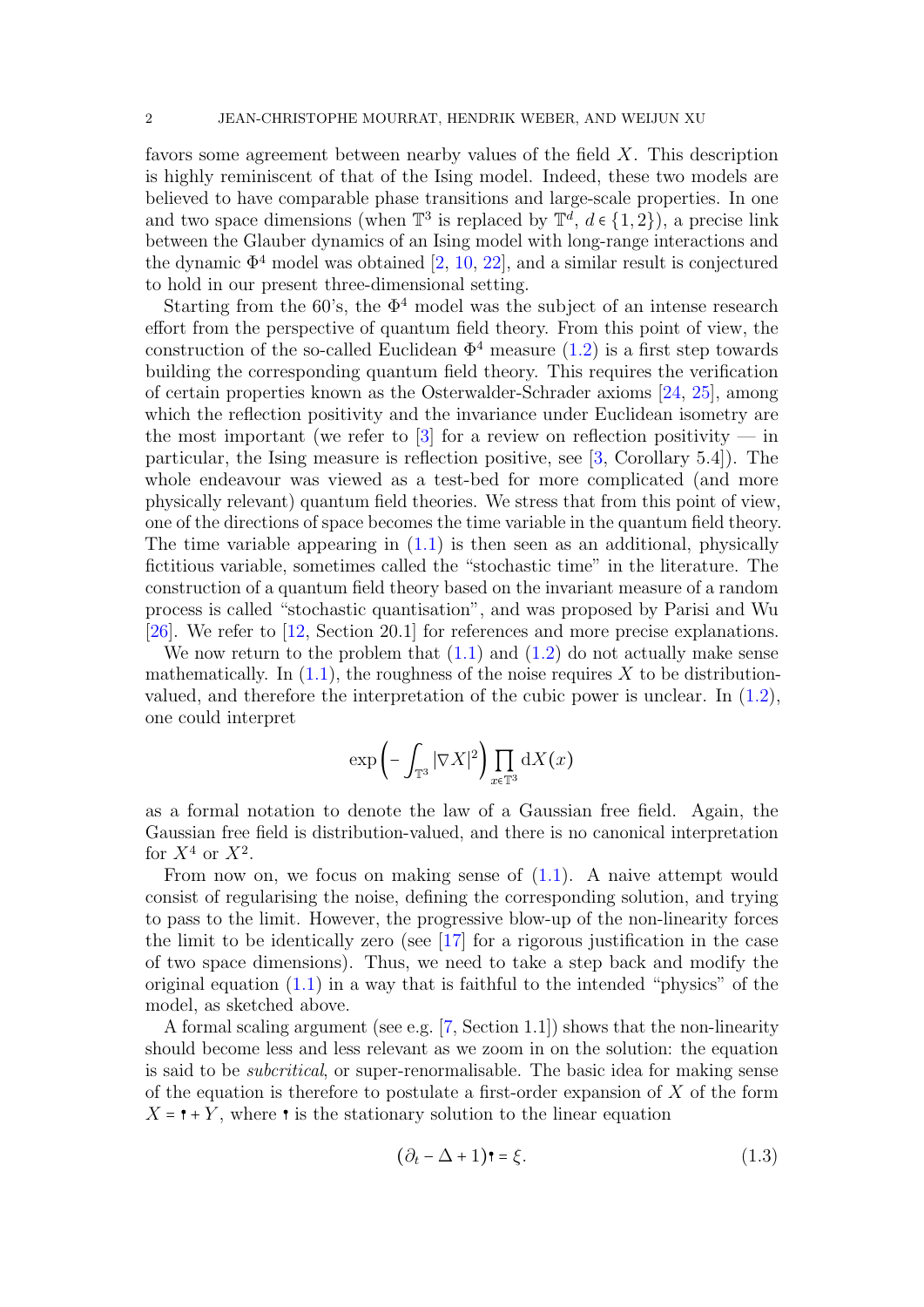favors some agreement between nearby values of the field $X$. This description is highly reminiscent of that of the Ising model. Indeed, these two models are believed to have comparable phase transitions and large-scale properties. In one and two space dimensions (when $\mathbb{T}^3$ is replaced by $\mathbb{T}^d$, $d \in \{1,2\}$), a precise link between the Glauber dynamics of an Ising model with long-range interactions and the dynamic $\Phi^4$ model was obtained [2, 10, 22], and a similar result is conjectured to hold in our present three-dimensional setting.

Starting from the 60's, the $\Phi^4$ model was the subject of an intense research effort from the perspective of quantum field theory. From this point of view, the construction of the so-called Euclidean $\Phi^4$ measure (1.2) is a first step towards building the corresponding quantum field theory. This requires the verification of certain properties known as the Osterwalder-Schrader axioms [24, 25], among which the reflection positivity and the invariance under Euclidean isometry are the most important (we refer to [3] for a review on reflection positivity — in particular, the Ising measure is reflection positive, see [3, Corollary 5.4]). The whole endeavour was viewed as a test-bed for more complicated (and more physically relevant) quantum field theories. We stress that from this point of view, one of the directions of space becomes the time variable in the quantum field theory. The time variable appearing in (1.1) is then seen as an additional, physically fictitious variable, sometimes called the "stochastic time" in the literature. The construction of a quantum field theory based on the invariant measure of a random process is called "stochastic quantisation", and was proposed by Parisi and Wu [26]. We refer to [12, Section 20.1] for references and more precise explanations.

We now return to the problem that (1.1) and (1.2) do not actually make sense mathematically. In (1.1), the roughness of the noise requires $X$ to be distribution-valued, and therefore the interpretation of the cubic power is unclear. In (1.2), one could interpret

$$\exp\left(-\int_{\mathbb{T}^3} |\nabla X|^2\right) \prod_{x \in \mathbb{T}^3} \mathrm{d}X(x)$$

as a formal notation to denote the law of a Gaussian free field. Again, the Gaussian free field is distribution-valued, and there is no canonical interpretation for $X^4$ or $X^2$.

From now on, we focus on making sense of (1.1). A naive attempt would consist of regularising the noise, defining the corresponding solution, and trying to pass to the limit. However, the progressive blow-up of the non-linearity forces the limit to be identically zero (see [17] for a rigorous justification in the case of two space dimensions). Thus, we need to take a step back and modify the original equation (1.1) in a way that is faithful to the intended "physics" of the model, as sketched above.

A formal scaling argument (see e.g. [7, Section 1.1]) shows that the non-linearity should become less and less relevant as we zoom in on the solution: the equation is said to be *subcritical*, or super-renormalisable. The basic idea for making sense of the equation is therefore to postulate a first-order expansion of $X$ of the form $X = \Psi + Y$, where $\Psi$ is the stationary solution to the linear equation

$$(\partial_t - \Delta + 1)\Psi = \xi. \tag{1.3}$$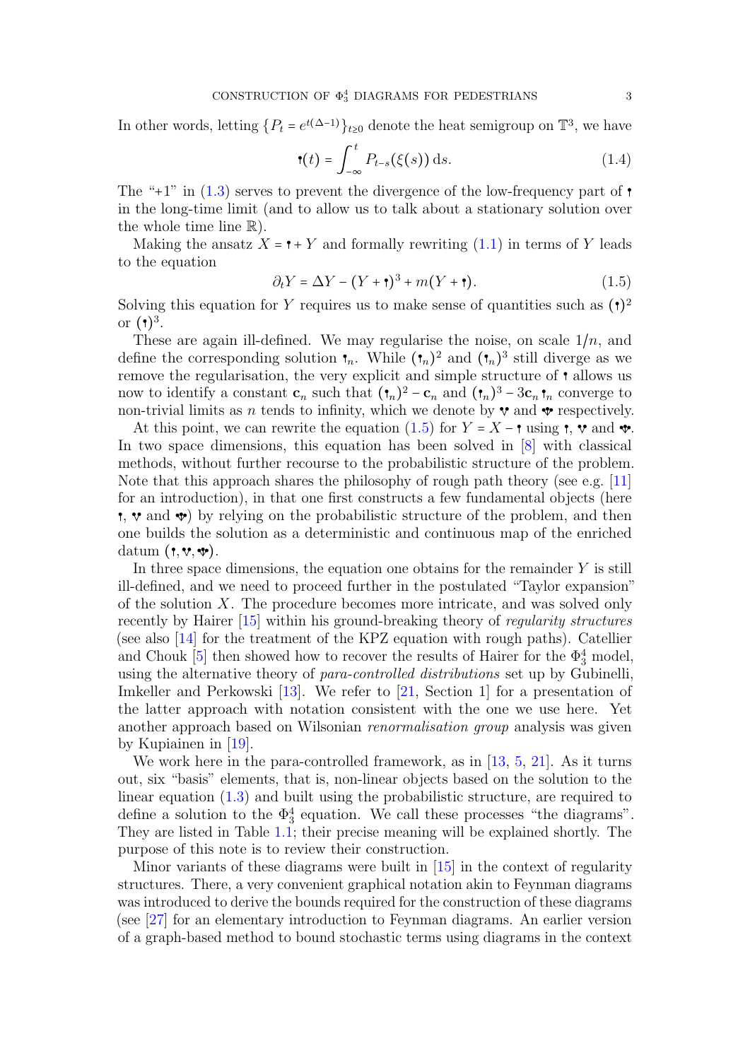In other words, letting $\{P_t = e^{t(\Delta-1)}\}_{t\geq 0}$ denote the heat semigroup on $\mathbb{T}^3$, we have

$$
\mathsf{I}(t) = \int_{-\infty}^{t} P_{t-s}(\xi(s))\,\mathrm{d}s. \tag{1.4}
$$

The "+1" in (1.3) serves to prevent the divergence of the low-frequency part of $\mathsf{I}$ in the long-time limit (and to allow us to talk about a stationary solution over the whole time line $\mathbb{R}$).

Making the ansatz $X = \mathsf{I} + Y$ and formally rewriting (1.1) in terms of $Y$ leads to the equation

$$
\partial_t Y = \Delta Y - (Y + \mathsf{I})^3 + m(Y + \mathsf{I}). \tag{1.5}
$$

Solving this equation for $Y$ requires us to make sense of quantities such as $(\mathsf{I})^2$ or $(\mathsf{I})^3$.

These are again ill-defined. We may regularise the noise, on scale $1/n$, and define the corresponding solution $\mathsf{I}_n$. While $(\mathsf{I}_n)^2$ and $(\mathsf{I}_n)^3$ still diverge as we remove the regularisation, the very explicit and simple structure of $\mathsf{I}$ allows us now to identify a constant $\mathbf{c}_n$ such that $(\mathsf{I}_n)^2 - \mathbf{c}_n$ and $(\mathsf{I}_n)^3 - 3\mathbf{c}_n \mathsf{I}_n$ converge to non-trivial limits as $n$ tends to infinity, which we denote by $\mathsf{V}$ and $\Psi$ respectively.

At this point, we can rewrite the equation (1.5) for $Y = X - \mathsf{I}$ using $\mathsf{I}$, $\mathsf{V}$ and $\Psi$. In two space dimensions, this equation has been solved in [8] with classical methods, without further recourse to the probabilistic structure of the problem. Note that this approach shares the philosophy of rough path theory (see e.g. [11] for an introduction), in that one first constructs a few fundamental objects (here $\mathsf{I}$, $\mathsf{V}$ and $\Psi$) by relying on the probabilistic structure of the problem, and then one builds the solution as a deterministic and continuous map of the enriched datum $(\mathsf{I}, \mathsf{V}, \Psi)$.

In three space dimensions, the equation one obtains for the remainder $Y$ is still ill-defined, and we need to proceed further in the postulated "Taylor expansion" of the solution $X$. The procedure becomes more intricate, and was solved only recently by Hairer [15] within his ground-breaking theory of *regularity structures* (see also [14] for the treatment of the KPZ equation with rough paths). Catellier and Chouk [5] then showed how to recover the results of Hairer for the $\Phi^4_3$ model, using the alternative theory of *para-controlled distributions* set up by Gubinelli, Imkeller and Perkowski [13]. We refer to [21, Section 1] for a presentation of the latter approach with notation consistent with the one we use here. Yet another approach based on Wilsonian *renormalisation group* analysis was given by Kupiainen in [19].

We work here in the para-controlled framework, as in [13, 5, 21]. As it turns out, six "basis" elements, that is, non-linear objects based on the solution to the linear equation (1.3) and built using the probabilistic structure, are required to define a solution to the $\Phi^4_3$ equation. We call these processes "the diagrams". They are listed in Table 1.1; their precise meaning will be explained shortly. The purpose of this note is to review their construction.

Minor variants of these diagrams were built in [15] in the context of regularity structures. There, a very convenient graphical notation akin to Feynman diagrams was introduced to derive the bounds required for the construction of these diagrams (see [27] for an elementary introduction to Feynman diagrams. An earlier version of a graph-based method to bound stochastic terms using diagrams in the context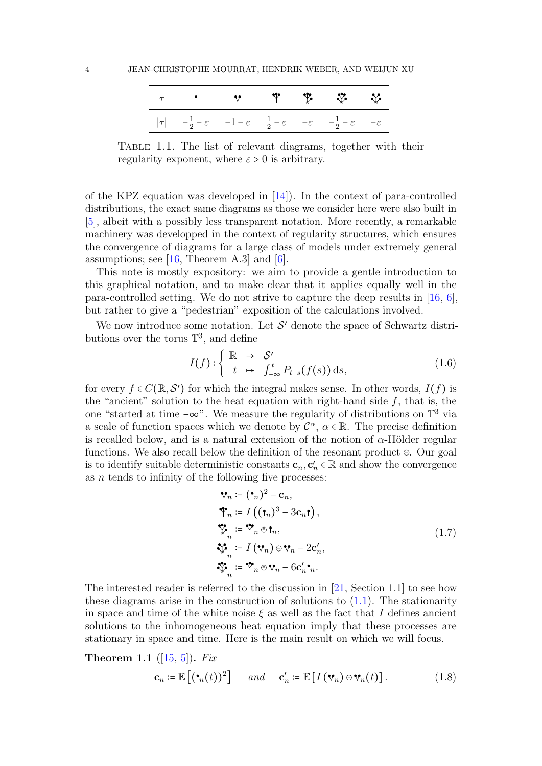| $\tau$ | $\Psi$ | $\mathsf{V}$ | $\mathsf{Y}$ | $\mathsf{Y}^{\Psi}$ | $\mathsf{Y}^{\mathsf{V}}$ | $\mathsf{V}^{\mathsf{V}}$ |
|---|---|---|---|---|---|---|
| $\lvert\tau\rvert$ | $-\frac{1}{2}-\varepsilon$ | $-1-\varepsilon$ | $\frac{1}{2}-\varepsilon$ | $-\varepsilon$ | $-\frac{1}{2}-\varepsilon$ | $-\varepsilon$ |

TABLE 1.1. The list of relevant diagrams, together with their regularity exponent, where $\varepsilon > 0$ is arbitrary.

of the KPZ equation was developed in [14]). In the context of para-controlled distributions, the exact same diagrams as those we consider here were also built in [5], albeit with a possibly less transparent notation. More recently, a remarkable machinery was developped in the context of regularity structures, which ensures the convergence of diagrams for a large class of models under extremely general assumptions; see [16, Theorem A.3] and [6].

This note is mostly expository: we aim to provide a gentle introduction to this graphical notation, and to make clear that it applies equally well in the para-controlled setting. We do not strive to capture the deep results in [16, 6], but rather to give a "pedestrian" exposition of the calculations involved.

We now introduce some notation. Let $\mathcal{S}'$ denote the space of Schwartz distributions over the torus $\mathbb{T}^3$, and define

$$
I(f) : \left\{ \begin{array}{ccc} \mathbb{R} & \to & \mathcal{S}' \\ t & \mapsto & \int_{-\infty}^{t} P_{t-s}(f(s))\,\mathrm{d}s, \end{array} \right. \tag{1.6}
$$

for every $f \in C(\mathbb{R}, \mathcal{S}')$ for which the integral makes sense. In other words, $I(f)$ is the "ancient" solution to the heat equation with right-hand side $f$, that is, the one "started at time $-\infty$". We measure the regularity of distributions on $\mathbb{T}^3$ via a scale of function spaces which we denote by $\mathcal{C}^\alpha$, $\alpha \in \mathbb{R}$. The precise definition is recalled below, and is a natural extension of the notion of $\alpha$-Hölder regular functions. We also recall below the definition of the resonant product $\circledcirc$. Our goal is to identify suitable deterministic constants $\mathbf{c}_n, \mathbf{c}'_n \in \mathbb{R}$ and show the convergence as $n$ tends to infinity of the following five processes:

$$
\begin{aligned}
\mathsf{V}_n &:= (\Psi_n)^2 - \mathbf{c}_n, \\
\mathsf{Y}_n &:= I\left((\Psi_n)^3 - 3\mathbf{c}_n \Psi\right), \\
\mathsf{Y}^{\Psi}_n &:= \mathsf{Y}_n \circledcirc \Psi_n, \\
\mathsf{V}^{\mathsf{V}}_n &:= I\left(\mathsf{V}_n\right) \circledcirc \mathsf{V}_n - 2\mathbf{c}'_n, \\
\mathsf{Y}^{\mathsf{V}}_n &:= \mathsf{Y}_n \circledcirc \mathsf{V}_n - 6\mathbf{c}'_n \Psi_n.
\end{aligned} \tag{1.7}
$$

The interested reader is referred to the discussion in [21, Section 1.1] to see how these diagrams arise in the construction of solutions to (1.1). The stationarity in space and time of the white noise $\xi$ as well as the fact that $I$ defines ancient solutions to the inhomogeneous heat equation imply that these processes are stationary in space and time. Here is the main result on which we will focus.

**Theorem 1.1** ([15, 5]). *Fix*

$$
\mathbf{c}_n := \mathbb{E}\left[(\Psi_n(t))^2\right] \qquad \textit{and} \qquad \mathbf{c}'_n := \mathbb{E}\left[I\left(\mathsf{V}_n\right) \circledcirc \mathsf{V}_n(t)\right]. \tag{1.8}
$$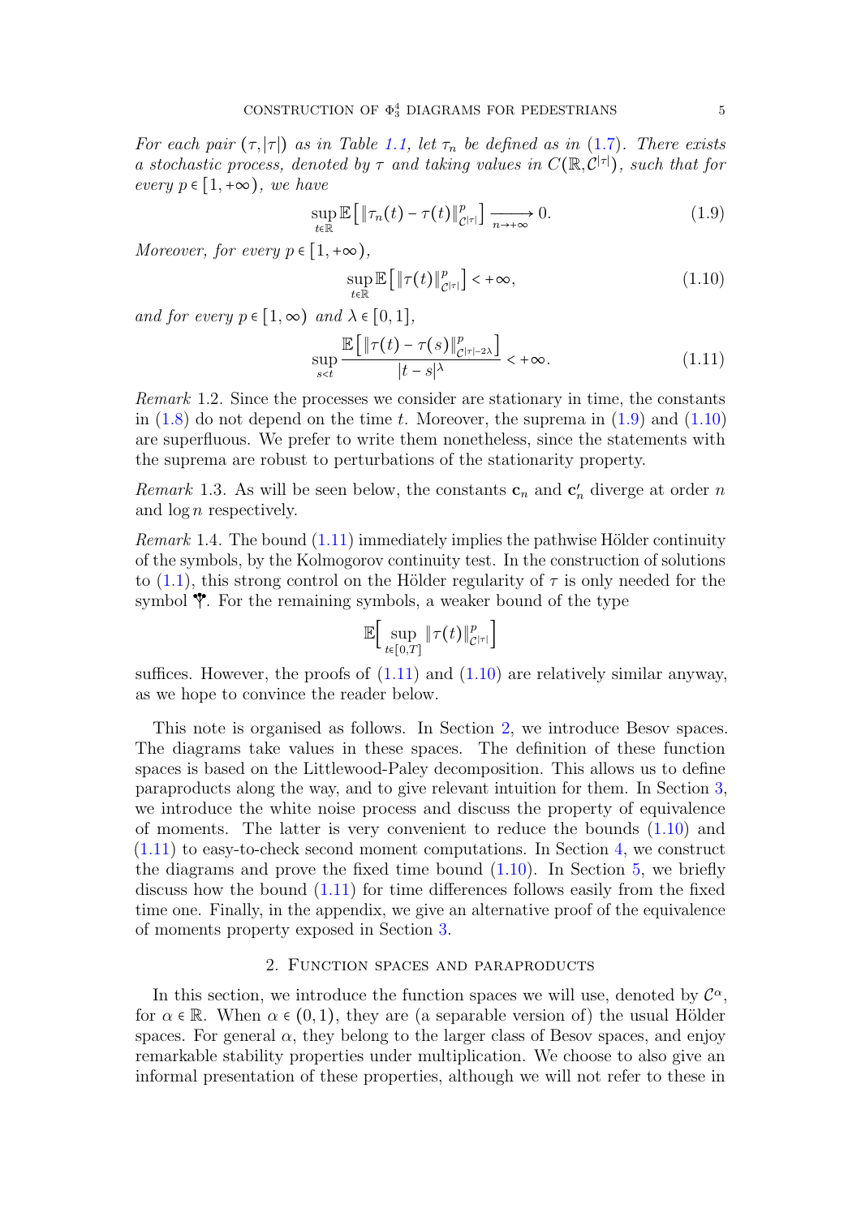*For each pair $(\tau, |\tau|)$ as in Table 1.1, let $\tau_n$ be defined as in (1.7). There exists a stochastic process, denoted by $\tau$ and taking values in $C(\mathbb{R}, \mathcal{C}^{|\tau|})$, such that for every $p \in [1, +\infty)$, we have*

$$\sup_{t \in \mathbb{R}} \mathbb{E}\left[ \|\tau_n(t) - \tau(t)\|_{\mathcal{C}^{|\tau|}}^p \right] \xrightarrow[n \to +\infty]{} 0. \tag{1.9}$$

*Moreover, for every $p \in [1, +\infty)$,*

$$\sup_{t \in \mathbb{R}} \mathbb{E}\left[ \|\tau(t)\|_{\mathcal{C}^{|\tau|}}^p \right] < +\infty, \tag{1.10}$$

*and for every $p \in [1, \infty)$ and $\lambda \in [0, 1]$,*

$$\sup_{s < t} \frac{\mathbb{E}\left[ \|\tau(t) - \tau(s)\|_{\mathcal{C}^{|\tau| - 2\lambda}}^p \right]}{|t - s|^\lambda} < +\infty. \tag{1.11}$$

*Remark* 1.2. Since the processes we consider are stationary in time, the constants in (1.8) do not depend on the time $t$. Moreover, the suprema in (1.9) and (1.10) are superfluous. We prefer to write them nonetheless, since the statements with the suprema are robust to perturbations of the stationarity property.

*Remark* 1.3. As will be seen below, the constants $\mathbf{c}_n$ and $\mathbf{c}'_n$ diverge at order $n$ and $\log n$ respectively.

*Remark* 1.4. The bound (1.11) immediately implies the pathwise Hölder continuity of the symbols, by the Kolmogorov continuity test. In the construction of solutions to (1.1), this strong control on the Hölder regularity of $\tau$ is only needed for the symbol ♈. For the remaining symbols, a weaker bound of the type

$$\mathbb{E}\Big[ \sup_{t \in [0,T]} \|\tau(t)\|_{\mathcal{C}^{|\tau|}}^p \Big]$$

suffices. However, the proofs of (1.11) and (1.10) are relatively similar anyway, as we hope to convince the reader below.

This note is organised as follows. In Section 2, we introduce Besov spaces. The diagrams take values in these spaces. The definition of these function spaces is based on the Littlewood-Paley decomposition. This allows us to define paraproducts along the way, and to give relevant intuition for them. In Section 3, we introduce the white noise process and discuss the property of equivalence of moments. The latter is very convenient to reduce the bounds (1.10) and (1.11) to easy-to-check second moment computations. In Section 4, we construct the diagrams and prove the fixed time bound (1.10). In Section 5, we briefly discuss how the bound (1.11) for time differences follows easily from the fixed time one. Finally, in the appendix, we give an alternative proof of the equivalence of moments property exposed in Section 3.

## 2. Function spaces and paraproducts

In this section, we introduce the function spaces we will use, denoted by $\mathcal{C}^\alpha$, for $\alpha \in \mathbb{R}$. When $\alpha \in (0, 1)$, they are (a separable version of) the usual Hölder spaces. For general $\alpha$, they belong to the larger class of Besov spaces, and enjoy remarkable stability properties under multiplication. We choose to also give an informal presentation of these properties, although we will not refer to these in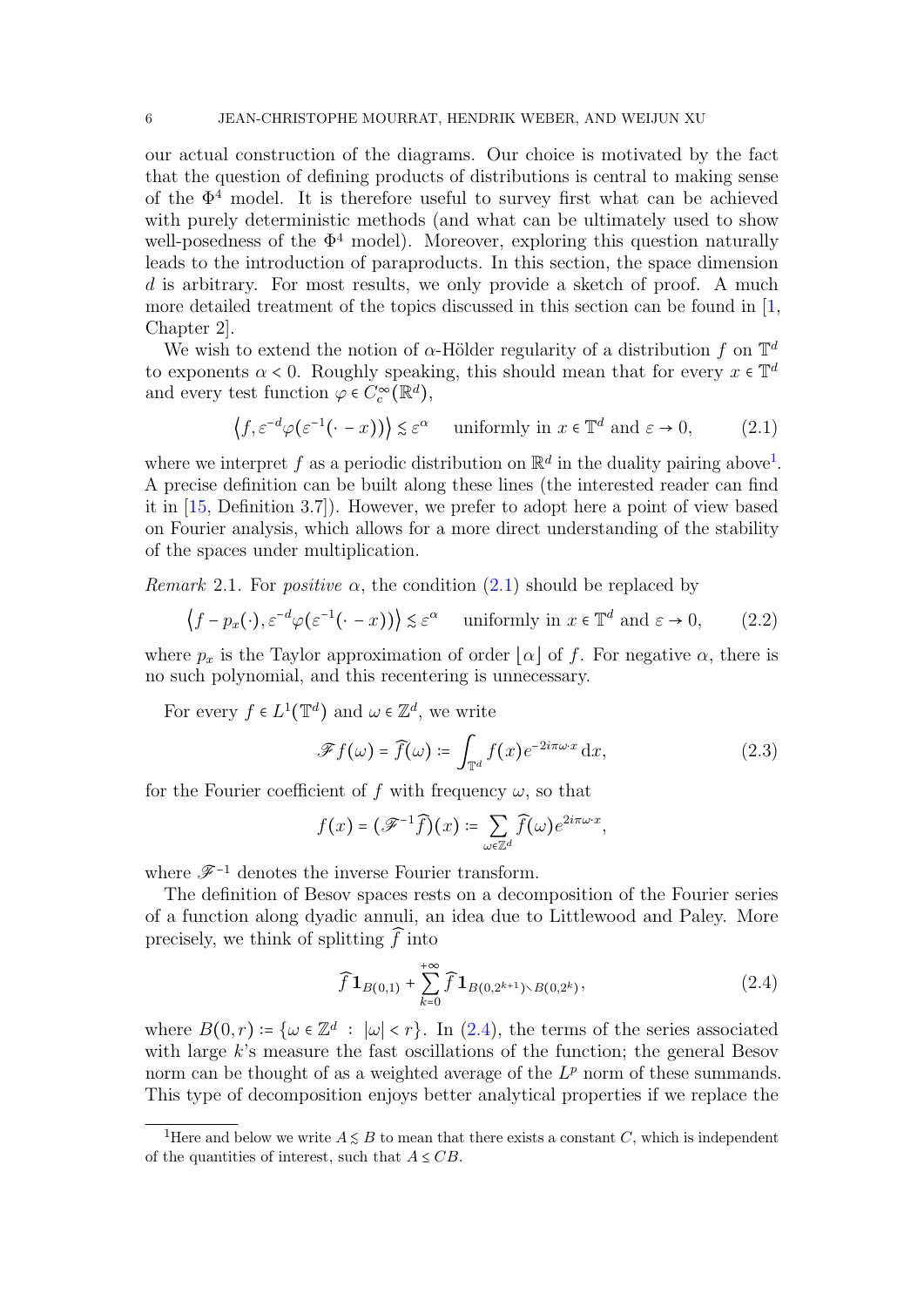our actual construction of the diagrams. Our choice is motivated by the fact that the question of defining products of distributions is central to making sense of the $\Phi^4$ model. It is therefore useful to survey first what can be achieved with purely deterministic methods (and what can be ultimately used to show well-posedness of the $\Phi^4$ model). Moreover, exploring this question naturally leads to the introduction of paraproducts. In this section, the space dimension $d$ is arbitrary. For most results, we only provide a sketch of proof. A much more detailed treatment of the topics discussed in this section can be found in [1, Chapter 2].

We wish to extend the notion of $\alpha$-Hölder regularity of a distribution $f$ on $\mathbb{T}^d$ to exponents $\alpha < 0$. Roughly speaking, this should mean that for every $x \in \mathbb{T}^d$ and every test function $\varphi \in C_c^\infty(\mathbb{R}^d)$,

$$\left\langle f, \varepsilon^{-d}\varphi(\varepsilon^{-1}(\cdot - x))\right\rangle \lesssim \varepsilon^{\alpha} \quad \text{uniformly in } x \in \mathbb{T}^d \text{ and } \varepsilon \to 0, \tag{2.1}$$

where we interpret $f$ as a periodic distribution on $\mathbb{R}^d$ in the duality pairing above[1]. A precise definition can be built along these lines (the interested reader can find it in [15, Definition 3.7]). However, we prefer to adopt here a point of view based on Fourier analysis, which allows for a more direct understanding of the stability of the spaces under multiplication.

*Remark* 2.1. For *positive* $\alpha$, the condition (2.1) should be replaced by

$$\left\langle f - p_x(\cdot), \varepsilon^{-d}\varphi(\varepsilon^{-1}(\cdot - x))\right\rangle \lesssim \varepsilon^{\alpha} \quad \text{uniformly in } x \in \mathbb{T}^d \text{ and } \varepsilon \to 0, \tag{2.2}$$

where $p_x$ is the Taylor approximation of order $\lfloor \alpha \rfloor$ of $f$. For negative $\alpha$, there is no such polynomial, and this recentering is unnecessary.

For every $f \in L^1(\mathbb{T}^d)$ and $\omega \in \mathbb{Z}^d$, we write

$$\mathscr{F} f(\omega) = \widehat{f}(\omega) := \int_{\mathbb{T}^d} f(x) e^{-2i\pi\omega\cdot x}\, \mathrm{d}x, \tag{2.3}$$

for the Fourier coefficient of $f$ with frequency $\omega$, so that

$$f(x) = (\mathscr{F}^{-1}\widehat{f})(x) := \sum_{\omega\in\mathbb{Z}^d} \widehat{f}(\omega) e^{2i\pi\omega\cdot x},$$

where $\mathscr{F}^{-1}$ denotes the inverse Fourier transform.

The definition of Besov spaces rests on a decomposition of the Fourier series of a function along dyadic annuli, an idea due to Littlewood and Paley. More precisely, we think of splitting $\widehat{f}$ into

$$\widehat{f}\,\mathbf{1}_{B(0,1)} + \sum_{k=0}^{+\infty} \widehat{f}\,\mathbf{1}_{B(0,2^{k+1})\setminus B(0,2^k)}, \tag{2.4}$$

where $B(0,r) := \{\omega \in \mathbb{Z}^d \, : \, |\omega| < r\}$. In (2.4), the terms of the series associated with large $k$'s measure the fast oscillations of the function; the general Besov norm can be thought of as a weighted average of the $L^p$ norm of these summands. This type of decomposition enjoys better analytical properties if we replace the

[1] Here and below we write $A \lesssim B$ to mean that there exists a constant $C$, which is independent of the quantities of interest, such that $A \le CB$.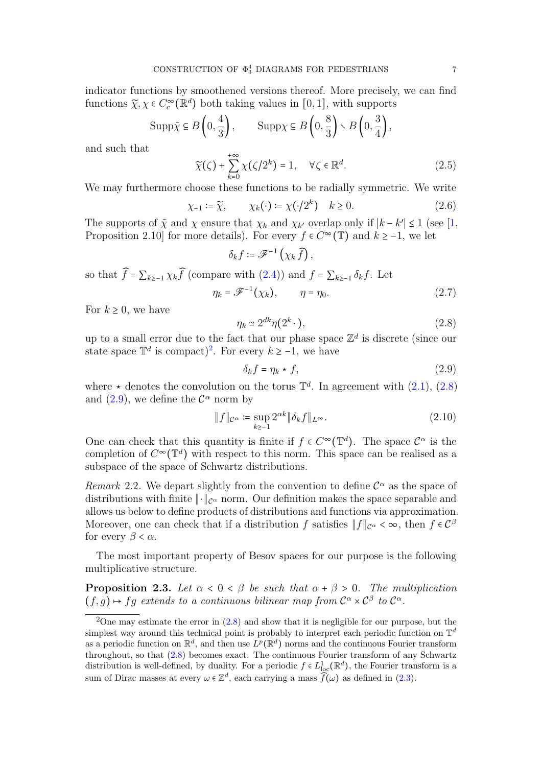indicator functions by smoothened versions thereof. More precisely, we can find functions $\widetilde{\chi}, \chi \in C_c^\infty(\mathbb{R}^d)$ both taking values in $[0,1]$, with supports

$$\mathrm{Supp}\tilde{\chi} \subseteq B\left(0, \frac{4}{3}\right), \qquad \mathrm{Supp}\chi \subseteq B\left(0, \frac{8}{3}\right) \smallsetminus B\left(0, \frac{3}{4}\right),$$

and such that

$$\widetilde{\chi}(\zeta) + \sum_{k=0}^{+\infty} \chi(\zeta/2^k) = 1, \quad \forall \zeta \in \mathbb{R}^d. \tag{2.5}$$

We may furthermore choose these functions to be radially symmetric. We write

$$\chi_{-1} := \widetilde{\chi}, \qquad \chi_k(\cdot) := \chi(\cdot/2^k) \quad k \geq 0. \tag{2.6}$$

The supports of $\tilde{\chi}$ and $\chi$ ensure that $\chi_k$ and $\chi_{k'}$ overlap only if $|k - k'| \leq 1$ (see [1, Proposition 2.10] for more details). For every $f \in C^\infty(\mathbb{T})$ and $k \geq -1$, we let

$$\delta_k f := \mathscr{F}^{-1}\left(\chi_k \widehat{f}\right),$$

so that $\widehat{f} = \sum_{k \geq -1} \chi_k \widehat{f}$ (compare with (2.4)) and $f = \sum_{k \geq -1} \delta_k f$. Let

$$\eta_k = \mathscr{F}^{-1}(\chi_k), \qquad \eta = \eta_0. \tag{2.7}$$

For $k \geq 0$, we have

$$\eta_k \simeq 2^{dk}\eta(2^k \cdot), \tag{2.8}$$

up to a small error due to the fact that our phase space $\mathbb{Z}^d$ is discrete (since our state space $\mathbb{T}^d$ is compact)[2]. For every $k \geq -1$, we have

$$\delta_k f = \eta_k \star f, \tag{2.9}$$

where $\star$ denotes the convolution on the torus $\mathbb{T}^d$. In agreement with (2.1), (2.8) and (2.9), we define the $\mathcal{C}^\alpha$ norm by

$$\|f\|_{\mathcal{C}^\alpha} := \sup_{k \geq -1} 2^{\alpha k} \|\delta_k f\|_{L^\infty}. \tag{2.10}$$

One can check that this quantity is finite if $f \in C^\infty(\mathbb{T}^d)$. The space $\mathcal{C}^\alpha$ is the completion of $C^\infty(\mathbb{T}^d)$ with respect to this norm. This space can be realised as a subspace of the space of Schwartz distributions.

*Remark* 2.2. We depart slightly from the convention to define $\mathcal{C}^\alpha$ as the space of distributions with finite $\|\cdot\|_{\mathcal{C}^\alpha}$ norm. Our definition makes the space separable and allows us below to define products of distributions and functions via approximation. Moreover, one can check that if a distribution $f$ satisfies $\|f\|_{\mathcal{C}^\alpha} < \infty$, then $f \in \mathcal{C}^\beta$ for every $\beta < \alpha$.

The most important property of Besov spaces for our purpose is the following multiplicative structure.

**Proposition 2.3.** *Let $\alpha < 0 < \beta$ be such that $\alpha + \beta > 0$. The multiplication $(f, g) \mapsto fg$ extends to a continuous bilinear map from $\mathcal{C}^\alpha \times \mathcal{C}^\beta$ to $\mathcal{C}^\alpha$.*

---

[2] One may estimate the error in (2.8) and show that it is negligible for our purpose, but the simplest way around this technical point is probably to interpret each periodic function on $\mathbb{T}^d$ as a periodic function on $\mathbb{R}^d$, and then use $L^p(\mathbb{R}^d)$ norms and the continuous Fourier transform throughout, so that (2.8) becomes exact. The continuous Fourier transform of any Schwartz distribution is well-defined, by duality. For a periodic $f \in L^1_{\mathrm{loc}}(\mathbb{R}^d)$, the Fourier transform is a sum of Dirac masses at every $\omega \in \mathbb{Z}^d$, each carrying a mass $\widehat{f}(\omega)$ as defined in (2.3).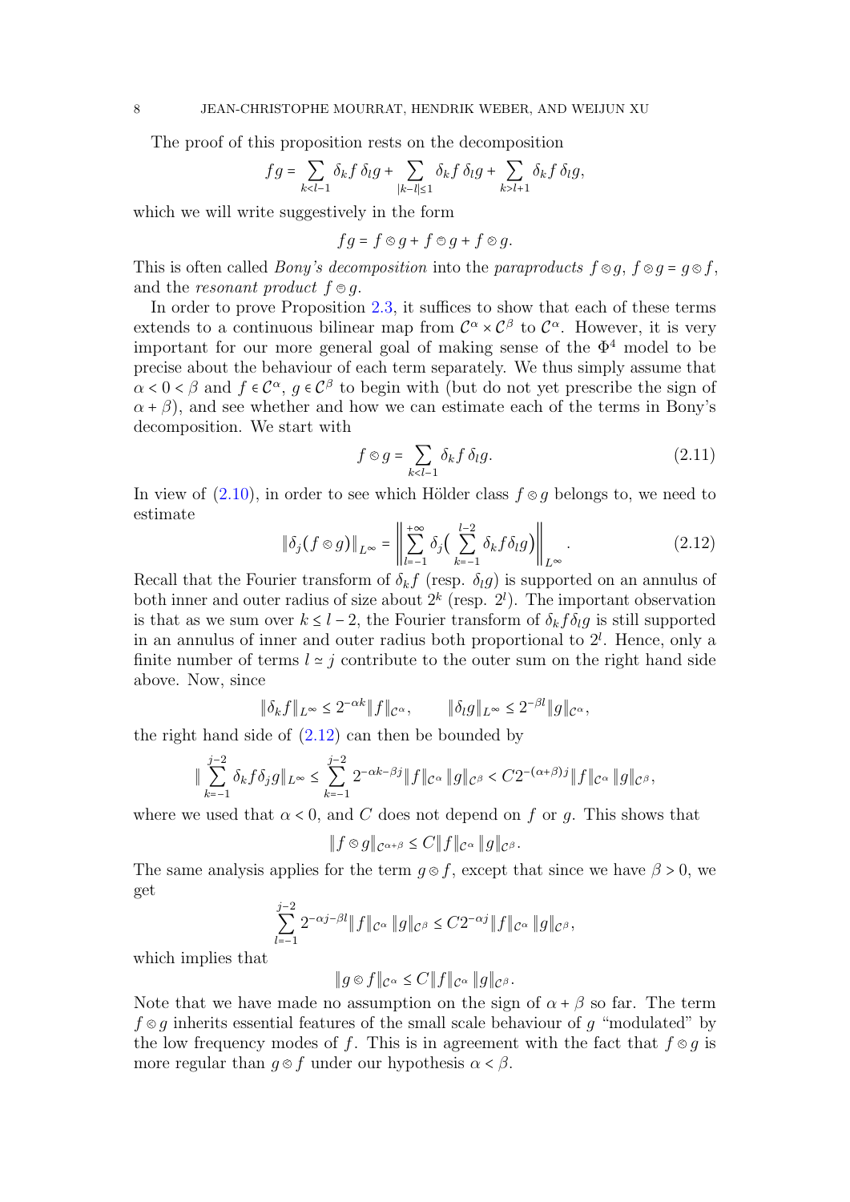The proof of this proposition rests on the decomposition

$$fg = \sum_{k<l-1} \delta_k f\, \delta_l g + \sum_{|k-l|\le 1} \delta_k f\, \delta_l g + \sum_{k>l+1} \delta_k f\, \delta_l g,$$

which we will write suggestively in the form

$$fg = f \varolessthan g + f \varodot g + f \varogreaterthan g.$$

This is often called *Bony's decomposition* into the *paraproducts* $f \varolessthan g$, $f \varogreaterthan g = g \varolessthan f$, and the *resonant product* $f \varodot g$.

In order to prove Proposition 2.3, it suffices to show that each of these terms extends to a continuous bilinear map from $\mathcal{C}^\alpha \times \mathcal{C}^\beta$ to $\mathcal{C}^\alpha$. However, it is very important for our more general goal of making sense of the $\Phi^4$ model to be precise about the behaviour of each term separately. We thus simply assume that $\alpha < 0 < \beta$ and $f \in \mathcal{C}^\alpha$, $g \in \mathcal{C}^\beta$ to begin with (but do not yet prescribe the sign of $\alpha + \beta$), and see whether and how we can estimate each of the terms in Bony's decomposition. We start with

$$f \varolessthan g = \sum_{k<l-1} \delta_k f\, \delta_l g. \tag{2.11}$$

In view of (2.10), in order to see which Hölder class $f \varolessthan g$ belongs to, we need to estimate

$$\|\delta_j (f \varolessthan g)\|_{L^\infty} = \left\| \sum_{l=-1}^{+\infty} \delta_j \Big( \sum_{k=-1}^{l-2} \delta_k f \delta_l g \Big) \right\|_{L^\infty}. \tag{2.12}$$

Recall that the Fourier transform of $\delta_k f$ (resp. $\delta_l g$) is supported on an annulus of both inner and outer radius of size about $2^k$ (resp. $2^l$). The important observation is that as we sum over $k \le l-2$, the Fourier transform of $\delta_k f \delta_l g$ is still supported in an annulus of inner and outer radius both proportional to $2^l$. Hence, only a finite number of terms $l \simeq j$ contribute to the outer sum on the right hand side above. Now, since

$$\|\delta_k f\|_{L^\infty} \le 2^{-\alpha k} \|f\|_{\mathcal{C}^\alpha}, \qquad \|\delta_l g\|_{L^\infty} \le 2^{-\beta l} \|g\|_{\mathcal{C}^\alpha},$$

the right hand side of (2.12) can then be bounded by

$$\| \sum_{k=-1}^{j-2} \delta_k f \delta_j g \|_{L^\infty} \le \sum_{k=-1}^{j-2} 2^{-\alpha k - \beta j} \|f\|_{\mathcal{C}^\alpha} \|g\|_{\mathcal{C}^\beta} < C 2^{-(\alpha+\beta) j} \|f\|_{\mathcal{C}^\alpha} \|g\|_{\mathcal{C}^\beta},$$

where we used that $\alpha < 0$, and $C$ does not depend on $f$ or $g$. This shows that

$$\|f \varolessthan g\|_{\mathcal{C}^{\alpha+\beta}} \le C \|f\|_{\mathcal{C}^\alpha} \|g\|_{\mathcal{C}^\beta}.$$

The same analysis applies for the term $g \varolessthan f$, except that since we have $\beta > 0$, we get

$$\sum_{l=-1}^{j-2} 2^{-\alpha j - \beta l} \|f\|_{\mathcal{C}^\alpha} \|g\|_{\mathcal{C}^\beta} \le C 2^{-\alpha j} \|f\|_{\mathcal{C}^\alpha} \|g\|_{\mathcal{C}^\beta},$$

which implies that

$$\|g \varolessthan f\|_{\mathcal{C}^\alpha} \le C \|f\|_{\mathcal{C}^\alpha} \|g\|_{\mathcal{C}^\beta}.$$

Note that we have made no assumption on the sign of $\alpha + \beta$ so far. The term $f \varolessthan g$ inherits essential features of the small scale behaviour of $g$ "modulated" by the low frequency modes of $f$. This is in agreement with the fact that $f \varolessthan g$ is more regular than $g \varolessthan f$ under our hypothesis $\alpha < \beta$.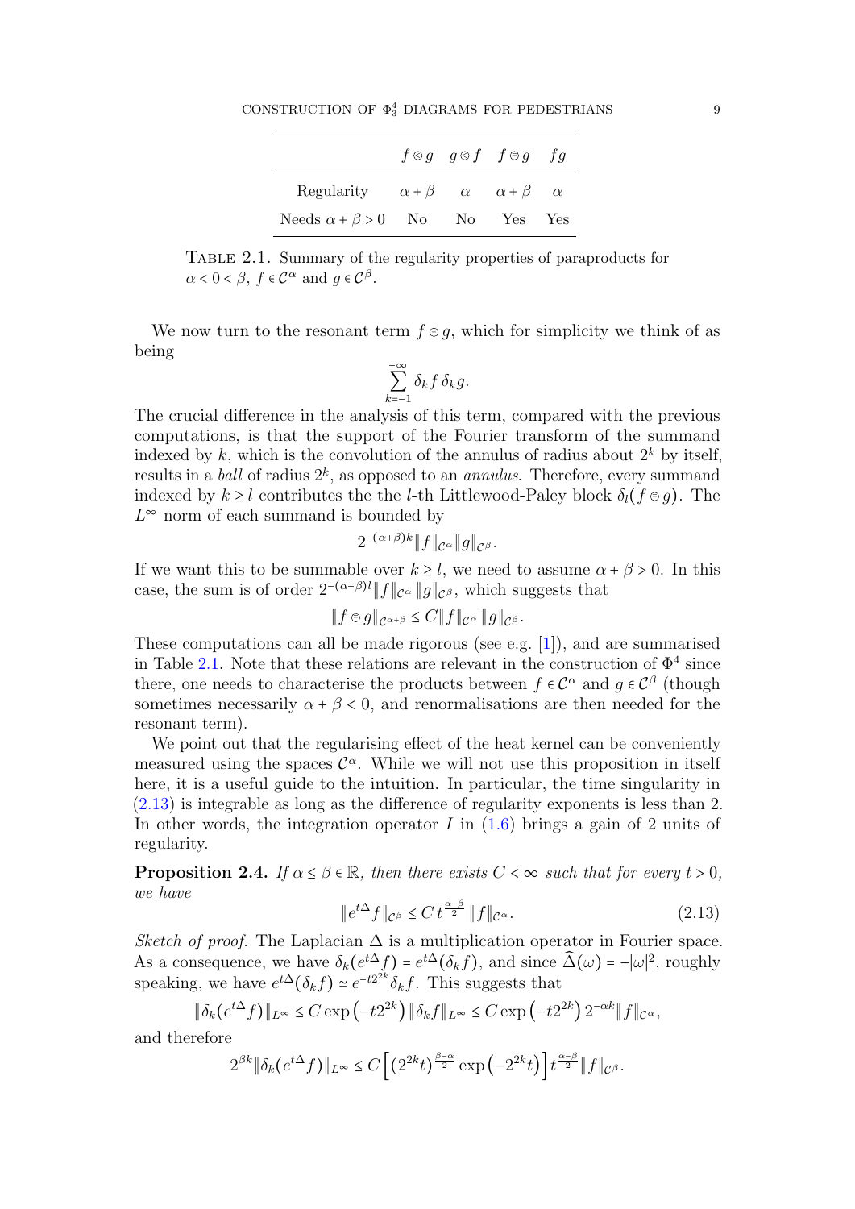|  | $f \otimes g$ | $g \otimes f$ | $f \circleddash g$ | $fg$ |
|---|---|---|---|---|
| Regularity | $\alpha + \beta$ | $\alpha$ | $\alpha + \beta$ | $\alpha$ |
| Needs $\alpha + \beta > 0$ | No | No | Yes | Yes |

Table 2.1. Summary of the regularity properties of paraproducts for $\alpha < 0 < \beta$, $f \in \mathcal{C}^\alpha$ and $g \in \mathcal{C}^\beta$.

We now turn to the resonant term $f \circleddash g$, which for simplicity we think of as being

$$\sum_{k=-1}^{+\infty} \delta_k f \, \delta_k g.$$

The crucial difference in the analysis of this term, compared with the previous computations, is that the support of the Fourier transform of the summand indexed by $k$, which is the convolution of the annulus of radius about $2^k$ by itself, results in a *ball* of radius $2^k$, as opposed to an *annulus*. Therefore, every summand indexed by $k \geq l$ contributes the the $l$-th Littlewood-Paley block $\delta_l(f \circleddash g)$. The $L^\infty$ norm of each summand is bounded by

$$2^{-(\alpha+\beta)k} \|f\|_{\mathcal{C}^\alpha} \|g\|_{\mathcal{C}^\beta}.$$

If we want this to be summable over $k \geq l$, we need to assume $\alpha + \beta > 0$. In this case, the sum is of order $2^{-(\alpha+\beta)l} \|f\|_{\mathcal{C}^\alpha} \|g\|_{\mathcal{C}^\beta}$, which suggests that

$$\|f \circleddash g\|_{\mathcal{C}^{\alpha+\beta}} \leq C \|f\|_{\mathcal{C}^\alpha} \|g\|_{\mathcal{C}^\beta}.$$

These computations can all be made rigorous (see e.g. [1]), and are summarised in Table 2.1. Note that these relations are relevant in the construction of $\Phi^4$ since there, one needs to characterise the products between $f \in \mathcal{C}^\alpha$ and $g \in \mathcal{C}^\beta$ (though sometimes necessarily $\alpha + \beta < 0$, and renormalisations are then needed for the resonant term).

We point out that the regularising effect of the heat kernel can be conveniently measured using the spaces $\mathcal{C}^\alpha$. While we will not use this proposition in itself here, it is a useful guide to the intuition. In particular, the time singularity in (2.13) is integrable as long as the difference of regularity exponents is less than 2. In other words, the integration operator $I$ in (1.6) brings a gain of 2 units of regularity.

**Proposition 2.4.** *If $\alpha \leq \beta \in \mathbb{R}$, then there exists $C < \infty$ such that for every $t > 0$, we have*

$$\|e^{t\Delta} f\|_{\mathcal{C}^\beta} \leq C \, t^{\frac{\alpha-\beta}{2}} \, \|f\|_{\mathcal{C}^\alpha}. \tag{2.13}$$

*Sketch of proof.* The Laplacian $\Delta$ is a multiplication operator in Fourier space. As a consequence, we have $\delta_k(e^{t\Delta} f) = e^{t\Delta}(\delta_k f)$, and since $\widehat{\Delta}(\omega) = -|\omega|^2$, roughly speaking, we have $e^{t\Delta}(\delta_k f) \simeq e^{-t2^{2k}} \delta_k f$. This suggests that

$$\|\delta_k(e^{t\Delta} f)\|_{L^\infty} \leq C \exp\left(-t2^{2k}\right) \|\delta_k f\|_{L^\infty} \leq C \exp\left(-t2^{2k}\right) 2^{-\alpha k} \|f\|_{\mathcal{C}^\alpha},$$

and therefore

$$2^{\beta k} \|\delta_k(e^{t\Delta} f)\|_{L^\infty} \leq C \left[ \left(2^{2k} t\right)^{\frac{\beta-\alpha}{2}} \exp\left(-2^{2k} t\right) \right] t^{\frac{\alpha-\beta}{2}} \|f\|_{\mathcal{C}^\beta}.$$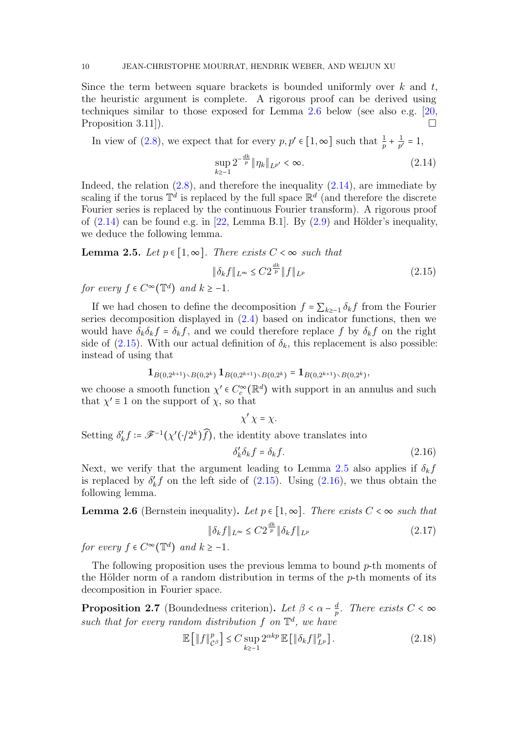Since the term between square brackets is bounded uniformly over $k$ and $t$, the heuristic argument is complete. A rigorous proof can be derived using techniques similar to those exposed for Lemma 2.6 below (see also e.g. [20, Proposition 3.11]). □

In view of (2.8), we expect that for every $p, p' \in [1, \infty]$ such that $\frac{1}{p} + \frac{1}{p'} = 1$,

$$\sup_{k \geq -1} 2^{-\frac{dk}{p}} \|\eta_k\|_{L^{p'}} < \infty. \tag{2.14}$$

Indeed, the relation (2.8), and therefore the inequality (2.14), are immediate by scaling if the torus $\mathbb{T}^d$ is replaced by the full space $\mathbb{R}^d$ (and therefore the discrete Fourier series is replaced by the continuous Fourier transform). A rigorous proof of (2.14) can be found e.g. in [22, Lemma B.1]. By (2.9) and Hölder's inequality, we deduce the following lemma.

**Lemma 2.5.** *Let $p \in [1, \infty]$. There exists $C < \infty$ such that*

$$\|\delta_k f\|_{L^\infty} \leq C 2^{\frac{dk}{p}} \|f\|_{L^p} \tag{2.15}$$

*for every $f \in C^\infty(\mathbb{T}^d)$ and $k \geq -1$.*

If we had chosen to define the decomposition $f = \sum_{k \geq -1} \delta_k f$ from the Fourier series decomposition displayed in (2.4) based on indicator functions, then we would have $\delta_k \delta_k f = \delta_k f$, and we could therefore replace $f$ by $\delta_k f$ on the right side of (2.15). With our actual definition of $\delta_k$, this replacement is also possible: instead of using that

$$\mathbf{1}_{B(0,2^{k+1}) \setminus B(0,2^k)} \, \mathbf{1}_{B(0,2^{k+1}) \setminus B(0,2^k)} = \mathbf{1}_{B(0,2^{k+1}) \setminus B(0,2^k)},$$

we choose a smooth function $\chi' \in C_c^\infty(\mathbb{R}^d)$ with support in an annulus and such that $\chi' \equiv 1$ on the support of $\chi$, so that

$$\chi' \chi = \chi.$$

Setting $\delta'_k f := \mathscr{F}^{-1}(\chi'(\cdot/2^k)\widehat{f})$, the identity above translates into

$$\delta'_k \delta_k f = \delta_k f. \tag{2.16}$$

Next, we verify that the argument leading to Lemma 2.5 also applies if $\delta_k f$ is replaced by $\delta'_k f$ on the left side of (2.15). Using (2.16), we thus obtain the following lemma.

**Lemma 2.6** (Bernstein inequality)**.** *Let $p \in [1, \infty]$. There exists $C < \infty$ such that*

$$\|\delta_k f\|_{L^\infty} \leq C 2^{\frac{dk}{p}} \|\delta_k f\|_{L^p} \tag{2.17}$$

*for every $f \in C^\infty(\mathbb{T}^d)$ and $k \geq -1$.*

The following proposition uses the previous lemma to bound $p$-th moments of the Hölder norm of a random distribution in terms of the $p$-th moments of its decomposition in Fourier space.

**Proposition 2.7** (Boundedness criterion)**.** *Let $\beta < \alpha - \frac{d}{p}$. There exists $C < \infty$ such that for every random distribution $f$ on $\mathbb{T}^d$, we have*

$$\mathbb{E}\left[\|f\|_{\mathcal{C}^\beta}^p\right] \leq C \sup_{k \geq -1} 2^{\alpha k p} \, \mathbb{E}\left[\|\delta_k f\|_{L^p}^p\right]. \tag{2.18}$$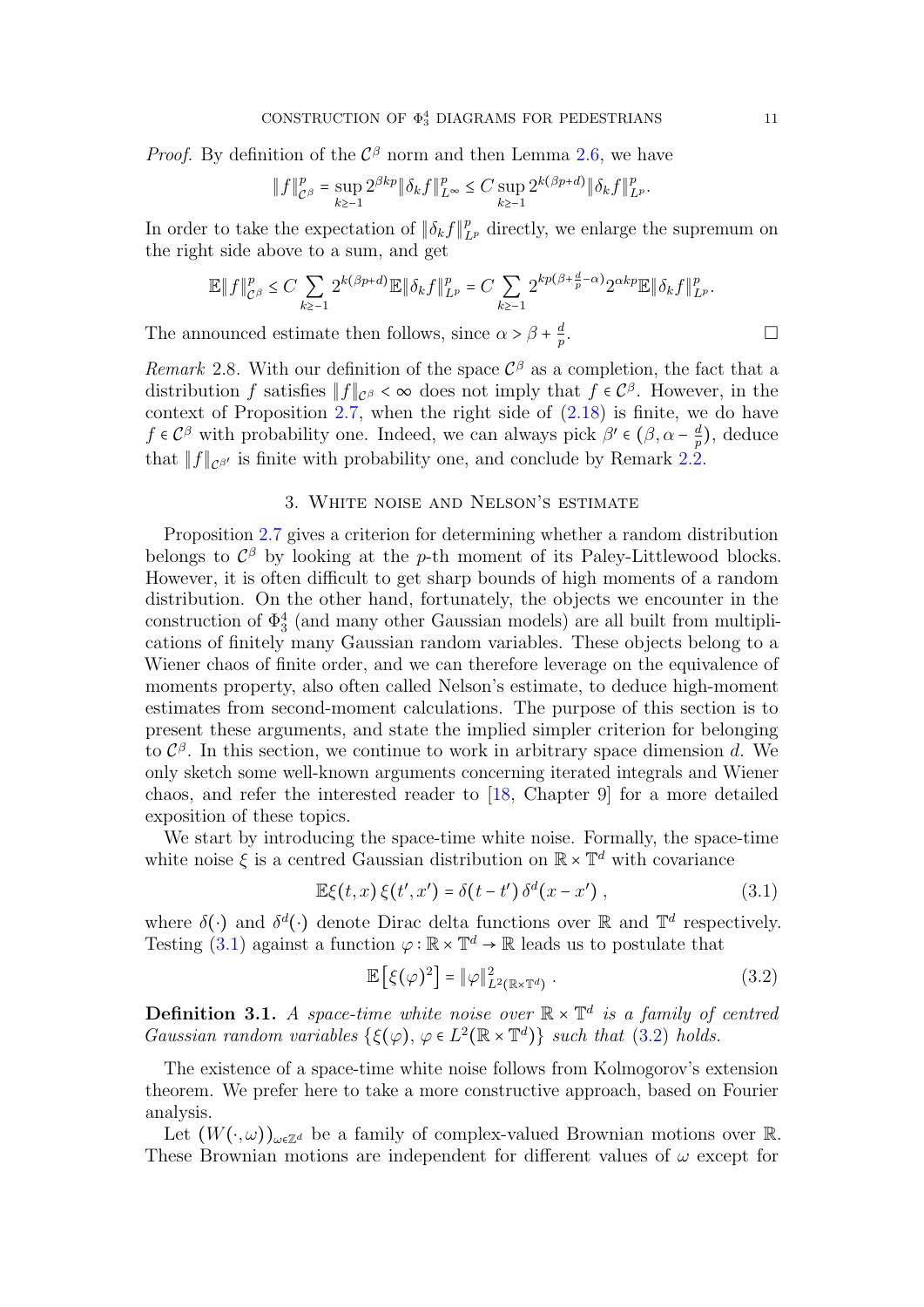*Proof.* By definition of the $\mathcal{C}^\beta$ norm and then Lemma 2.6, we have

$$\|f\|_{\mathcal{C}^\beta}^p = \sup_{k\geq -1} 2^{\beta k p} \|\delta_k f\|_{L^\infty}^p \leq C \sup_{k \geq -1} 2^{k(\beta p + d)} \|\delta_k f\|_{L^p}^p.$$

In order to take the expectation of $\|\delta_k f\|_{L^p}^p$ directly, we enlarge the supremum on the right side above to a sum, and get

$$\mathbb{E}\|f\|_{\mathcal{C}^\beta}^p \leq C \sum_{k \geq -1} 2^{k(\beta p + d)} \mathbb{E}\|\delta_k f\|_{L^p}^p = C \sum_{k \geq -1} 2^{kp(\beta + \frac{d}{p} - \alpha)} 2^{\alpha k p} \mathbb{E}\|\delta_k f\|_{L^p}^p.$$

The announced estimate then follows, since $\alpha > \beta + \frac{d}{p}$. $\square$

*Remark* 2.8. With our definition of the space $\mathcal{C}^\beta$ as a completion, the fact that a distribution $f$ satisfies $\|f\|_{\mathcal{C}^\beta} < \infty$ does not imply that $f \in \mathcal{C}^\beta$. However, in the context of Proposition 2.7, when the right side of (2.18) is finite, we do have $f \in \mathcal{C}^\beta$ with probability one. Indeed, we can always pick $\beta' \in (\beta, \alpha - \frac{d}{p})$, deduce that $\|f\|_{\mathcal{C}^{\beta'}}$ is finite with probability one, and conclude by Remark 2.2.

## 3. White noise and Nelson's estimate

Proposition 2.7 gives a criterion for determining whether a random distribution belongs to $\mathcal{C}^\beta$ by looking at the $p$-th moment of its Paley-Littlewood blocks. However, it is often difficult to get sharp bounds of high moments of a random distribution. On the other hand, fortunately, the objects we encounter in the construction of $\Phi^4_3$ (and many other Gaussian models) are all built from multiplications of finitely many Gaussian random variables. These objects belong to a Wiener chaos of finite order, and we can therefore leverage on the equivalence of moments property, also often called Nelson's estimate, to deduce high-moment estimates from second-moment calculations. The purpose of this section is to present these arguments, and state the implied simpler criterion for belonging to $\mathcal{C}^\beta$. In this section, we continue to work in arbitrary space dimension $d$. We only sketch some well-known arguments concerning iterated integrals and Wiener chaos, and refer the interested reader to [18, Chapter 9] for a more detailed exposition of these topics.

We start by introducing the space-time white noise. Formally, the space-time white noise $\xi$ is a centred Gaussian distribution on $\mathbb{R} \times \mathbb{T}^d$ with covariance

$$\mathbb{E}\xi(t,x)\,\xi(t',x') = \delta(t-t')\,\delta^d(x-x')\,, \tag{3.1}$$

where $\delta(\cdot)$ and $\delta^d(\cdot)$ denote Dirac delta functions over $\mathbb{R}$ and $\mathbb{T}^d$ respectively. Testing (3.1) against a function $\varphi : \mathbb{R} \times \mathbb{T}^d \to \mathbb{R}$ leads us to postulate that

$$\mathbb{E}\left[\xi(\varphi)^2\right] = \|\varphi\|_{L^2(\mathbb{R}\times\mathbb{T}^d)}^2\,. \tag{3.2}$$

**Definition 3.1.** *A space-time white noise over $\mathbb{R} \times \mathbb{T}^d$ is a family of centred Gaussian random variables $\{\xi(\varphi),\, \varphi \in L^2(\mathbb{R}\times\mathbb{T}^d)\}$ such that (3.2) holds.*

The existence of a space-time white noise follows from Kolmogorov's extension theorem. We prefer here to take a more constructive approach, based on Fourier analysis.

Let $(W(\cdot,\omega))_{\omega \in \mathbb{Z}^d}$ be a family of complex-valued Brownian motions over $\mathbb{R}$. These Brownian motions are independent for different values of $\omega$ except for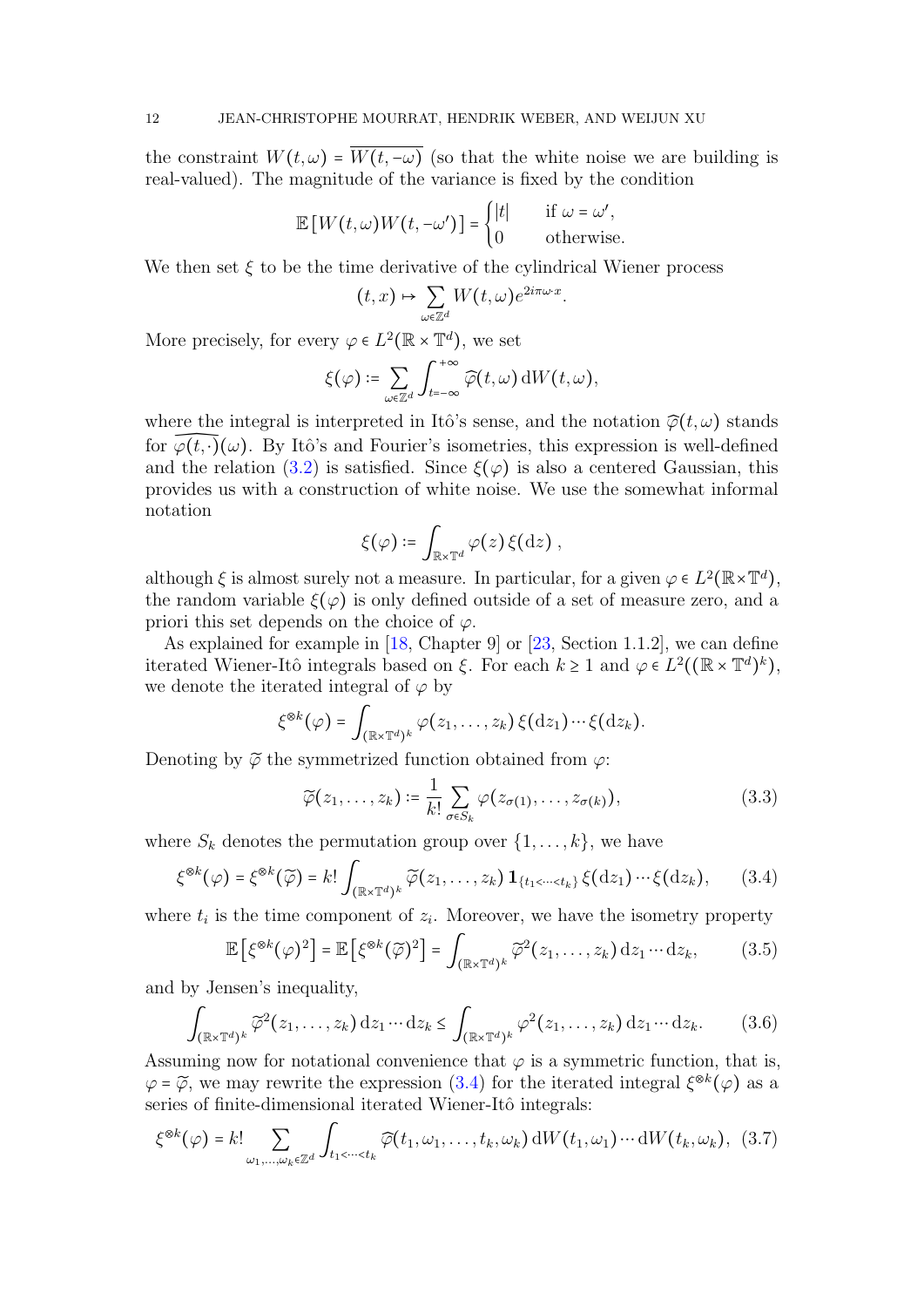the constraint $W(t,\omega) = \overline{W(t,-\omega)}$ (so that the white noise we are building is real-valued). The magnitude of the variance is fixed by the condition

$$\mathbb{E}\left[W(t,\omega)W(t,-\omega')\right] = \begin{cases} |t| & \text{if } \omega = \omega', \\ 0 & \text{otherwise.} \end{cases}$$

We then set $\xi$ to be the time derivative of the cylindrical Wiener process

$$(t,x) \mapsto \sum_{\omega \in \mathbb{Z}^d} W(t,\omega) e^{2i\pi\omega\cdot x}.$$

More precisely, for every $\varphi \in L^2(\mathbb{R}\times\mathbb{T}^d)$, we set

$$\xi(\varphi) := \sum_{\omega\in\mathbb{Z}^d} \int_{t=-\infty}^{+\infty} \widehat{\varphi}(t,\omega)\,\mathrm{d}W(t,\omega),$$

where the integral is interpreted in Itô's sense, and the notation $\widehat{\varphi}(t,\omega)$ stands for $\widehat{\varphi(t,\cdot)}(\omega)$. By Itô's and Fourier's isometries, this expression is well-defined and the relation (3.2) is satisfied. Since $\xi(\varphi)$ is also a centered Gaussian, this provides us with a construction of white noise. We use the somewhat informal notation

$$\xi(\varphi) := \int_{\mathbb{R}\times\mathbb{T}^d} \varphi(z)\,\xi(\mathrm{d}z)\,,$$

although $\xi$ is almost surely not a measure. In particular, for a given $\varphi \in L^2(\mathbb{R}\times\mathbb{T}^d)$, the random variable $\xi(\varphi)$ is only defined outside of a set of measure zero, and a priori this set depends on the choice of $\varphi$.

As explained for example in [18, Chapter 9] or [23, Section 1.1.2], we can define iterated Wiener-Itô integrals based on $\xi$. For each $k \ge 1$ and $\varphi \in L^2((\mathbb{R}\times\mathbb{T}^d)^k)$, we denote the iterated integral of $\varphi$ by

$$\xi^{\otimes k}(\varphi) = \int_{(\mathbb{R}\times\mathbb{T}^d)^k} \varphi(z_1,\ldots,z_k)\,\xi(\mathrm{d}z_1)\cdots\xi(\mathrm{d}z_k).$$

Denoting by $\widetilde{\varphi}$ the symmetrized function obtained from $\varphi$:

$$\widetilde{\varphi}(z_1,\ldots,z_k) := \frac{1}{k!}\sum_{\sigma\in S_k} \varphi(z_{\sigma(1)},\ldots,z_{\sigma(k)}), \tag{3.3}$$

where $S_k$ denotes the permutation group over $\{1,\ldots,k\}$, we have

$$\xi^{\otimes k}(\varphi) = \xi^{\otimes k}(\widetilde{\varphi}) = k!\int_{(\mathbb{R}\times\mathbb{T}^d)^k} \widetilde{\varphi}(z_1,\ldots,z_k)\,\mathbf{1}_{\{t_1<\cdots<t_k\}}\,\xi(\mathrm{d}z_1)\cdots\xi(\mathrm{d}z_k), \tag{3.4}$$

where $t_i$ is the time component of $z_i$. Moreover, we have the isometry property

$$\mathbb{E}\left[\xi^{\otimes k}(\varphi)^2\right] = \mathbb{E}\left[\xi^{\otimes k}(\widetilde{\varphi})^2\right] = \int_{(\mathbb{R}\times\mathbb{T}^d)^k} \widetilde{\varphi}^2(z_1,\ldots,z_k)\,\mathrm{d}z_1\cdots\mathrm{d}z_k, \tag{3.5}$$

and by Jensen's inequality,

$$\int_{(\mathbb{R}\times\mathbb{T}^d)^k} \widetilde{\varphi}^2(z_1,\ldots,z_k)\,\mathrm{d}z_1\cdots\mathrm{d}z_k \le \int_{(\mathbb{R}\times\mathbb{T}^d)^k} \varphi^2(z_1,\ldots,z_k)\,\mathrm{d}z_1\cdots\mathrm{d}z_k. \tag{3.6}$$

Assuming now for notational convenience that $\varphi$ is a symmetric function, that is, $\varphi = \widetilde{\varphi}$, we may rewrite the expression (3.4) for the iterated integral $\xi^{\otimes k}(\varphi)$ as a series of finite-dimensional iterated Wiener-Itô integrals:

$$\xi^{\otimes k}(\varphi) = k!\sum_{\omega_1,\ldots,\omega_k\in\mathbb{Z}^d} \int_{t_1<\cdots<t_k} \widehat{\varphi}(t_1,\omega_1,\ldots,t_k,\omega_k)\,\mathrm{d}W(t_1,\omega_1)\cdots\mathrm{d}W(t_k,\omega_k), \tag{3.7}$$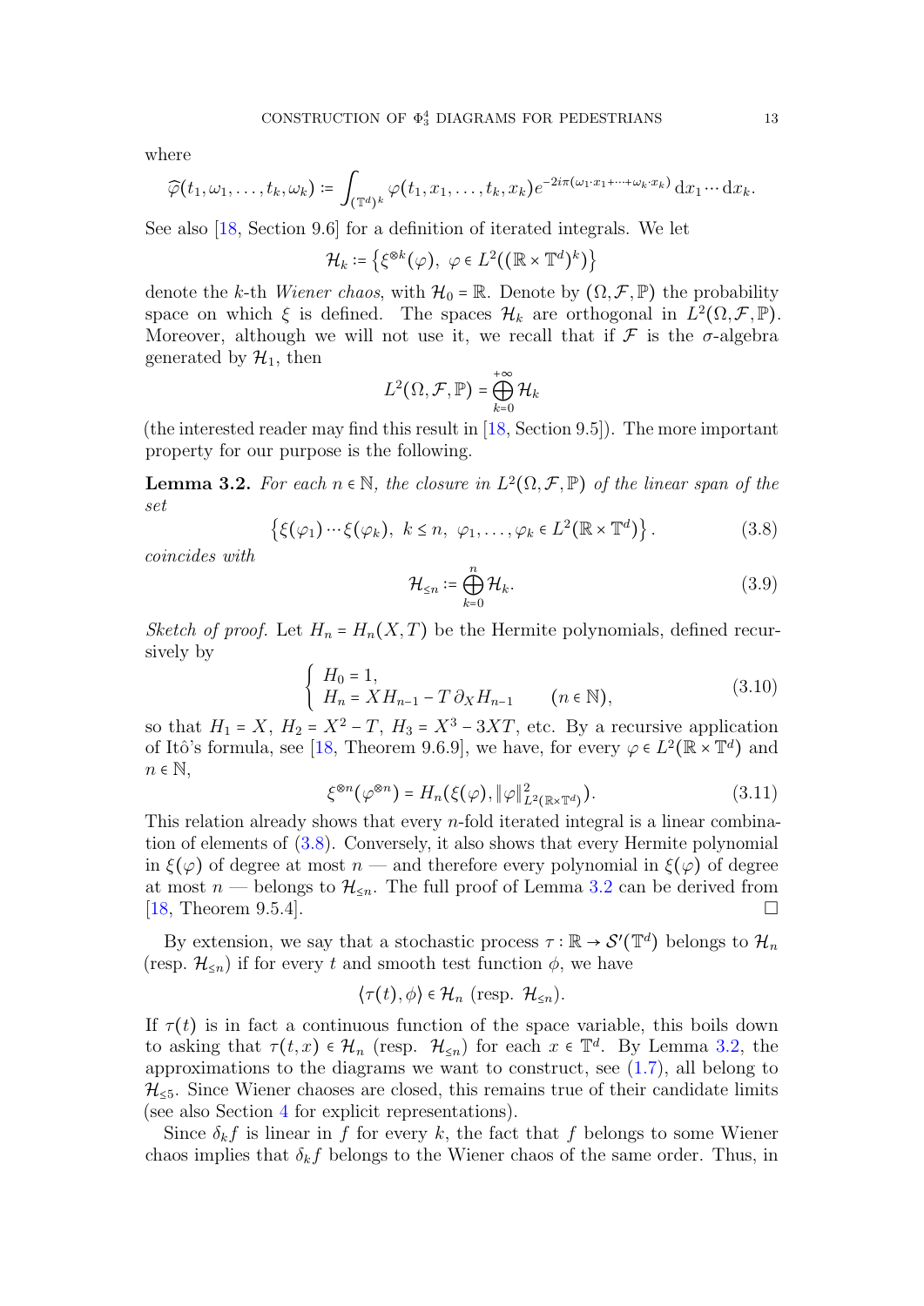where

$$\widehat{\varphi}(t_1,\omega_1,\dots,t_k,\omega_k) := \int_{(\mathbb{T}^d)^k} \varphi(t_1,x_1,\dots,t_k,x_k) e^{-2i\pi(\omega_1\cdot x_1+\cdots+\omega_k\cdot x_k)}\,\mathrm{d}x_1\cdots\mathrm{d}x_k.$$

See also [18, Section 9.6] for a definition of iterated integrals. We let

$$\mathcal{H}_k := \left\{\xi^{\otimes k}(\varphi),\ \varphi\in L^2((\mathbb{R}\times\mathbb{T}^d)^k)\right\}$$

denote the $k$-th *Wiener chaos*, with $\mathcal{H}_0=\mathbb{R}$. Denote by $(\Omega,\mathcal{F},\mathbb{P})$ the probability space on which $\xi$ is defined. The spaces $\mathcal{H}_k$ are orthogonal in $L^2(\Omega,\mathcal{F},\mathbb{P})$. Moreover, although we will not use it, we recall that if $\mathcal{F}$ is the $\sigma$-algebra generated by $\mathcal{H}_1$, then

$$L^2(\Omega,\mathcal{F},\mathbb{P}) = \bigoplus_{k=0}^{+\infty}\mathcal{H}_k$$

(the interested reader may find this result in [18, Section 9.5]). The more important property for our purpose is the following.

**Lemma 3.2.** *For each $n\in\mathbb{N}$, the closure in $L^2(\Omega,\mathcal{F},\mathbb{P})$ of the linear span of the set*

$$\left\{\xi(\varphi_1)\cdots\xi(\varphi_k),\ k\le n,\ \varphi_1,\dots,\varphi_k\in L^2(\mathbb{R}\times\mathbb{T}^d)\right\}. \tag{3.8}$$

*coincides with*

$$\mathcal{H}_{\le n} := \bigoplus_{k=0}^{n}\mathcal{H}_k. \tag{3.9}$$

*Sketch of proof.* Let $H_n=H_n(X,T)$ be the Hermite polynomials, defined recursively by

$$\begin{cases} H_0 = 1, \\ H_n = XH_{n-1} - T\,\partial_X H_{n-1} \qquad (n\in\mathbb{N}), \end{cases} \tag{3.10}$$

so that $H_1=X$, $H_2=X^2-T$, $H_3=X^3-3XT$, etc. By a recursive application of Itô's formula, see [18, Theorem 9.6.9], we have, for every $\varphi\in L^2(\mathbb{R}\times\mathbb{T}^d)$ and $n\in\mathbb{N}$,

$$\xi^{\otimes n}(\varphi^{\otimes n}) = H_n\big(\xi(\varphi),\|\varphi\|^2_{L^2(\mathbb{R}\times\mathbb{T}^d)}\big). \tag{3.11}$$

This relation already shows that every $n$-fold iterated integral is a linear combination of elements of (3.8). Conversely, it also shows that every Hermite polynomial in $\xi(\varphi)$ of degree at most $n$ — and therefore every polynomial in $\xi(\varphi)$ of degree at most $n$ — belongs to $\mathcal{H}_{\le n}$. The full proof of Lemma 3.2 can be derived from [18, Theorem 9.5.4]. □

By extension, we say that a stochastic process $\tau:\mathbb{R}\to\mathcal{S}'(\mathbb{T}^d)$ belongs to $\mathcal{H}_n$ (resp. $\mathcal{H}_{\le n}$) if for every $t$ and smooth test function $\phi$, we have

$$\langle\tau(t),\phi\rangle\in\mathcal{H}_n \text{ (resp. } \mathcal{H}_{\le n}).$$

If $\tau(t)$ is in fact a continuous function of the space variable, this boils down to asking that $\tau(t,x)\in\mathcal{H}_n$ (resp. $\mathcal{H}_{\le n}$) for each $x\in\mathbb{T}^d$. By Lemma 3.2, the approximations to the diagrams we want to construct, see (1.7), all belong to $\mathcal{H}_{\le 5}$. Since Wiener chaoses are closed, this remains true of their candidate limits (see also Section 4 for explicit representations).

Since $\delta_k f$ is linear in $f$ for every $k$, the fact that $f$ belongs to some Wiener chaos implies that $\delta_k f$ belongs to the Wiener chaos of the same order. Thus, in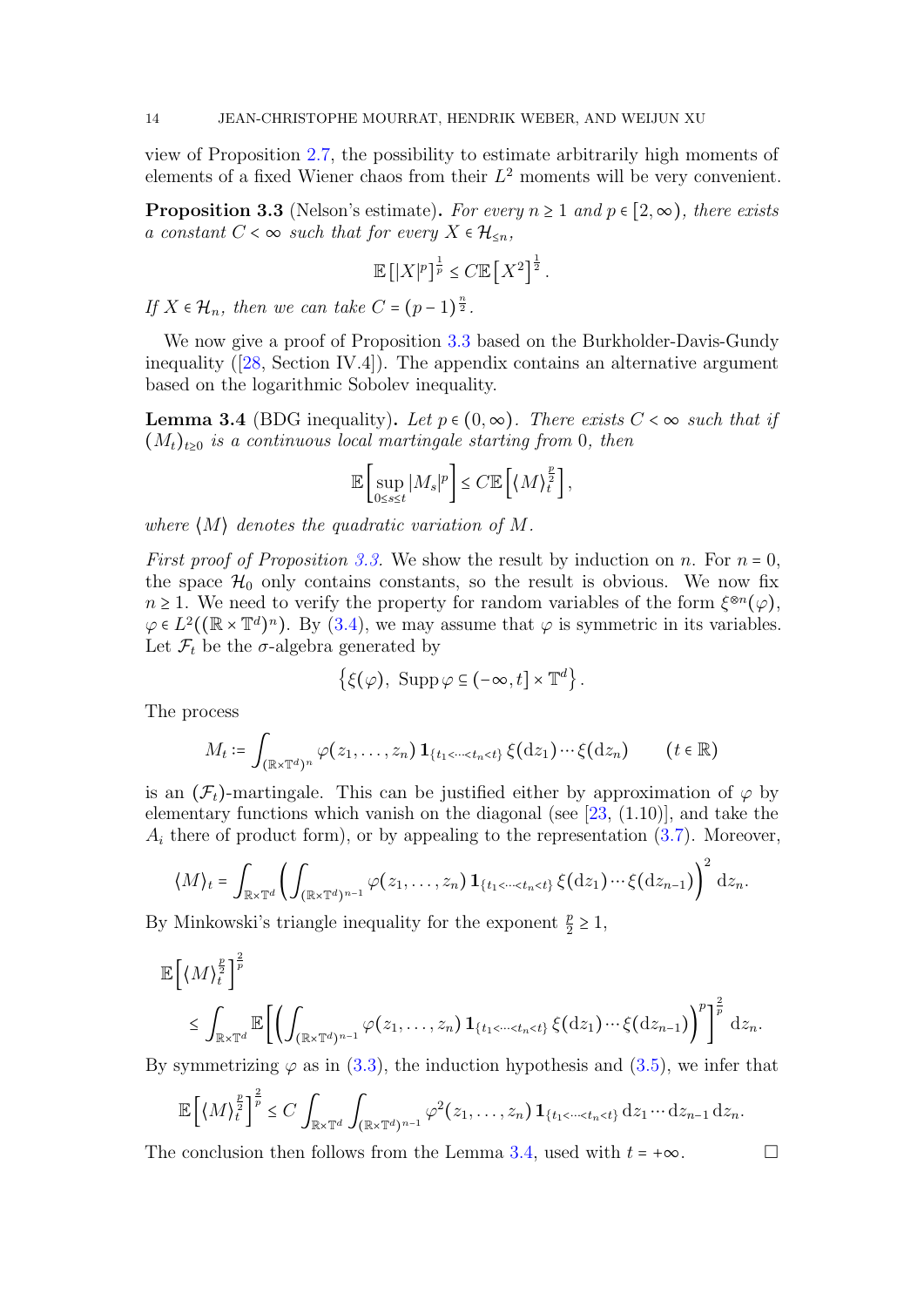view of Proposition 2.7, the possibility to estimate arbitrarily high moments of elements of a fixed Wiener chaos from their $L^2$ moments will be very convenient.

**Proposition 3.3** (Nelson's estimate)**.** *For every $n \geq 1$ and $p \in [2, \infty)$, there exists a constant $C < \infty$ such that for every $X \in \mathcal{H}_{\leq n}$,*

$$\mathbb{E}\left[|X|^p\right]^{\frac{1}{p}} \leq C\mathbb{E}\left[X^2\right]^{\frac{1}{2}}.$$

*If $X \in \mathcal{H}_n$, then we can take $C = (p-1)^{\frac{n}{2}}$.*

We now give a proof of Proposition 3.3 based on the Burkholder-Davis-Gundy inequality ([28, Section IV.4]). The appendix contains an alternative argument based on the logarithmic Sobolev inequality.

**Lemma 3.4** (BDG inequality)**.** *Let $p \in (0, \infty)$. There exists $C < \infty$ such that if $(M_t)_{t \geq 0}$ is a continuous local martingale starting from $0$, then*

$$\mathbb{E}\left[\sup_{0 \leq s \leq t} |M_s|^p\right] \leq C\mathbb{E}\left[\langle M\rangle_t^{\frac{p}{2}}\right],$$

*where $\langle M\rangle$ denotes the quadratic variation of $M$.*

*First proof of Proposition 3.3.* We show the result by induction on $n$. For $n = 0$, the space $\mathcal{H}_0$ only contains constants, so the result is obvious. We now fix $n \geq 1$. We need to verify the property for random variables of the form $\xi^{\otimes n}(\varphi)$, $\varphi \in L^2((\mathbb{R} \times \mathbb{T}^d)^n)$. By (3.4), we may assume that $\varphi$ is symmetric in its variables. Let $\mathcal{F}_t$ be the $\sigma$-algebra generated by

$$\left\{\xi(\varphi),\ \operatorname{Supp}\varphi \subseteq (-\infty, t] \times \mathbb{T}^d\right\}.$$

The process

$$M_t := \int_{(\mathbb{R}\times\mathbb{T}^d)^n} \varphi(z_1, \ldots, z_n)\, \mathbf{1}_{\{t_1 < \cdots < t_n < t\}}\, \xi(\mathrm{d}z_1) \cdots \xi(\mathrm{d}z_n) \qquad (t \in \mathbb{R})$$

is an $(\mathcal{F}_t)$-martingale. This can be justified either by approximation of $\varphi$ by elementary functions which vanish on the diagonal (see [23, (1.10)], and take the $A_i$ there of product form), or by appealing to the representation (3.7). Moreover,

$$\langle M\rangle_t = \int_{\mathbb{R}\times\mathbb{T}^d} \left(\int_{(\mathbb{R}\times\mathbb{T}^d)^{n-1}} \varphi(z_1, \ldots, z_n)\, \mathbf{1}_{\{t_1 < \cdots < t_n < t\}}\, \xi(\mathrm{d}z_1) \cdots \xi(\mathrm{d}z_{n-1})\right)^2 \mathrm{d}z_n.$$

By Minkowski's triangle inequality for the exponent $\frac{p}{2} \geq 1$,

$$\begin{aligned}
&\mathbb{E}\left[\langle M\rangle_t^{\frac{p}{2}}\right]^{\frac{2}{p}} \\
&\quad \leq \int_{\mathbb{R}\times\mathbb{T}^d} \mathbb{E}\left[\left(\int_{(\mathbb{R}\times\mathbb{T}^d)^{n-1}} \varphi(z_1, \ldots, z_n)\, \mathbf{1}_{\{t_1 < \cdots < t_n < t\}}\, \xi(\mathrm{d}z_1) \cdots \xi(\mathrm{d}z_{n-1})\right)^p\right]^{\frac{2}{p}} \mathrm{d}z_n.
\end{aligned}$$

By symmetrizing $\varphi$ as in (3.3), the induction hypothesis and (3.5), we infer that

$$\mathbb{E}\left[\langle M\rangle_t^{\frac{p}{2}}\right]^{\frac{2}{p}} \leq C \int_{\mathbb{R}\times\mathbb{T}^d} \int_{(\mathbb{R}\times\mathbb{T}^d)^{n-1}} \varphi^2(z_1, \ldots, z_n)\, \mathbf{1}_{\{t_1 < \cdots < t_n < t\}}\, \mathrm{d}z_1 \cdots \mathrm{d}z_{n-1}\, \mathrm{d}z_n.$$

The conclusion then follows from the Lemma 3.4, used with $t = +\infty$. □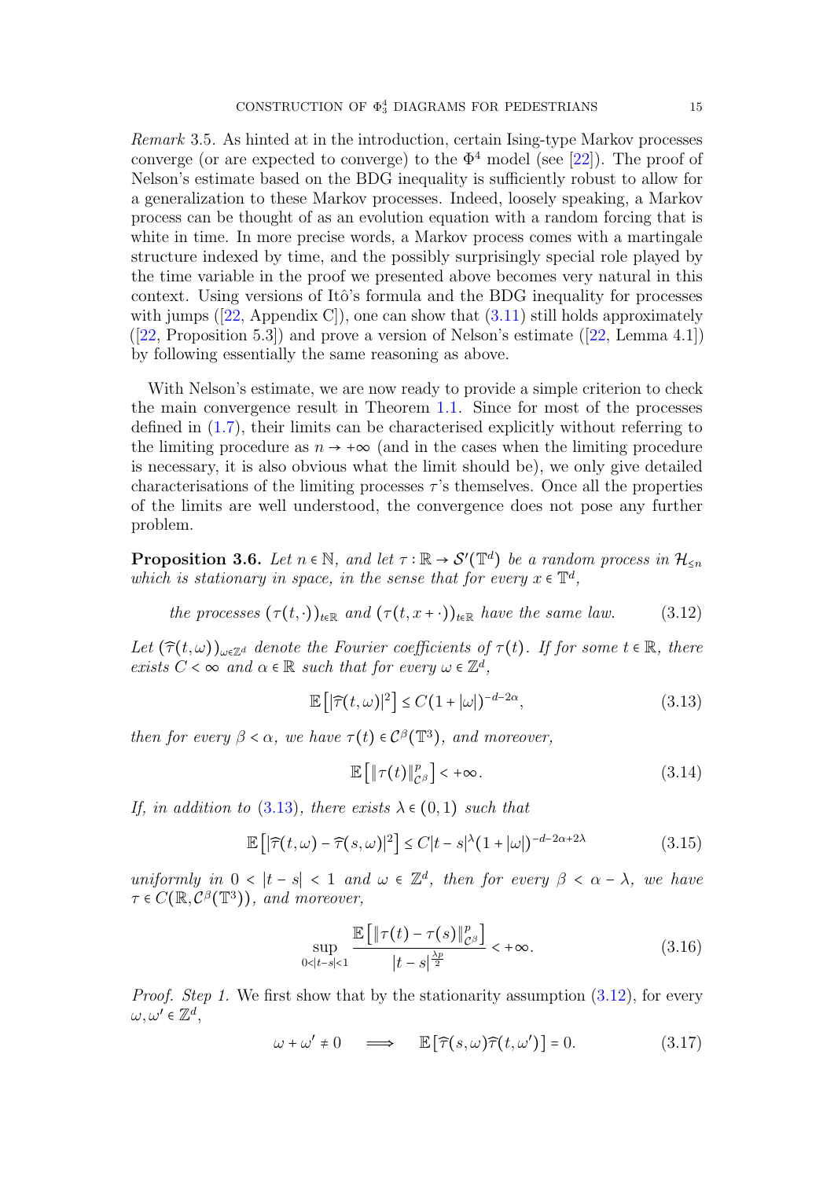*Remark* 3.5. As hinted at in the introduction, certain Ising-type Markov processes converge (or are expected to converge) to the $\Phi^4$ model (see [22]). The proof of Nelson's estimate based on the BDG inequality is sufficiently robust to allow for a generalization to these Markov processes. Indeed, loosely speaking, a Markov process can be thought of as an evolution equation with a random forcing that is white in time. In more precise words, a Markov process comes with a martingale structure indexed by time, and the possibly surprisingly special role played by the time variable in the proof we presented above becomes very natural in this context. Using versions of Itô's formula and the BDG inequality for processes with jumps ([22, Appendix C]), one can show that (3.11) still holds approximately ([22, Proposition 5.3]) and prove a version of Nelson's estimate ([22, Lemma 4.1]) by following essentially the same reasoning as above.

With Nelson's estimate, we are now ready to provide a simple criterion to check the main convergence result in Theorem 1.1. Since for most of the processes defined in (1.7), their limits can be characterised explicitly without referring to the limiting procedure as $n \to +\infty$ (and in the cases when the limiting procedure is necessary, it is also obvious what the limit should be), we only give detailed characterisations of the limiting processes $\tau$'s themselves. Once all the properties of the limits are well understood, the convergence does not pose any further problem.

**Proposition 3.6.** *Let $n \in \mathbb{N}$, and let $\tau : \mathbb{R} \to \mathcal{S}'(\mathbb{T}^d)$ be a random process in $\mathcal{H}_{\leq n}$ which is stationary in space, in the sense that for every $x \in \mathbb{T}^d$,*

$$\text{the processes } (\tau(t,\cdot))_{t\in\mathbb{R}} \text{ and } (\tau(t,x+\cdot))_{t\in\mathbb{R}} \text{ have the same law.} \tag{3.12}$$

*Let $(\widehat{\tau}(t,\omega))_{\omega\in\mathbb{Z}^d}$ denote the Fourier coefficients of $\tau(t)$. If for some $t \in \mathbb{R}$, there exists $C < \infty$ and $\alpha \in \mathbb{R}$ such that for every $\omega \in \mathbb{Z}^d$,*

$$\mathbb{E}\left[|\widehat{\tau}(t,\omega)|^2\right] \leq C(1+|\omega|)^{-d-2\alpha}, \tag{3.13}$$

*then for every $\beta < \alpha$, we have $\tau(t) \in \mathcal{C}^\beta(\mathbb{T}^3)$, and moreover,*

$$\mathbb{E}\left[\|\tau(t)\|_{\mathcal{C}^\beta}^p\right] < +\infty. \tag{3.14}$$

*If, in addition to (3.13), there exists $\lambda \in (0,1)$ such that*

$$\mathbb{E}\left[|\widehat{\tau}(t,\omega) - \widehat{\tau}(s,\omega)|^2\right] \leq C|t-s|^\lambda (1+|\omega|)^{-d-2\alpha+2\lambda} \tag{3.15}$$

*uniformly in $0 < |t-s| < 1$ and $\omega \in \mathbb{Z}^d$, then for every $\beta < \alpha - \lambda$, we have $\tau \in C(\mathbb{R}, \mathcal{C}^\beta(\mathbb{T}^3))$, and moreover,*

$$\sup_{0<|t-s|<1} \frac{\mathbb{E}\left[\|\tau(t) - \tau(s)\|_{\mathcal{C}^\beta}^p\right]}{|t-s|^{\frac{\lambda p}{2}}} < +\infty. \tag{3.16}$$

*Proof. Step 1.* We first show that by the stationarity assumption (3.12), for every $\omega, \omega' \in \mathbb{Z}^d$,

$$\omega + \omega' \neq 0 \quad \Longrightarrow \quad \mathbb{E}\left[\widehat{\tau}(s,\omega)\widehat{\tau}(t,\omega')\right] = 0. \tag{3.17}$$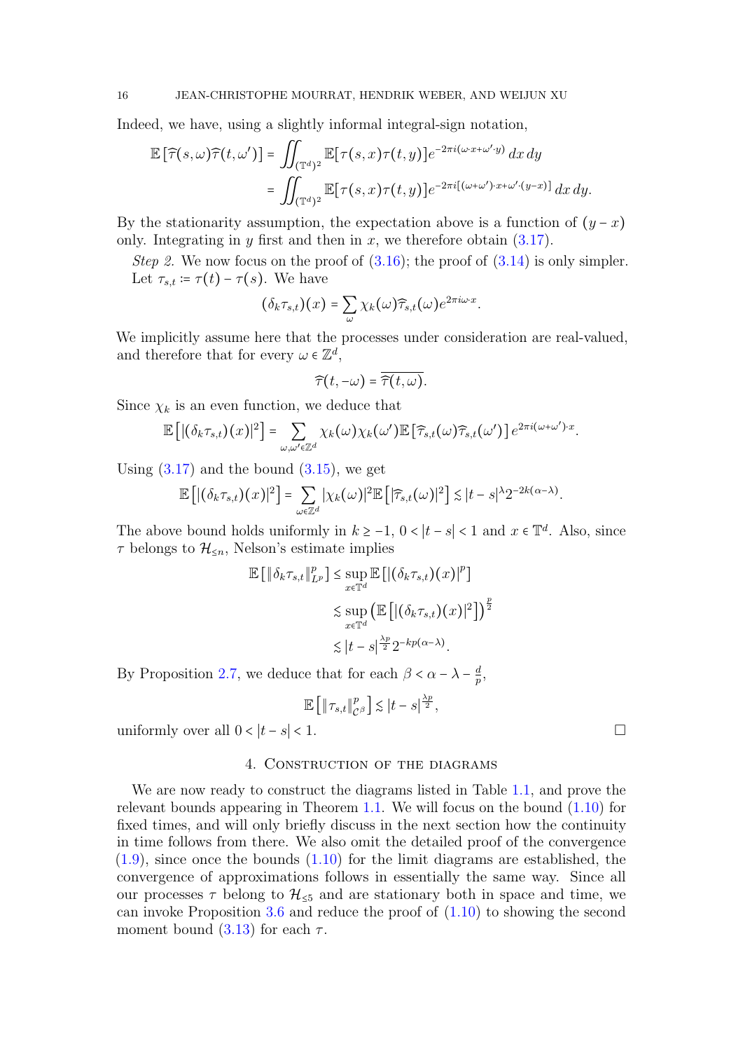Indeed, we have, using a slightly informal integral-sign notation,

$$
\begin{aligned}
\mathbb{E}\left[\widehat{\tau}(s,\omega)\widehat{\tau}(t,\omega')\right] &= \iint_{(\mathbb{T}^d)^2} \mathbb{E}[\tau(s,x)\tau(t,y)] e^{-2\pi i(\omega\cdot x+\omega'\cdot y)}\, dx\, dy \\
&= \iint_{(\mathbb{T}^d)^2} \mathbb{E}[\tau(s,x)\tau(t,y)] e^{-2\pi i[(\omega+\omega')\cdot x+\omega'\cdot(y-x)]}\, dx\, dy.
\end{aligned}
$$

By the stationarity assumption, the expectation above is a function of $(y-x)$ only. Integrating in $y$ first and then in $x$, we therefore obtain (3.17).

*Step 2.* We now focus on the proof of (3.16); the proof of (3.14) is only simpler. Let $\tau_{s,t} := \tau(t) - \tau(s)$. We have

$$
(\delta_k \tau_{s,t})(x) = \sum_{\omega} \chi_k(\omega)\widehat{\tau}_{s,t}(\omega) e^{2\pi i\omega\cdot x}.
$$

We implicitly assume here that the processes under consideration are real-valued, and therefore that for every $\omega \in \mathbb{Z}^d$,

$$
\widehat{\tau}(t,-\omega) = \overline{\widehat{\tau}(t,\omega)}.
$$

Since $\chi_k$ is an even function, we deduce that

$$
\mathbb{E}\left[|(\delta_k\tau_{s,t})(x)|^2\right] = \sum_{\omega,\omega'\in\mathbb{Z}^d} \chi_k(\omega)\chi_k(\omega')\mathbb{E}\left[\widehat{\tau}_{s,t}(\omega)\widehat{\tau}_{s,t}(\omega')\right] e^{2\pi i(\omega+\omega')\cdot x}.
$$

Using (3.17) and the bound (3.15), we get

$$
\mathbb{E}\left[|(\delta_k\tau_{s,t})(x)|^2\right] = \sum_{\omega\in\mathbb{Z}^d} |\chi_k(\omega)|^2 \mathbb{E}\left[|\widehat{\tau}_{s,t}(\omega)|^2\right] \lesssim |t-s|^{\lambda} 2^{-2k(\alpha-\lambda)}.
$$

The above bound holds uniformly in $k \geq -1$, $0 < |t-s| < 1$ and $x \in \mathbb{T}^d$. Also, since $\tau$ belongs to $\mathcal{H}_{\leq n}$, Nelson's estimate implies

$$
\begin{aligned}
\mathbb{E}\left[\|\delta_k\tau_{s,t}\|_{L^p}^p\right] &\leq \sup_{x\in\mathbb{T}^d} \mathbb{E}\left[|(\delta_k\tau_{s,t})(x)|^p\right] \\
&\lesssim \sup_{x\in\mathbb{T}^d} \left(\mathbb{E}\left[|(\delta_k\tau_{s,t})(x)|^2\right]\right)^{\frac{p}{2}} \\
&\lesssim |t-s|^{\frac{\lambda p}{2}} 2^{-kp(\alpha-\lambda)}.
\end{aligned}
$$

By Proposition 2.7, we deduce that for each $\beta < \alpha - \lambda - \frac{d}{p}$,

$$
\mathbb{E}\left[\|\tau_{s,t}\|_{\mathcal{C}^\beta}^p\right] \lesssim |t-s|^{\frac{\lambda p}{2}},
$$

uniformly over all $0 < |t-s| < 1$. □

## 4. Construction of the diagrams

We are now ready to construct the diagrams listed in Table 1.1, and prove the relevant bounds appearing in Theorem 1.1. We will focus on the bound (1.10) for fixed times, and will only briefly discuss in the next section how the continuity in time follows from there. We also omit the detailed proof of the convergence (1.9), since once the bounds (1.10) for the limit diagrams are established, the convergence of approximations follows in essentially the same way. Since all our processes $\tau$ belong to $\mathcal{H}_{\leq 5}$ and are stationary both in space and time, we can invoke Proposition 3.6 and reduce the proof of (1.10) to showing the second moment bound (3.13) for each $\tau$.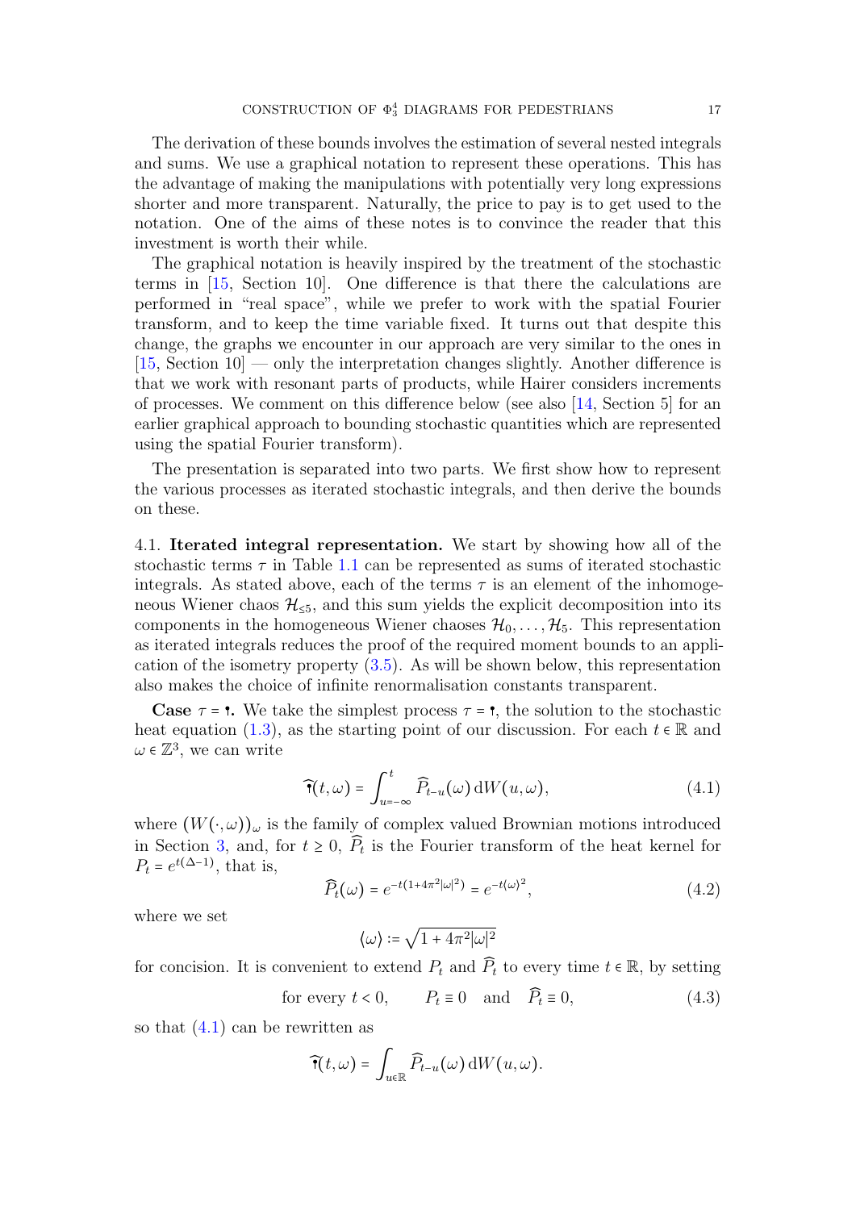The derivation of these bounds involves the estimation of several nested integrals and sums. We use a graphical notation to represent these operations. This has the advantage of making the manipulations with potentially very long expressions shorter and more transparent. Naturally, the price to pay is to get used to the notation. One of the aims of these notes is to convince the reader that this investment is worth their while.

The graphical notation is heavily inspired by the treatment of the stochastic terms in [15, Section 10]. One difference is that there the calculations are performed in "real space", while we prefer to work with the spatial Fourier transform, and to keep the time variable fixed. It turns out that despite this change, the graphs we encounter in our approach are very similar to the ones in [15, Section 10] — only the interpretation changes slightly. Another difference is that we work with resonant parts of products, while Hairer considers increments of processes. We comment on this difference below (see also [14, Section 5] for an earlier graphical approach to bounding stochastic quantities which are represented using the spatial Fourier transform).

The presentation is separated into two parts. We first show how to represent the various processes as iterated stochastic integrals, and then derive the bounds on these.

### 4.1. Iterated integral representation.

We start by showing how all of the stochastic terms $\tau$ in Table 1.1 can be represented as sums of iterated stochastic integrals. As stated above, each of the terms $\tau$ is an element of the inhomogeneous Wiener chaos $\mathcal{H}_{\le 5}$, and this sum yields the explicit decomposition into its components in the homogeneous Wiener chaoses $\mathcal{H}_0, \dots, \mathcal{H}_5$. This representation as iterated integrals reduces the proof of the required moment bounds to an application of the isometry property (3.5). As will be shown below, this representation also makes the choice of infinite renormalisation constants transparent.

**Case $\tau = ㇑$.** We take the simplest process $\tau = ㇑$, the solution to the stochastic heat equation (1.3), as the starting point of our discussion. For each $t \in \mathbb{R}$ and $\omega \in \mathbb{Z}^3$, we can write

$$\widehat{㇑}(t, \omega) = \int_{u=-\infty}^{t} \widehat{P}_{t-u}(\omega) \, \mathrm{d}W(u, \omega), \tag{4.1}$$

where $(W(\cdot, \omega))_\omega$ is the family of complex valued Brownian motions introduced in Section 3, and, for $t \ge 0$, $\widehat{P}_t$ is the Fourier transform of the heat kernel for $P_t = e^{t(\Delta - 1)}$, that is,

$$\widehat{P}_t(\omega) = e^{-t(1+4\pi^2|\omega|^2)} = e^{-t\langle \omega \rangle^2}, \tag{4.2}$$

where we set

$$\langle \omega \rangle := \sqrt{1 + 4\pi^2|\omega|^2}$$

for concision. It is convenient to extend $P_t$ and $\widehat{P}_t$ to every time $t \in \mathbb{R}$, by setting

$$\text{for every } t < 0, \qquad P_t \equiv 0 \quad \text{and} \quad \widehat{P}_t \equiv 0, \tag{4.3}$$

so that (4.1) can be rewritten as

$$\widehat{㇑}(t, \omega) = \int_{u \in \mathbb{R}} \widehat{P}_{t-u}(\omega) \, \mathrm{d}W(u, \omega).$$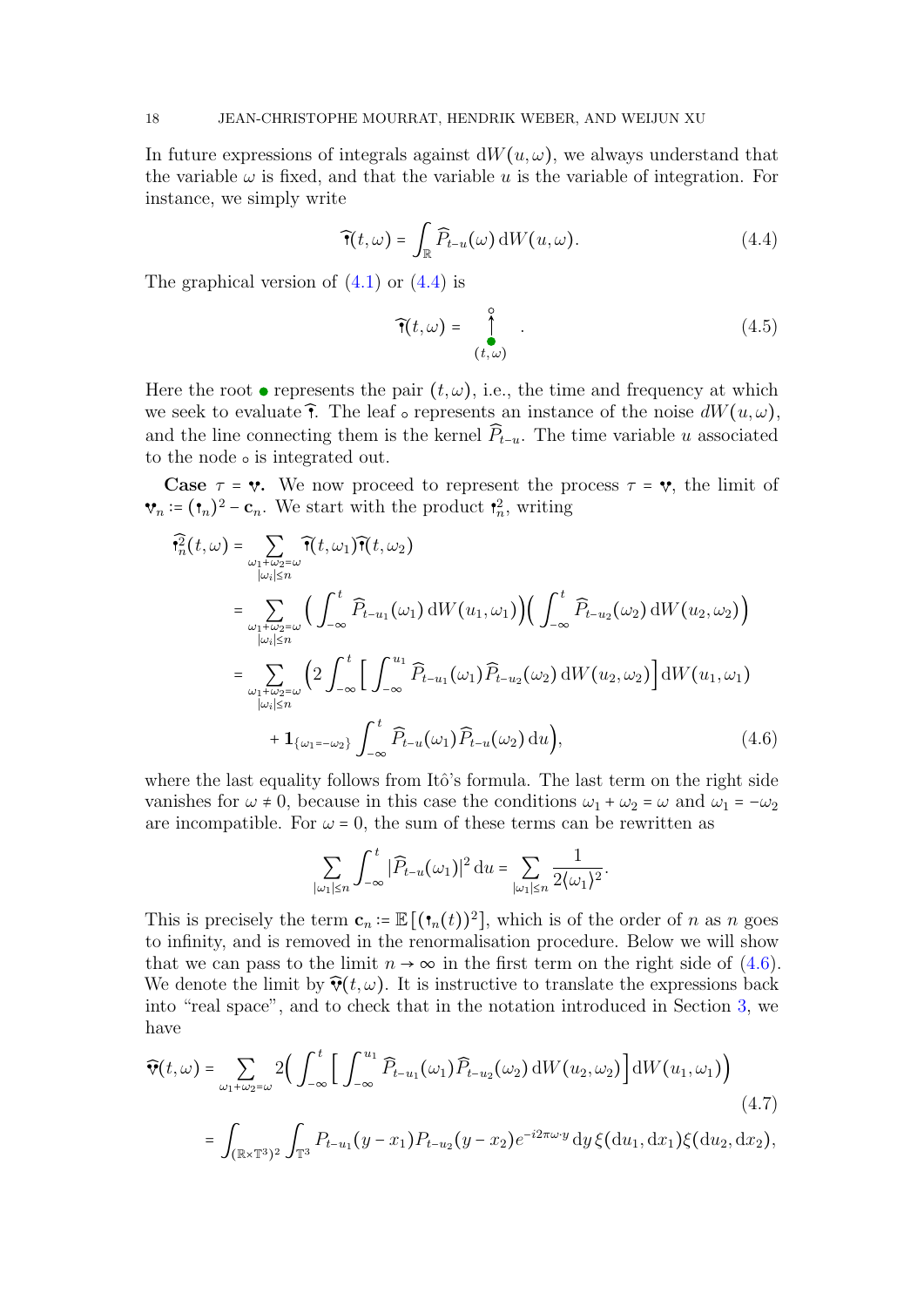In future expressions of integrals against $\mathrm{d}W(u,\omega)$, we always understand that the variable $\omega$ is fixed, and that the variable $u$ is the variable of integration. For instance, we simply write

$$\widehat{\Psi}(t,\omega) = \int_{\mathbb{R}} \widehat{P}_{t-u}(\omega)\,\mathrm{d}W(u,\omega). \tag{4.4}$$

The graphical version of (4.1) or (4.4) is

$$\widehat{\Psi}(t,\omega) = \underset{(t,\omega)}{\bullet\!\!-\!\!\circ} \quad . \tag{4.5}$$

Here the root $\bullet$ represents the pair $(t,\omega)$, i.e., the time and frequency at which we seek to evaluate $\widehat{\Psi}$. The leaf $\circ$ represents an instance of the noise $dW(u,\omega)$, and the line connecting them is the kernel $\widehat{P}_{t-u}$. The time variable $u$ associated to the node $\circ$ is integrated out.

**Case** $\tau = \Psi^2$. We now proceed to represent the process $\tau = \Psi^2$, the limit of $\Psi^2_n := (\Psi_n)^2 - \mathbf{c}_n$. We start with the product $\Psi_n^2$, writing

$$\begin{aligned}
\widehat{\Psi_n^2}(t,\omega) &= \sum_{\substack{\omega_1+\omega_2=\omega\\|\omega_i|\le n}} \widehat{\Psi}(t,\omega_1)\widehat{\Psi}(t,\omega_2)\\
&= \sum_{\substack{\omega_1+\omega_2=\omega\\|\omega_i|\le n}} \Big(\int_{-\infty}^t \widehat{P}_{t-u_1}(\omega_1)\,\mathrm{d}W(u_1,\omega_1)\Big)\Big(\int_{-\infty}^t \widehat{P}_{t-u_2}(\omega_2)\,\mathrm{d}W(u_2,\omega_2)\Big)\\
&= \sum_{\substack{\omega_1+\omega_2=\omega\\|\omega_i|\le n}} \Big(2\int_{-\infty}^t \Big[\int_{-\infty}^{u_1} \widehat{P}_{t-u_1}(\omega_1)\widehat{P}_{t-u_2}(\omega_2)\,\mathrm{d}W(u_2,\omega_2)\Big]\mathrm{d}W(u_1,\omega_1)\\
&\qquad + \mathbf{1}_{\{\omega_1=-\omega_2\}}\int_{-\infty}^t \widehat{P}_{t-u}(\omega_1)\widehat{P}_{t-u}(\omega_2)\,\mathrm{d}u\Big),
\end{aligned} \tag{4.6}$$

where the last equality follows from Itô's formula. The last term on the right side vanishes for $\omega \neq 0$, because in this case the conditions $\omega_1+\omega_2=\omega$ and $\omega_1=-\omega_2$ are incompatible. For $\omega = 0$, the sum of these terms can be rewritten as

$$\sum_{|\omega_1|\le n}\int_{-\infty}^t |\widehat{P}_{t-u}(\omega_1)|^2\,\mathrm{d}u = \sum_{|\omega_1|\le n}\frac{1}{2\langle\omega_1\rangle^2}.$$

This is precisely the term $\mathbf{c}_n := \mathbb{E}\big[(\Psi_n(t))^2\big]$, which is of the order of $n$ as $n$ goes to infinity, and is removed in the renormalisation procedure. Below we will show that we can pass to the limit $n\to\infty$ in the first term on the right side of (4.6). We denote the limit by $\widehat{\Psi^2}(t,\omega)$. It is instructive to translate the expressions back into "real space", and to check that in the notation introduced in Section 3, we have

$$\begin{aligned}
\widehat{\Psi^2}(t,\omega) &= \sum_{\omega_1+\omega_2=\omega} 2\Big(\int_{-\infty}^t\Big[\int_{-\infty}^{u_1}\widehat{P}_{t-u_1}(\omega_1)\widehat{P}_{t-u_2}(\omega_2)\,\mathrm{d}W(u_2,\omega_2)\Big]\mathrm{d}W(u_1,\omega_1)\Big)\\
&= \int_{(\mathbb{R}\times\mathbb{T}^3)^2}\int_{\mathbb{T}^3} P_{t-u_1}(y-x_1)P_{t-u_2}(y-x_2)e^{-i2\pi\omega\cdot y}\,\mathrm{d}y\,\xi(\mathrm{d}u_1,\mathrm{d}x_1)\xi(\mathrm{d}u_2,\mathrm{d}x_2),
\end{aligned} \tag{4.7}$$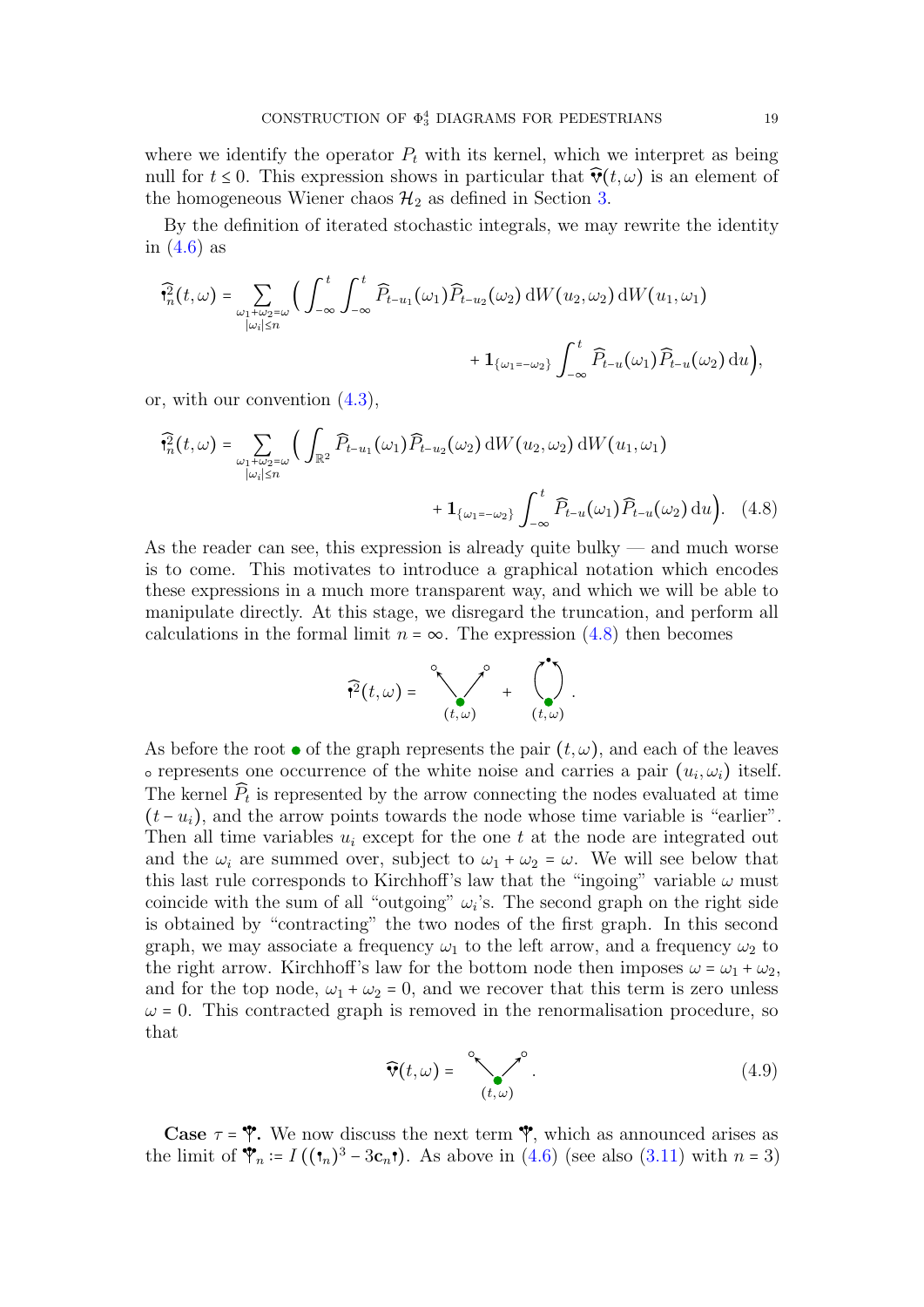where we identify the operator $P_t$ with its kernel, which we interpret as being null for $t \le 0$. This expression shows in particular that $\widehat{\Psi^2}(t,\omega)$ is an element of the homogeneous Wiener chaos $\mathcal{H}_2$ as defined in Section 3.

By the definition of iterated stochastic integrals, we may rewrite the identity in (4.6) as

$$
\widehat{\Psi}^2_n(t,\omega) = \sum_{\substack{\omega_1+\omega_2=\omega\\ |\omega_i|\le n}} \Big( \int_{-\infty}^t \int_{-\infty}^t \widehat{P}_{t-u_1}(\omega_1)\widehat{P}_{t-u_2}(\omega_2)\,\mathrm{d}W(u_2,\omega_2)\,\mathrm{d}W(u_1,\omega_1) + \mathbf{1}_{\{\omega_1=-\omega_2\}} \int_{-\infty}^t \widehat{P}_{t-u}(\omega_1)\widehat{P}_{t-u}(\omega_2)\,\mathrm{d}u \Big),
$$

or, with our convention (4.3),

$$
\widehat{\Psi}^2_n(t,\omega) = \sum_{\substack{\omega_1+\omega_2=\omega\\ |\omega_i|\le n}} \Big( \int_{\mathbb{R}^2} \widehat{P}_{t-u_1}(\omega_1)\widehat{P}_{t-u_2}(\omega_2)\,\mathrm{d}W(u_2,\omega_2)\,\mathrm{d}W(u_1,\omega_1) + \mathbf{1}_{\{\omega_1=-\omega_2\}} \int_{-\infty}^t \widehat{P}_{t-u}(\omega_1)\widehat{P}_{t-u}(\omega_2)\,\mathrm{d}u \Big). \tag{4.8}
$$

As the reader can see, this expression is already quite bulky — and much worse is to come. This motivates to introduce a graphical notation which encodes these expressions in a much more transparent way, and which we will be able to manipulate directly. At this stage, we disregard the truncation, and perform all calculations in the formal limit $n = \infty$. The expression (4.8) then becomes

$$
\widehat{\Psi}^2(t,\omega) = [\text{graph: root } (t,\omega) \text{ with two arrows to leaves } \circ] + [\text{graph: root } (t,\omega) \text{ with two arrows contracted to one node}].
$$

As before the root $\bullet$ of the graph represents the pair $(t,\omega)$, and each of the leaves $\circ$ represents one occurrence of the white noise and carries a pair $(u_i,\omega_i)$ itself. The kernel $\widehat{P}_t$ is represented by the arrow connecting the nodes evaluated at time $(t-u_i)$, and the arrow points towards the node whose time variable is "earlier". Then all time variables $u_i$ except for the one $t$ at the node are integrated out and the $\omega_i$ are summed over, subject to $\omega_1+\omega_2=\omega$. We will see below that this last rule corresponds to Kirchhoff's law that the "ingoing" variable $\omega$ must coincide with the sum of all "outgoing" $\omega_i$'s. The second graph on the right side is obtained by "contracting" the two nodes of the first graph. In this second graph, we may associate a frequency $\omega_1$ to the left arrow, and a frequency $\omega_2$ to the right arrow. Kirchhoff's law for the bottom node then imposes $\omega = \omega_1+\omega_2$, and for the top node, $\omega_1+\omega_2 = 0$, and we recover that this term is zero unless $\omega = 0$. This contracted graph is removed in the renormalisation procedure, so that

$$
\widehat{\Psi^2}(t,\omega) = [\text{graph: root } (t,\omega) \text{ with two arrows to leaves } \circ]. \tag{4.9}
$$

**Case $\tau = \Psi^3$.** We now discuss the next term $\Psi^3$, which as announced arises as the limit of $\Psi^3_n := I\left((\Psi_n)^3 - 3\mathbf{c}_n\Psi\right)$. As above in (4.6) (see also (3.11) with $n=3$)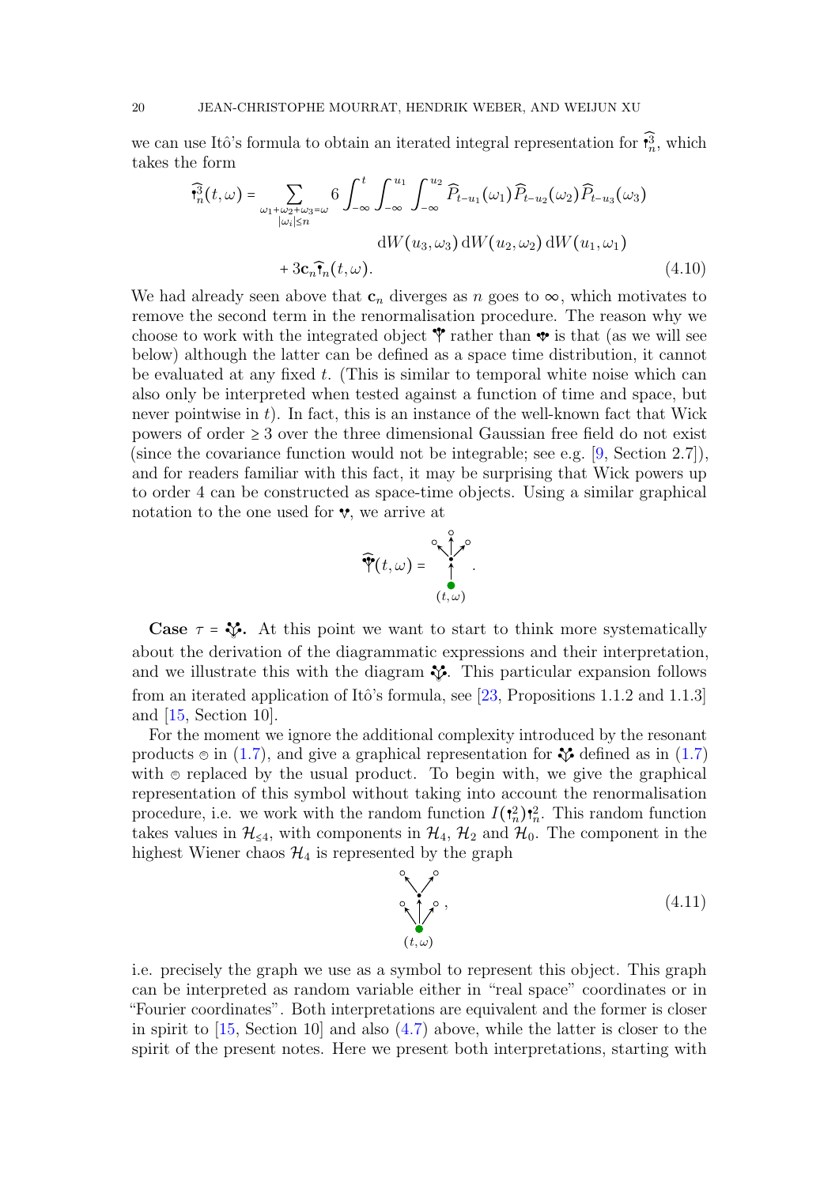we can use Itô's formula to obtain an iterated integral representation for $\widehat{\mathbf{Ɩ}}_n^3$, which takes the form

$$\widehat{\mathbf{Ɩ}}_n^3(t,\omega) = \sum_{\substack{\omega_1+\omega_2+\omega_3=\omega \\ |\omega_i|\le n}} 6 \int_{-\infty}^{t} \int_{-\infty}^{u_1} \int_{-\infty}^{u_2} \widehat{P}_{t-u_1}(\omega_1)\widehat{P}_{t-u_2}(\omega_2)\widehat{P}_{t-u_3}(\omega_3)$$
$$\mathrm{d}W(u_3,\omega_3)\,\mathrm{d}W(u_2,\omega_2)\,\mathrm{d}W(u_1,\omega_1)$$
$$+ 3\mathbf{c}_n \widehat{\mathbf{Ɩ}}_n(t,\omega). \tag{4.10}$$

We had already seen above that $\mathbf{c}_n$ diverges as $n$ goes to $\infty$, which motivates to remove the second term in the renormalisation procedure. The reason why we choose to work with the integrated object 𝚿 rather than 𝚿 is that (as we will see below) although the latter can be defined as a space time distribution, it cannot be evaluated at any fixed $t$. (This is similar to temporal white noise which can also only be interpreted when tested against a function of time and space, but never pointwise in $t$). In fact, this is an instance of the well-known fact that Wick powers of order $\ge 3$ over the three dimensional Gaussian free field do not exist (since the covariance function would not be integrable; see e.g. [9, Section 2.7]), and for readers familiar with this fact, it may be surprising that Wick powers up to order 4 can be constructed as space-time objects. Using a similar graphical notation to the one used for 𝐕, we arrive at

$$\widehat{\Psi}(t,\omega) = \text{[graph: root } (t,\omega) \text{ connected to an inner node with three leaves]}.$$

**Case $\tau$ = 𝚿𝐕.** At this point we want to start to think more systematically about the derivation of the diagrammatic expressions and their interpretation, and we illustrate this with the diagram 𝚿𝐕. This particular expansion follows from an iterated application of Itô's formula, see [23, Propositions 1.1.2 and 1.1.3] and [15, Section 10].

For the moment we ignore the additional complexity introduced by the resonant products ⊜ in (1.7), and give a graphical representation for 𝚿𝐕 defined as in (1.7) with ⊜ replaced by the usual product. To begin with, we give the graphical representation of this symbol without taking into account the renormalisation procedure, i.e. we work with the random function $I(\mathbf{Ɩ}_n^2)\mathbf{Ɩ}_n^2$. This random function takes values in $\mathcal{H}_{\le 4}$, with components in $\mathcal{H}_4$, $\mathcal{H}_2$ and $\mathcal{H}_0$. The component in the highest Wiener chaos $\mathcal{H}_4$ is represented by the graph

$$\text{[graph: root } (t,\omega) \text{ with two leaves and an arrow to an inner node with two leaves]}, \tag{4.11}$$

i.e. precisely the graph we use as a symbol to represent this object. This graph can be interpreted as random variable either in "real space" coordinates or in "Fourier coordinates". Both interpretations are equivalent and the former is closer in spirit to [15, Section 10] and also (4.7) above, while the latter is closer to the spirit of the present notes. Here we present both interpretations, starting with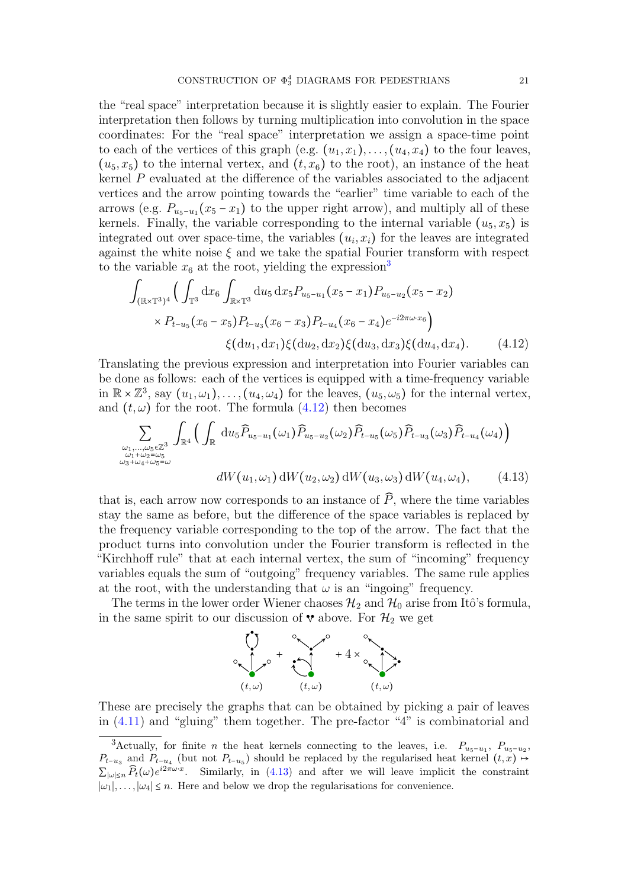the "real space" interpretation because it is slightly easier to explain. The Fourier interpretation then follows by turning multiplication into convolution in the space coordinates: For the "real space" interpretation we assign a space-time point to each of the vertices of this graph (e.g. $(u_1,x_1),\dots,(u_4,x_4)$ to the four leaves, $(u_5,x_5)$ to the internal vertex, and $(t,x_6)$ to the root), an instance of the heat kernel $P$ evaluated at the difference of the variables associated to the adjacent vertices and the arrow pointing towards the "earlier" time variable to each of the arrows (e.g. $P_{u_5-u_1}(x_5-x_1)$ to the upper right arrow), and multiply all of these kernels. Finally, the variable corresponding to the internal variable $(u_5,x_5)$ is integrated out over space-time, the variables $(u_i,x_i)$ for the leaves are integrated against the white noise $\xi$ and we take the spatial Fourier transform with respect to the variable $x_6$ at the root, yielding the expression[3]

$$
\begin{aligned}
\int_{(\mathbb{R}\times\mathbb{T}^3)^4} \Big( \int_{\mathbb{T}^3} \mathrm{d}x_6 \int_{\mathbb{R}\times\mathbb{T}^3} \mathrm{d}u_5\, \mathrm{d}x_5 P_{u_5-u_1}(x_5-x_1) P_{u_5-u_2}(x_5-x_2) \\
\times P_{t-u_5}(x_6-x_5) P_{t-u_3}(x_6-x_3) P_{t-u_4}(x_6-x_4) e^{-i2\pi\omega\cdot x_6} \Big) \\
\xi(\mathrm{d}u_1,\mathrm{d}x_1)\xi(\mathrm{d}u_2,\mathrm{d}x_2)\xi(\mathrm{d}u_3,\mathrm{d}x_3)\xi(\mathrm{d}u_4,\mathrm{d}x_4). \qquad (4.12)
\end{aligned}
$$

Translating the previous expression and interpretation into Fourier variables can be done as follows: each of the vertices is equipped with a time-frequency variable in $\mathbb{R}\times\mathbb{Z}^3$, say $(u_1,\omega_1),\dots,(u_4,\omega_4)$ for the leaves, $(u_5,\omega_5)$ for the internal vertex, and $(t,\omega)$ for the root. The formula (4.12) then becomes

$$
\begin{aligned}
\sum_{\substack{\omega_1,\dots,\omega_5\in\mathbb{Z}^3 \\ \omega_1+\omega_2=\omega_5 \\ \omega_3+\omega_4+\omega_5=\omega}} \int_{\mathbb{R}^4} \Big( \int_{\mathbb{R}} \mathrm{d}u_5 \widehat{P}_{u_5-u_1}(\omega_1)\widehat{P}_{u_5-u_2}(\omega_2)\widehat{P}_{t-u_5}(\omega_5)\widehat{P}_{t-u_3}(\omega_3)\widehat{P}_{t-u_4}(\omega_4)\Big) \\
dW(u_1,\omega_1)\, \mathrm{d}W(u_2,\omega_2)\, \mathrm{d}W(u_3,\omega_3)\, \mathrm{d}W(u_4,\omega_4), \qquad (4.13)
\end{aligned}
$$

that is, each arrow now corresponds to an instance of $\widehat{P}$, where the time variables stay the same as before, but the difference of the space variables is replaced by the frequency variable corresponding to the top of the arrow. The fact that the product turns into convolution under the Fourier transform is reflected in the "Kirchhoff rule" that at each internal vertex, the sum of "incoming" frequency variables equals the sum of "outgoing" frequency variables. The same rule applies at the root, with the understanding that $\omega$ is an "ingoing" frequency.

The terms in the lower order Wiener chaoses $\mathcal{H}_2$ and $\mathcal{H}_0$ arise from Itô's formula, in the same spirit to our discussion of ❤ above. For $\mathcal{H}_2$ we get

$(t,\omega)$ + $(t,\omega)$ + 4 × $(t,\omega)$

These are precisely the graphs that can be obtained by picking a pair of leaves in (4.11) and "gluing" them together. The pre-factor "4" is combinatorial and

[3]Actually, for finite $n$ the heat kernels connecting to the leaves, i.e. $P_{u_5-u_1}$, $P_{u_5-u_2}$, $P_{t-u_3}$ and $P_{t-u_4}$ (but not $P_{t-u_5}$) should be replaced by the regularised heat kernel $(t,x)\mapsto \sum_{|\omega|\le n}\widehat{P}_t(\omega)e^{i2\pi\omega\cdot x}$. Similarly, in (4.13) and after we will leave implicit the constraint $|\omega_1|,\dots,|\omega_4|\le n$. Here and below we drop the regularisations for convenience.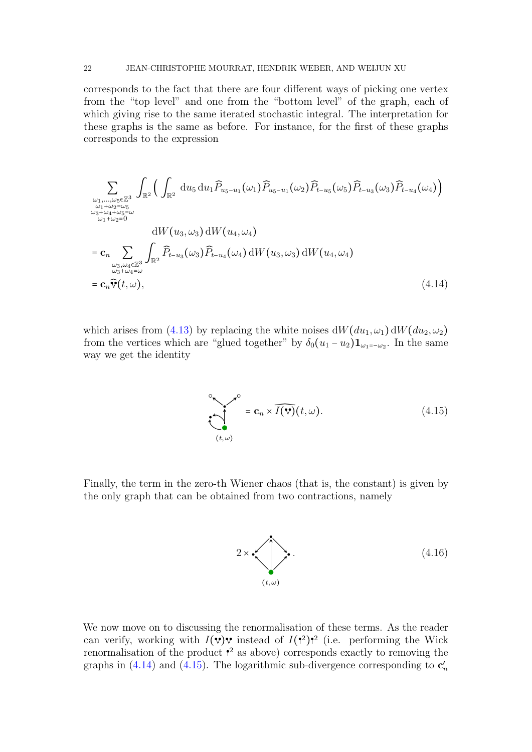corresponds to the fact that there are four different ways of picking one vertex from the "top level" and one from the "bottom level" of the graph, each of which giving rise to the same iterated stochastic integral. The interpretation for these graphs is the same as before. For instance, for the first of these graphs corresponds to the expression

$$
\begin{aligned}
&\sum_{\substack{\omega_1,\dots,\omega_5\in\mathbb{Z}^3\\ \omega_1+\omega_2=\omega_5\\ \omega_3+\omega_4+\omega_5=\omega\\ \omega_1+\omega_2=0}} \int_{\mathbb{R}^2} \Big( \int_{\mathbb{R}^2} \mathrm{d}u_5\,\mathrm{d}u_1 \widehat{P}_{u_5-u_1}(\omega_1)\widehat{P}_{u_5-u_1}(\omega_2)\widehat{P}_{t-u_5}(\omega_5)\widehat{P}_{t-u_3}(\omega_3)\widehat{P}_{t-u_4}(\omega_4)\Big) \\
&\qquad\qquad \mathrm{d}W(u_3,\omega_3)\,\mathrm{d}W(u_4,\omega_4) \\
&= \mathbf{c}_n \sum_{\substack{\omega_3,\omega_4\in\mathbb{Z}^3\\ \omega_3+\omega_4=\omega}} \int_{\mathbb{R}^2} \widehat{P}_{t-u_3}(\omega_3)\widehat{P}_{t-u_4}(\omega_4)\,\mathrm{d}W(u_3,\omega_3)\,\mathrm{d}W(u_4,\omega_4) \\
&= \mathbf{c}_n \widehat{\Psi}(t,\omega), \qquad\qquad (4.14)
\end{aligned}
$$

which arises from (4.13) by replacing the white noises $\mathrm{d}W(du_1,\omega_1)\,\mathrm{d}W(du_2,\omega_2)$ from the vertices which are "glued together" by $\delta_0(u_1-u_2)\mathbf{1}_{\omega_1=-\omega_2}$. In the same way we get the identity

$$
[\text{graph}]_{(t,\omega)} = \mathbf{c}_n \times \widehat{I(\Psi)}(t,\omega). \qquad (4.15)
$$

Finally, the term in the zero-th Wiener chaos (that is, the constant) is given by the only graph that can be obtained from two contractions, namely

$$
2 \times [\text{graph}]_{(t,\omega)}. \qquad (4.16)
$$

We now move on to discussing the renormalisation of these terms. As the reader can verify, working with $I(\Psi)\Psi$ instead of $I(\Phi^2)\Phi^2$ (i.e. performing the Wick renormalisation of the product $\Phi^2$ as above) corresponds exactly to removing the graphs in (4.14) and (4.15). The logarithmic sub-divergence corresponding to $\mathbf{c}_n'$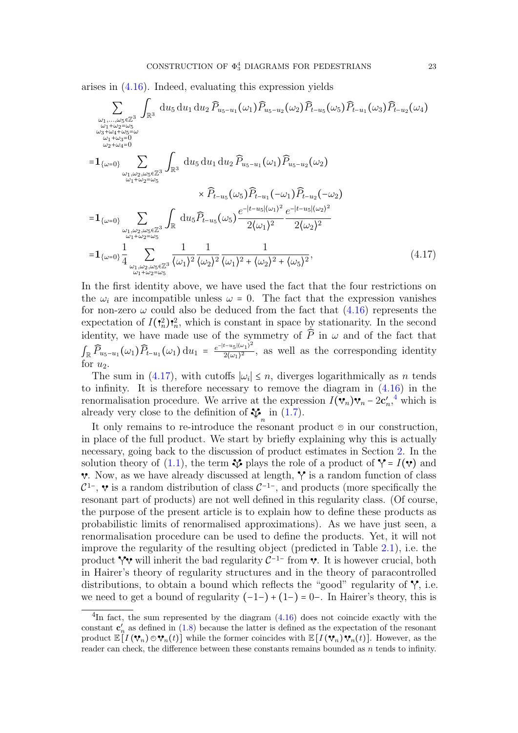arises in (4.16). Indeed, evaluating this expression yields

$$
\begin{aligned}
&\sum_{\substack{\omega_1,\dots,\omega_5\in\mathbb{Z}^3\\ \omega_1+\omega_2=\omega_5\\ \omega_3+\omega_4+\omega_5=\omega\\ \omega_1+\omega_3=0\\ \omega_2+\omega_4=0}} \int_{\mathbb{R}^3} \mathrm{d}u_5\,\mathrm{d}u_1\,\mathrm{d}u_2\, \widehat{P}_{u_5-u_1}(\omega_1)\widehat{P}_{u_5-u_2}(\omega_2)\widehat{P}_{t-u_5}(\omega_5)\widehat{P}_{t-u_1}(\omega_3)\widehat{P}_{t-u_2}(\omega_4)\\
&=\mathbf{1}_{\{\omega=0\}}\sum_{\substack{\omega_1,\omega_2,\omega_5\in\mathbb{Z}^3\\ \omega_1+\omega_2=\omega_5}} \int_{\mathbb{R}^3} \mathrm{d}u_5\,\mathrm{d}u_1\,\mathrm{d}u_2\, \widehat{P}_{u_5-u_1}(\omega_1)\widehat{P}_{u_5-u_2}(\omega_2)\\
&\qquad\qquad\times \widehat{P}_{t-u_5}(\omega_5)\widehat{P}_{t-u_1}(-\omega_1)\widehat{P}_{t-u_2}(-\omega_2)\\
&=\mathbf{1}_{\{\omega=0\}}\sum_{\substack{\omega_1,\omega_2,\omega_5\in\mathbb{Z}^3\\ \omega_1+\omega_2=\omega_5}} \int_{\mathbb{R}} \mathrm{d}u_5 \widehat{P}_{t-u_5}(\omega_5)\frac{e^{-|t-u_5|\langle\omega_1\rangle^2}}{2\langle\omega_1\rangle^2}\frac{e^{-|t-u_5|\langle\omega_2\rangle^2}}{2\langle\omega_2\rangle^2}\\
&=\mathbf{1}_{\{\omega=0\}}\frac{1}{4}\sum_{\substack{\omega_1,\omega_2,\omega_5\in\mathbb{Z}^3\\ \omega_1+\omega_2=\omega_5}} \frac{1}{\langle\omega_1\rangle^2}\frac{1}{\langle\omega_2\rangle^2}\frac{1}{\langle\omega_1\rangle^2+\langle\omega_2\rangle^2+\langle\omega_5\rangle^2},
\end{aligned}
\tag{4.17}
$$

In the first identity above, we have used the fact that the four restrictions on the $\omega_i$ are incompatible unless $\omega = 0$. The fact that the expression vanishes for non-zero $\omega$ could also be deduced from the fact that (4.16) represents the expectation of $I(\,\cdot\,^2_n)\,\cdot\,^2_n$, which is constant in space by stationarity. In the second identity, we have made use of the symmetry of $\widehat{P}$ in $\omega$ and of the fact that $\int_{\mathbb{R}} \widehat{P}_{u_5-u_1}(\omega_1)\widehat{P}_{t-u_1}(\omega_1)\,\mathrm{d}u_1 = \frac{e^{-|t-u_5|\langle\omega_1\rangle^2}}{2\langle\omega_1\rangle^2}$, as well as the corresponding identity for $u_2$.

The sum in (4.17), with cutoffs $|\omega_i| \le n$, diverges logarithmically as $n$ tends to infinity. It is therefore necessary to remove the diagram in (4.16) in the renormalisation procedure. We arrive at the expression $I(\mathbf{v}_n)\mathbf{v}_n - 2\mathbf{c}'_n$,[4] which is already very close to the definition of $\mathbf{\Psi}_n$ in (1.7).

It only remains to re-introduce the resonant product $\circleddash$ in our construction, in place of the full product. We start by briefly explaining why this is actually necessary, going back to the discussion of product estimates in Section 2. In the solution theory of (1.1), the term $\mathbf{\Psi}$ plays the role of a product of $\mathbf{Y} = I(\mathbf{v})$ and $\mathbf{v}$. Now, as we have already discussed at length, $\mathbf{Y}$ is a random function of class $\mathcal{C}^{1-}$, $\mathbf{v}$ is a random distribution of class $\mathcal{C}^{-1-}$, and products (more specifically the resonant part of products) are not well defined in this regularity class. (Of course, the purpose of the present article is to explain how to define these products as probabilistic limits of renormalised approximations). As we have just seen, a renormalisation procedure can be used to define the products. Yet, it will not improve the regularity of the resulting object (predicted in Table 2.1), i.e. the product $\mathbf{Y}\mathbf{v}$ will inherit the bad regularity $\mathcal{C}^{-1-}$ from $\mathbf{v}$. It is however crucial, both in Hairer's theory of regularity structures and in the theory of paracontrolled distributions, to obtain a bound which reflects the "good" regularity of $\mathbf{Y}$, i.e. we need to get a bound of regularity $(-1-) + (1-) = 0-$. In Hairer's theory, this is

[4] In fact, the sum represented by the diagram (4.16) does not coincide exactly with the constant $\mathbf{c}'_n$ as defined in (1.8) because the latter is defined as the expectation of the resonant product $\mathbb{E}[I(\mathbf{v}_n)\circleddash\mathbf{v}_n(t)]$ while the former coincides with $\mathbb{E}[I(\mathbf{v}_n)\mathbf{v}_n(t)]$. However, as the reader can check, the difference between these constants remains bounded as $n$ tends to infinity.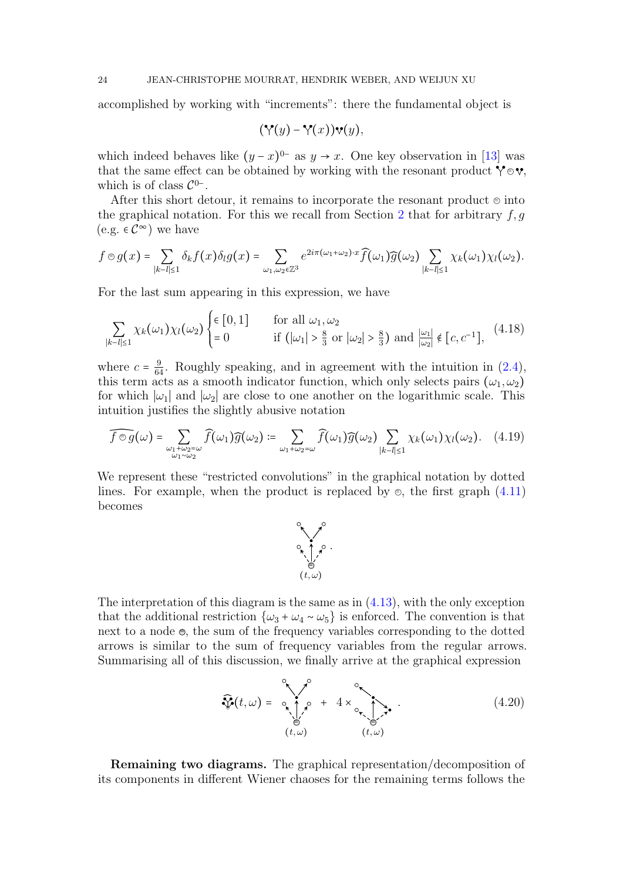accomplished by working with "increments": there the fundamental object is

$$(\Upsilon(y) - \Upsilon(x))\mathbf{\Psi}(y),$$

which indeed behaves like $(y-x)^{0-}$ as $y \to x$. One key observation in [13] was that the same effect can be obtained by working with the resonant product $\Upsilon \circledcirc \mathbf{\Psi}$, which is of class $\mathcal{C}^{0-}$.

After this short detour, it remains to incorporate the resonant product $\circledcirc$ into the graphical notation. For this we recall from Section 2 that for arbitrary $f, g$ (e.g. $\in \mathcal{C}^\infty$) we have

$$f \circledcirc g(x) = \sum_{|k-l|\le 1} \delta_k f(x) \delta_l g(x) = \sum_{\omega_1, \omega_2 \in \mathbb{Z}^3} e^{2i\pi(\omega_1+\omega_2)\cdot x} \widehat{f}(\omega_1)\widehat{g}(\omega_2) \sum_{|k-l|\le 1} \chi_k(\omega_1)\chi_l(\omega_2).$$

For the last sum appearing in this expression, we have

$$\sum_{|k-l|\le 1} \chi_k(\omega_1)\chi_l(\omega_2) \begin{cases} \in [0,1] & \text{for all } \omega_1, \omega_2 \\ = 0 & \text{if } (|\omega_1| > \frac{8}{3} \text{ or } |\omega_2| > \frac{8}{3}) \text{ and } \frac{|\omega_1|}{|\omega_2|} \notin [c, c^{-1}], \end{cases} \tag{4.18}$$

where $c = \frac{9}{64}$. Roughly speaking, and in agreement with the intuition in (2.4), this term acts as a smooth indicator function, which only selects pairs $(\omega_1, \omega_2)$ for which $|\omega_1|$ and $|\omega_2|$ are close to one another on the logarithmic scale. This intuition justifies the slightly abusive notation

$$\widehat{f \circledcirc g}(\omega) = \sum_{\substack{\omega_1+\omega_2=\omega \\ \omega_1 \sim \omega_2}} \widehat{f}(\omega_1)\widehat{g}(\omega_2) := \sum_{\omega_1+\omega_2=\omega} \widehat{f}(\omega_1)\widehat{g}(\omega_2) \sum_{|k-l|\le 1} \chi_k(\omega_1)\chi_l(\omega_2). \tag{4.19}$$

We represent these "restricted convolutions" in the graphical notation by dotted lines. For example, when the product is replaced by $\circledcirc$, the first graph (4.11) becomes

[diagram rooted at $(t,\omega)$]

The interpretation of this diagram is the same as in (4.13), with the only exception that the additional restriction $\{\omega_3 + \omega_4 \sim \omega_5\}$ is enforced. The convention is that next to a node $\circledcirc$, the sum of the frequency variables corresponding to the dotted arrows is similar to the sum of frequency variables from the regular arrows. Summarising all of this discussion, we finally arrive at the graphical expression

$$\widehat{\mathbf{\Psi}}(t,\omega) = [\text{diagram}]_{(t,\omega)} + 4 \times [\text{diagram}]_{(t,\omega)}. \tag{4.20}$$

**Remaining two diagrams.** The graphical representation/decomposition of its components in different Wiener chaoses for the remaining terms follows the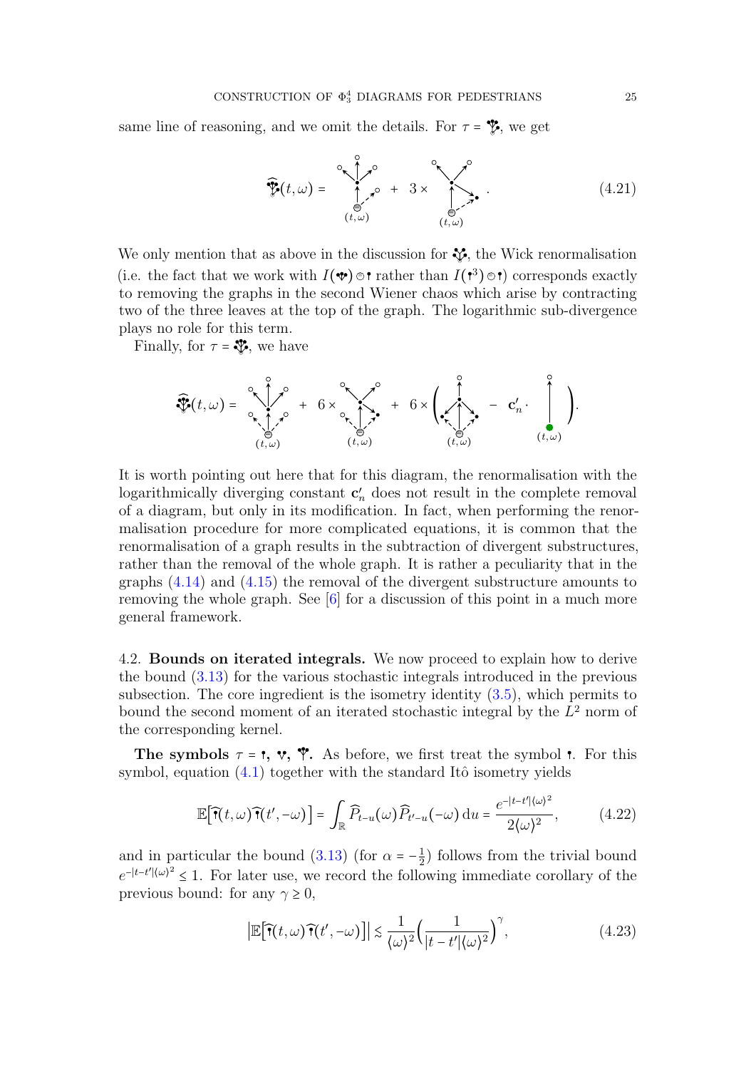same line of reasoning, and we omit the details. For $\tau = $ [tree symbol], we get

$$\widehat{\tau}(t,\omega) = [\text{graph}] + 3 \times [\text{graph}] . \tag{4.21}$$

We only mention that as above in the discussion for [symbol], the Wick renormalisation (i.e. the fact that we work with $I(\text{[symbol]}) \circledcirc \text{[symbol]}$ rather than $I(\text{[symbol]}^3) \circledcirc \text{[symbol]}$) corresponds exactly to removing the graphs in the second Wiener chaos which arise by contracting two of the three leaves at the top of the graph. The logarithmic sub-divergence plays no role for this term.

Finally, for $\tau = $ [tree symbol], we have

$$\widehat{\tau}(t,\omega) = [\text{graph}] + 6 \times [\text{graph}] + 6 \times \Big( [\text{graph}] - \mathbf{c}_n' \cdot [\text{graph}] \Big).$$

It is worth pointing out here that for this diagram, the renormalisation with the logarithmically diverging constant $\mathbf{c}_n'$ does not result in the complete removal of a diagram, but only in its modification. In fact, when performing the renormalisation procedure for more complicated equations, it is common that the renormalisation of a graph results in the subtraction of divergent substructures, rather than the removal of the whole graph. It is rather a peculiarity that in the graphs (4.14) and (4.15) the removal of the divergent substructure amounts to removing the whole graph. See [6] for a discussion of this point in a much more general framework.

4.2. **Bounds on iterated integrals.** We now proceed to explain how to derive the bound (3.13) for the various stochastic integrals introduced in the previous subsection. The core ingredient is the isometry identity (3.5), which permits to bound the second moment of an iterated stochastic integral by the $L^2$ norm of the corresponding kernel.

**The symbols $\tau = $ [symbol], [symbol], [symbol].** As before, we first treat the symbol [symbol]. For this symbol, equation (4.1) together with the standard Itô isometry yields

$$\mathbb{E}\big[\widehat{\tau}(t,\omega)\widehat{\tau}(t',-\omega)\big] = \int_{\mathbb{R}} \widehat{P}_{t-u}(\omega)\widehat{P}_{t'-u}(-\omega)\,\mathrm{d}u = \frac{e^{-|t-t'|\langle\omega\rangle^2}}{2\langle\omega\rangle^2}, \tag{4.22}$$

and in particular the bound (3.13) (for $\alpha = -\frac{1}{2}$) follows from the trivial bound $e^{-|t-t'|\langle\omega\rangle^2} \le 1$. For later use, we record the following immediate corollary of the previous bound: for any $\gamma \ge 0$,

$$\big|\mathbb{E}\big[\widehat{\tau}(t,\omega)\widehat{\tau}(t',-\omega)\big]\big| \lesssim \frac{1}{\langle\omega\rangle^2}\Big(\frac{1}{|t-t'|\langle\omega\rangle^2}\Big)^{\gamma}, \tag{4.23}$$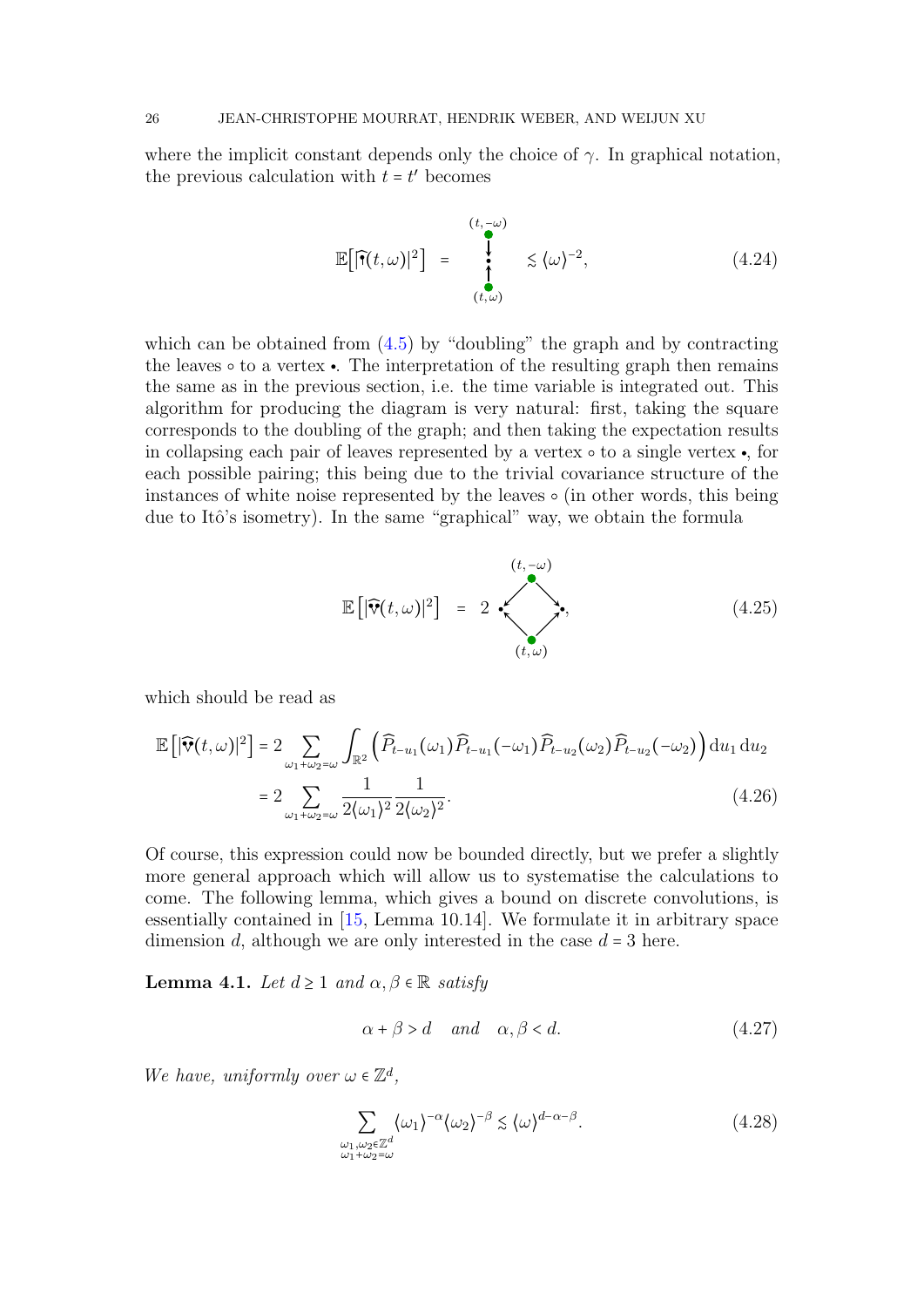where the implicit constant depends only the choice of $\gamma$. In graphical notation, the previous calculation with $t = t'$ becomes

$$\mathbb{E}\big[|\widehat{\Psi}(t,\omega)|^2\big] \;=\; \begin{array}{c} {\scriptstyle (t,-\omega)} \\ \bullet \\ \downarrow \\ \bullet \\ \uparrow \\ \bullet \\ {\scriptstyle (t,\omega)} \end{array} \;\lesssim \langle\omega\rangle^{-2}, \tag{4.24}$$

which can be obtained from (4.5) by "doubling" the graph and by contracting the leaves $\circ$ to a vertex $\bullet$. The interpretation of the resulting graph then remains the same as in the previous section, i.e. the time variable is integrated out. This algorithm for producing the diagram is very natural: first, taking the square corresponds to the doubling of the graph; and then taking the expectation results in collapsing each pair of leaves represented by a vertex $\circ$ to a single vertex $\bullet$, for each possible pairing; this being due to the trivial covariance structure of the instances of white noise represented by the leaves $\circ$ (in other words, this being due to Itô's isometry). In the same "graphical" way, we obtain the formula

$$\mathbb{E}\left[|\widehat{\Psi^2}(t,\omega)|^2\right] \;=\; 2 \; \begin{array}{c} {\scriptstyle (t,-\omega)} \\ \bullet \swarrow \quad \searrow \bullet \\ \nwarrow \quad \nearrow \\ {\scriptstyle (t,\omega)} \end{array}, \tag{4.25}$$

which should be read as

$$\begin{aligned}
\mathbb{E}\left[|\widehat{\Psi^2}(t,\omega)|^2\right] &= 2\sum_{\omega_1+\omega_2=\omega}\int_{\mathbb{R}^2}\left(\widehat{P}_{t-u_1}(\omega_1)\widehat{P}_{t-u_1}(-\omega_1)\widehat{P}_{t-u_2}(\omega_2)\widehat{P}_{t-u_2}(-\omega_2)\right)\mathrm{d}u_1\,\mathrm{d}u_2 \\
&= 2\sum_{\omega_1+\omega_2=\omega}\frac{1}{2\langle\omega_1\rangle^2}\frac{1}{2\langle\omega_2\rangle^2}.
\end{aligned} \tag{4.26}$$

Of course, this expression could now be bounded directly, but we prefer a slightly more general approach which will allow us to systematise the calculations to come. The following lemma, which gives a bound on discrete convolutions, is essentially contained in [15, Lemma 10.14]. We formulate it in arbitrary space dimension $d$, although we are only interested in the case $d = 3$ here.

**Lemma 4.1.** *Let $d \geq 1$ and $\alpha, \beta \in \mathbb{R}$ satisfy*

$$\alpha + \beta > d \quad \text{and} \quad \alpha, \beta < d. \tag{4.27}$$

*We have, uniformly over $\omega \in \mathbb{Z}^d$,*

$$\sum_{\substack{\omega_1,\omega_2\in\mathbb{Z}^d \\ \omega_1+\omega_2=\omega}} \langle\omega_1\rangle^{-\alpha}\langle\omega_2\rangle^{-\beta} \lesssim \langle\omega\rangle^{d-\alpha-\beta}. \tag{4.28}$$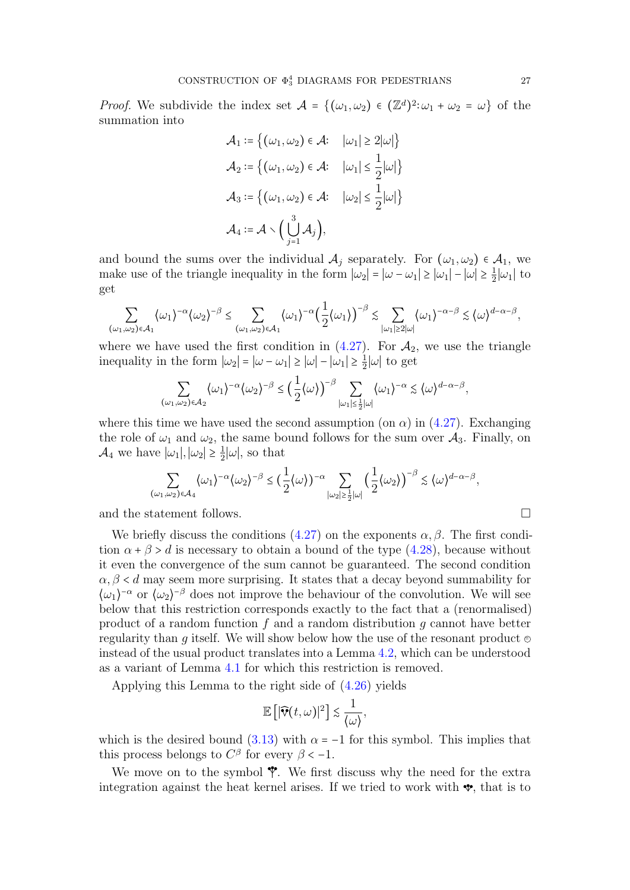*Proof.* We subdivide the index set $\mathcal{A} = \{(\omega_1, \omega_2) \in (\mathbb{Z}^d)^2 : \omega_1 + \omega_2 = \omega\}$ of the summation into

$$
\begin{aligned}
\mathcal{A}_1 &:= \big\{(\omega_1,\omega_2) \in \mathcal{A}: \quad |\omega_1| \geq 2|\omega|\big\} \\
\mathcal{A}_2 &:= \big\{(\omega_1,\omega_2) \in \mathcal{A}: \quad |\omega_1| \leq \frac{1}{2}|\omega|\big\} \\
\mathcal{A}_3 &:= \big\{(\omega_1,\omega_2) \in \mathcal{A}: \quad |\omega_2| \leq \frac{1}{2}|\omega|\big\} \\
\mathcal{A}_4 &:= \mathcal{A} \smallsetminus \Big(\bigcup_{j=1}^{3} \mathcal{A}_j\Big),
\end{aligned}
$$

and bound the sums over the individual $\mathcal{A}_j$ separately. For $(\omega_1, \omega_2) \in \mathcal{A}_1$, we make use of the triangle inequality in the form $|\omega_2| = |\omega - \omega_1| \geq |\omega_1| - |\omega| \geq \frac{1}{2}|\omega_1|$ to get

$$
\sum_{(\omega_1,\omega_2)\in\mathcal{A}_1} \langle\omega_1\rangle^{-\alpha}\langle\omega_2\rangle^{-\beta} \leq \sum_{(\omega_1,\omega_2)\in\mathcal{A}_1} \langle\omega_1\rangle^{-\alpha}\Big(\frac{1}{2}\langle\omega_1\rangle\Big)^{-\beta} \lesssim \sum_{|\omega_1|\geq 2|\omega|} \langle\omega_1\rangle^{-\alpha-\beta} \lesssim \langle\omega\rangle^{d-\alpha-\beta},
$$

where we have used the first condition in (4.27). For $\mathcal{A}_2$, we use the triangle inequality in the form $|\omega_2| = |\omega - \omega_1| \geq |\omega| - |\omega_1| \geq \frac{1}{2}|\omega|$ to get

$$
\sum_{(\omega_1,\omega_2)\in\mathcal{A}_2} \langle\omega_1\rangle^{-\alpha}\langle\omega_2\rangle^{-\beta} \leq \Big(\frac{1}{2}\langle\omega\rangle\Big)^{-\beta} \sum_{|\omega_1|\leq\frac{1}{2}|\omega|} \langle\omega_1\rangle^{-\alpha} \lesssim \langle\omega\rangle^{d-\alpha-\beta},
$$

where this time we have used the second assumption (on $\alpha$) in (4.27). Exchanging the role of $\omega_1$ and $\omega_2$, the same bound follows for the sum over $\mathcal{A}_3$. Finally, on $\mathcal{A}_4$ we have $|\omega_1|, |\omega_2| \geq \frac{1}{2}|\omega|$, so that

$$
\sum_{(\omega_1,\omega_2)\in\mathcal{A}_4} \langle\omega_1\rangle^{-\alpha}\langle\omega_2\rangle^{-\beta} \leq \big(\frac{1}{2}\langle\omega\rangle\big)^{-\alpha} \sum_{|\omega_2|\geq\frac{1}{2}|\omega|} \Big(\frac{1}{2}\langle\omega_2\rangle\Big)^{-\beta} \lesssim \langle\omega\rangle^{d-\alpha-\beta},
$$

and the statement follows. ∎

We briefly discuss the conditions (4.27) on the exponents $\alpha, \beta$. The first condition $\alpha + \beta > d$ is necessary to obtain a bound of the type (4.28), because without it even the convergence of the sum cannot be guaranteed. The second condition $\alpha, \beta < d$ may seem more surprising. It states that a decay beyond summability for $\langle\omega_1\rangle^{-\alpha}$ or $\langle\omega_2\rangle^{-\beta}$ does not improve the behaviour of the convolution. We will see below that this restriction corresponds exactly to the fact that a (renormalised) product of a random function $f$ and a random distribution $g$ cannot have better regularity than $g$ itself. We will show below how the use of the resonant product $\circledcirc$ instead of the usual product translates into a Lemma 4.2, which can be understood as a variant of Lemma 4.1 for which this restriction is removed.

Applying this Lemma to the right side of (4.26) yields

$$
\mathbb{E}\big[|\widehat{\Psi}(t,\omega)|^2\big] \lesssim \frac{1}{\langle\omega\rangle},
$$

which is the desired bound (3.13) with $\alpha = -1$ for this symbol. This implies that this process belongs to $C^\beta$ for every $\beta < -1$.

We move on to the symbol $\Psi$. We first discuss why the need for the extra integration against the heat kernel arises. If we tried to work with $\Psi$, that is to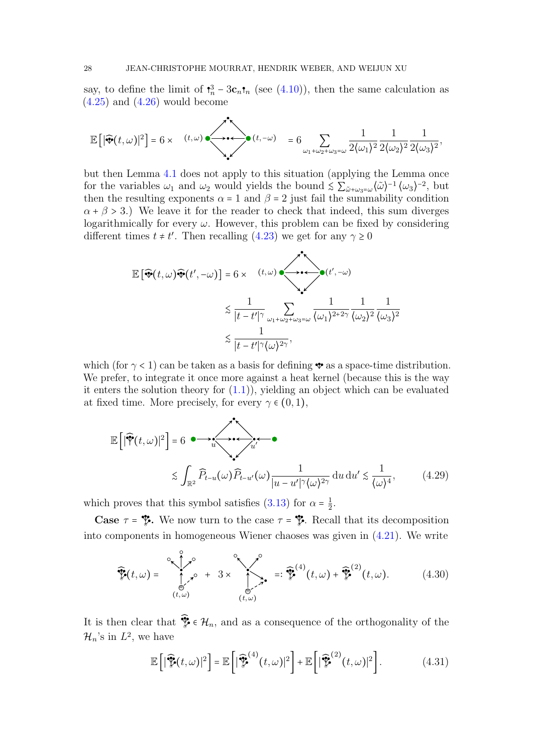say, to define the limit of $\mathfrak{l}_n^3 - 3\mathbf{c}_n \mathfrak{l}_n$ (see (4.10)), then the same calculation as (4.25) and (4.26) would become

$$\mathbb{E}\left[|\widehat{\Psi}(t,\omega)|^2\right] = 6 \times \quad (t,\omega) \bullet\!\!\longrightarrow\!\!\bullet\!\!\longleftarrow\!\!\bullet\, (t,-\omega) \quad = 6 \sum_{\omega_1+\omega_2+\omega_3=\omega} \frac{1}{2\langle\omega_1\rangle^2} \frac{1}{2\langle\omega_2\rangle^2} \frac{1}{2\langle\omega_3\rangle^2},$$

but then Lemma 4.1 does not apply to this situation (applying the Lemma once for the variables $\omega_1$ and $\omega_2$ would yields the bound $\lesssim \sum_{\tilde{\omega}+\omega_3=\omega} \langle\tilde{\omega}\rangle^{-1} \langle\omega_3\rangle^{-2}$, but then the resulting exponents $\alpha = 1$ and $\beta = 2$ just fail the summability condition $\alpha + \beta > 3$.) We leave it for the reader to check that indeed, this sum diverges logarithmically for every $\omega$. However, this problem can be fixed by considering different times $t \neq t'$. Then recalling (4.23) we get for any $\gamma \geq 0$

$$\begin{aligned}
\mathbb{E}\left[\widehat{\Psi}(t,\omega)\widehat{\Psi}(t',-\omega)\right] &= 6 \times \quad (t,\omega) \bullet\!\!\longrightarrow\!\!\bullet\!\!\longleftarrow\!\!\bullet\, (t',-\omega) \\
&\lesssim \frac{1}{|t-t'|^\gamma} \sum_{\omega_1+\omega_2+\omega_3=\omega} \frac{1}{\langle\omega_1\rangle^{2+2\gamma}} \frac{1}{\langle\omega_2\rangle^2} \frac{1}{\langle\omega_3\rangle^2} \\
&\lesssim \frac{1}{|t-t'|^\gamma \langle\omega\rangle^{2\gamma}},
\end{aligned}$$

which (for $\gamma < 1$) can be taken as a basis for defining $\Psi$ as a space-time distribution. We prefer, to integrate it once more against a heat kernel (because this is the way it enters the solution theory for (1.1)), yielding an object which can be evaluated at fixed time. More precisely, for every $\gamma \in (0,1)$,

$$\begin{aligned}
\mathbb{E}\left[|\widehat{\Psi}(t,\omega)|^2\right] &= 6 \quad \bullet\!\!\longrightarrow\!\!\underset{u}{\bullet}\!\!\longrightarrow\!\!\bullet\!\!\longleftarrow\!\!\underset{u'}{\bullet}\!\!\longleftarrow\!\!\bullet \\
&\lesssim \int_{\mathbb{R}^2} \widehat{P}_{t-u}(\omega) \widehat{P}_{t-u'}(\omega) \frac{1}{|u-u'|^\gamma \langle\omega\rangle^{2\gamma}} \, du \, du' \lesssim \frac{1}{\langle\omega\rangle^4},
\end{aligned} \tag{4.29}$$

which proves that this symbol satisfies (3.13) for $\alpha = \frac{1}{2}$.

**Case $\tau = \Psi$.** We now turn to the case $\tau = \Psi$. Recall that its decomposition into components in homogeneous Wiener chaoses was given in (4.21). We write

$$\widehat{\Psi}(t,\omega) = \quad [\text{diagram}]_{(t,\omega)} \quad + \quad 3 \times \quad [\text{diagram}]_{(t,\omega)} \quad =: \widehat{\Psi}^{(4)}(t,\omega) + \widehat{\Psi}^{(2)}(t,\omega). \tag{4.30}$$

It is then clear that $\widehat{\Psi} \in \mathcal{H}_n$, and as a consequence of the orthogonality of the $\mathcal{H}_n$'s in $L^2$, we have

$$\mathbb{E}\left[|\widehat{\Psi}(t,\omega)|^2\right] = \mathbb{E}\left[|\widehat{\Psi}^{(4)}(t,\omega)|^2\right] + \mathbb{E}\left[|\widehat{\Psi}^{(2)}(t,\omega)|^2\right]. \tag{4.31}$$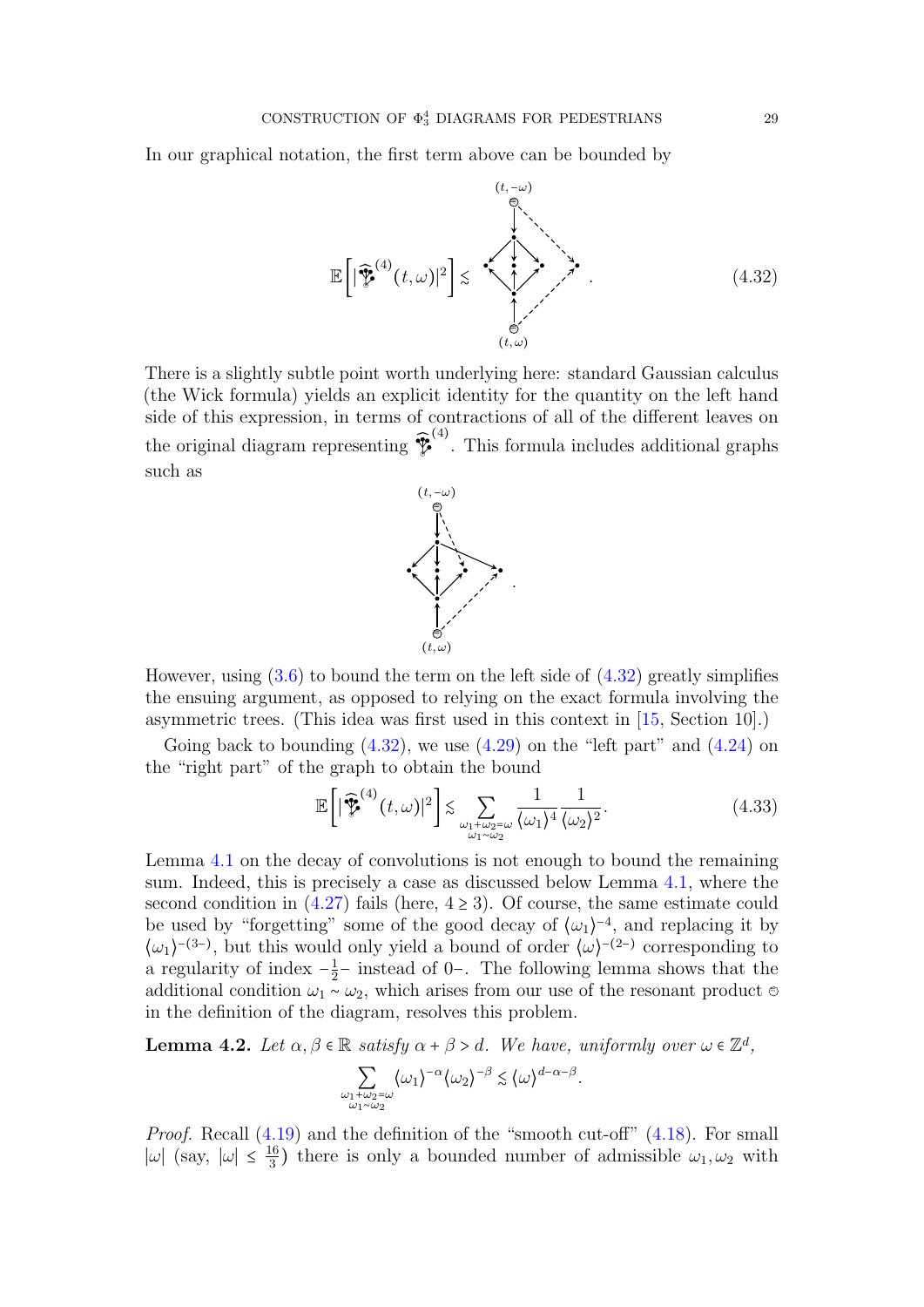In our graphical notation, the first term above can be bounded by

$$\mathbb{E}\Big[|\widehat{\text{🌳}}^{(4)}(t,\omega)|^2\Big] \lesssim \quad [\text{diagram}] \quad . \tag{4.32}$$

There is a slightly subtle point worth underlying here: standard Gaussian calculus (the Wick formula) yields an explicit identity for the quantity on the left hand side of this expression, in terms of contractions of all of the different leaves on the original diagram representing $\widehat{\text{🌳}}^{(4)}$. This formula includes additional graphs such as

[diagram]

However, using (3.6) to bound the term on the left side of (4.32) greatly simplifies the ensuing argument, as opposed to relying on the exact formula involving the asymmetric trees. (This idea was first used in this context in [15, Section 10].)

Going back to bounding (4.32), we use (4.29) on the "left part" and (4.24) on the "right part" of the graph to obtain the bound

$$\mathbb{E}\Big[|\widehat{\text{🌳}}^{(4)}(t,\omega)|^2\Big] \lesssim \sum_{\substack{\omega_1+\omega_2=\omega \\ \omega_1\sim\omega_2}} \frac{1}{\langle\omega_1\rangle^4}\frac{1}{\langle\omega_2\rangle^2}. \tag{4.33}$$

Lemma 4.1 on the decay of convolutions is not enough to bound the remaining sum. Indeed, this is precisely a case as discussed below Lemma 4.1, where the second condition in (4.27) fails (here, $4 \geq 3$). Of course, the same estimate could be used by "forgetting" some of the good decay of $\langle\omega_1\rangle^{-4}$, and replacing it by $\langle\omega_1\rangle^{-(3-)}$, but this would only yield a bound of order $\langle\omega\rangle^{-(2-)}$ corresponding to a regularity of index $-\frac{1}{2}-$ instead of $0-$. The following lemma shows that the additional condition $\omega_1 \sim \omega_2$, which arises from our use of the resonant product $\circledcirc$ in the definition of the diagram, resolves this problem.

**Lemma 4.2.** *Let $\alpha, \beta \in \mathbb{R}$ satisfy $\alpha + \beta > d$. We have, uniformly over $\omega \in \mathbb{Z}^d$,*

$$\sum_{\substack{\omega_1+\omega_2=\omega \\ \omega_1\sim\omega_2}} \langle\omega_1\rangle^{-\alpha}\langle\omega_2\rangle^{-\beta} \lesssim \langle\omega\rangle^{d-\alpha-\beta}.$$

*Proof.* Recall (4.19) and the definition of the "smooth cut-off" (4.18). For small $|\omega|$ (say, $|\omega| \leq \frac{16}{3}$) there is only a bounded number of admissible $\omega_1, \omega_2$ with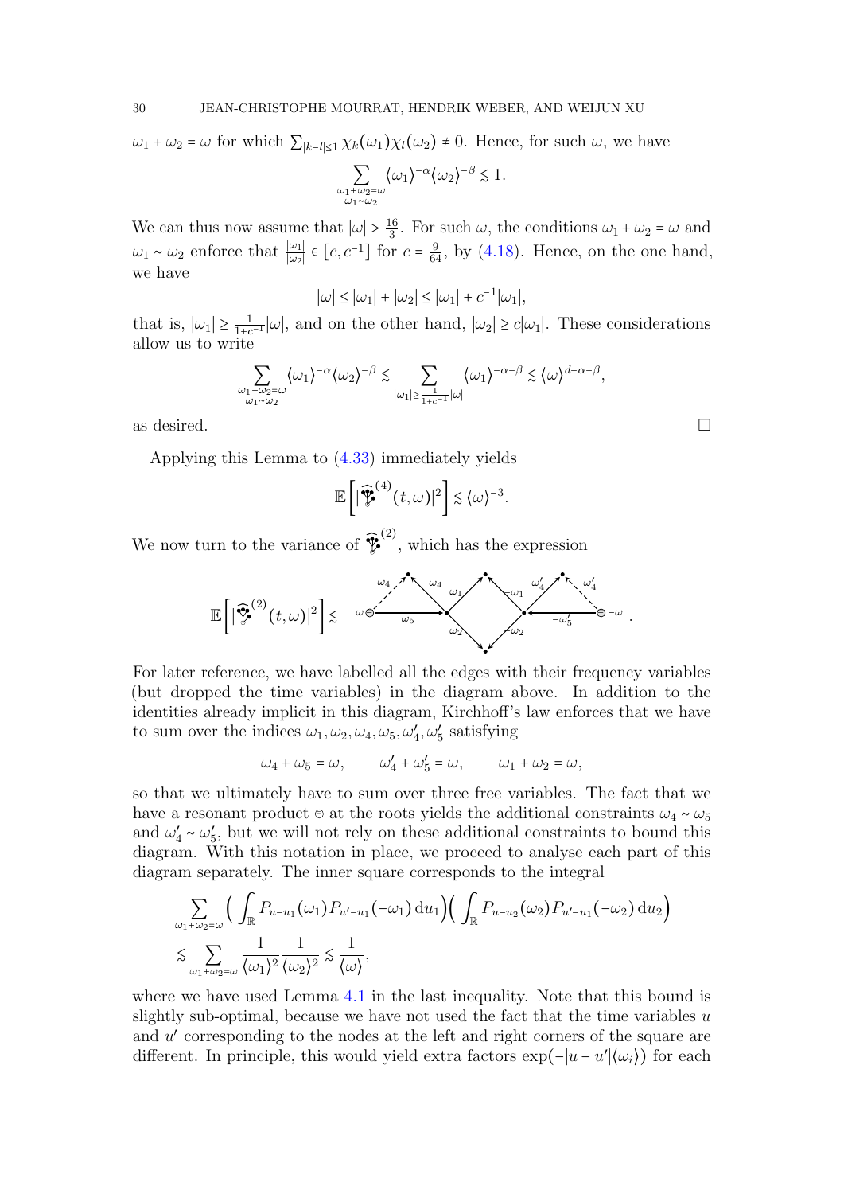$\omega_1 + \omega_2 = \omega$ for which $\sum_{|k-l|\le 1} \chi_k(\omega_1)\chi_l(\omega_2) \neq 0$. Hence, for such $\omega$, we have

$$\sum_{\substack{\omega_1+\omega_2=\omega \\ \omega_1\sim\omega_2}} \langle\omega_1\rangle^{-\alpha}\langle\omega_2\rangle^{-\beta} \lesssim 1.$$

We can thus now assume that $|\omega| > \frac{16}{3}$. For such $\omega$, the conditions $\omega_1 + \omega_2 = \omega$ and $\omega_1 \sim \omega_2$ enforce that $\frac{|\omega_1|}{|\omega_2|} \in [c, c^{-1}]$ for $c = \frac{9}{64}$, by (4.18). Hence, on the one hand, we have

$$|\omega| \le |\omega_1| + |\omega_2| \le |\omega_1| + c^{-1}|\omega_1|,$$

that is, $|\omega_1| \ge \frac{1}{1+c^{-1}}|\omega|$, and on the other hand, $|\omega_2| \ge c|\omega_1|$. These considerations allow us to write

$$\sum_{\substack{\omega_1+\omega_2=\omega \\ \omega_1\sim\omega_2}} \langle\omega_1\rangle^{-\alpha}\langle\omega_2\rangle^{-\beta} \lesssim \sum_{|\omega_1|\ge\frac{1}{1+c^{-1}}|\omega|} \langle\omega_1\rangle^{-\alpha-\beta} \lesssim \langle\omega\rangle^{d-\alpha-\beta},$$

as desired. $\square$

Applying this Lemma to (4.33) immediately yields

$$\mathbb{E}\Big[|\widehat{\Psi}^{(4)}(t,\omega)|^2\Big] \lesssim \langle\omega\rangle^{-3}.$$

We now turn to the variance of $\widehat{\Psi}^{(2)}$, which has the expression

$$\mathbb{E}\Big[|\widehat{\Psi}^{(2)}(t,\omega)|^2\Big] \lesssim \quad [\text{diagram with edges } \omega_4, -\omega_4, \omega_5, \omega_1, -\omega_1, \omega_2, -\omega_2, \omega_4', -\omega_4', -\omega_5', \text{ roots } \omega, -\omega].$$

For later reference, we have labelled all the edges with their frequency variables (but dropped the time variables) in the diagram above. In addition to the identities already implicit in this diagram, Kirchhoff's law enforces that we have to sum over the indices $\omega_1, \omega_2, \omega_4, \omega_5, \omega_4', \omega_5'$ satisfying

$$\omega_4 + \omega_5 = \omega, \qquad \omega_4' + \omega_5' = \omega, \qquad \omega_1 + \omega_2 = \omega,$$

so that we ultimately have to sum over three free variables. The fact that we have a resonant product $\circledcirc$ at the roots yields the additional constraints $\omega_4 \sim \omega_5$ and $\omega_4' \sim \omega_5'$, but we will not rely on these additional constraints to bound this diagram. With this notation in place, we proceed to analyse each part of this diagram separately. The inner square corresponds to the integral

$$\sum_{\omega_1+\omega_2=\omega} \Big(\int_{\mathbb{R}} P_{u-u_1}(\omega_1)P_{u'-u_1}(-\omega_1)\,du_1\Big)\Big(\int_{\mathbb{R}} P_{u-u_2}(\omega_2)P_{u'-u_1}(-\omega_2)\,du_2\Big)$$
$$\lesssim \sum_{\omega_1+\omega_2=\omega} \frac{1}{\langle\omega_1\rangle^2}\frac{1}{\langle\omega_2\rangle^2} \lesssim \frac{1}{\langle\omega\rangle},$$

where we have used Lemma 4.1 in the last inequality. Note that this bound is slightly sub-optimal, because we have not used the fact that the time variables $u$ and $u'$ corresponding to the nodes at the left and right corners of the square are different. In principle, this would yield extra factors $\exp(-|u-u'|\langle\omega_i\rangle)$ for each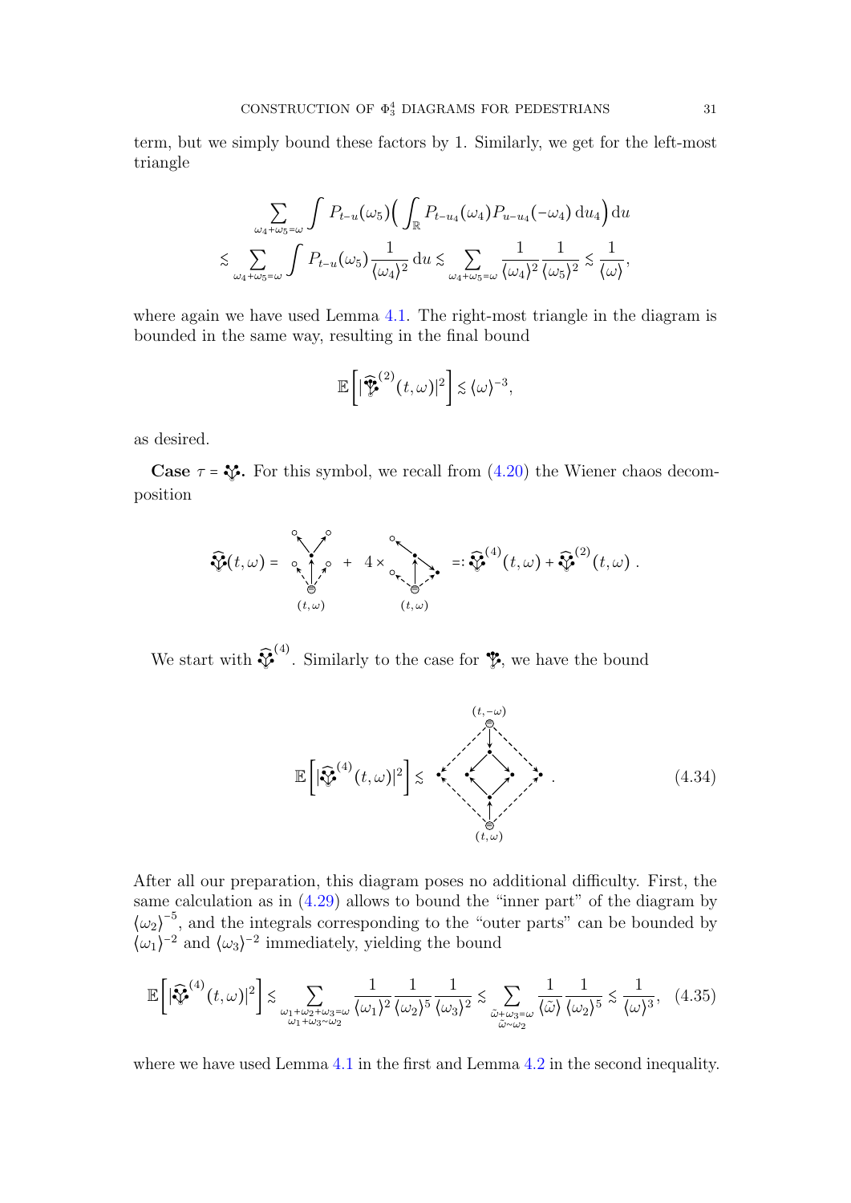term, but we simply bound these factors by 1. Similarly, we get for the left-most triangle

$$\sum_{\omega_4+\omega_5=\omega} \int P_{t-u}(\omega_5)\Big( \int_{\mathbb{R}} P_{t-u_4}(\omega_4) P_{u-u_4}(-\omega_4)\,\mathrm{d}u_4 \Big)\,\mathrm{d}u$$

$$\lesssim \sum_{\omega_4+\omega_5=\omega} \int P_{t-u}(\omega_5) \frac{1}{\langle \omega_4 \rangle^2}\,\mathrm{d}u \lesssim \sum_{\omega_4+\omega_5=\omega} \frac{1}{\langle \omega_4 \rangle^2} \frac{1}{\langle \omega_5 \rangle^2} \lesssim \frac{1}{\langle \omega \rangle},$$

where again we have used Lemma 4.1. The right-most triangle in the diagram is bounded in the same way, resulting in the final bound

$$\mathbb{E}\Big[ |\widehat{\tau}^{(2)}(t,\omega)|^2 \Big] \lesssim \langle \omega \rangle^{-3},$$

as desired.

**Case $\tau = \tau$.** For this symbol, we recall from (4.20) the Wiener chaos decomposition

$$\widehat{\tau}(t,\omega) = [\text{diagram}] + 4 \times [\text{diagram}] =: \widehat{\tau}^{(4)}(t,\omega) + \widehat{\tau}^{(2)}(t,\omega)\,.$$

We start with $\widehat{\tau}^{(4)}$. Similarly to the case for $\tau$, we have the bound

$$\mathbb{E}\Big[ |\widehat{\tau}^{(4)}(t,\omega)|^2 \Big] \lesssim [\text{diagram}]\,. \tag{4.34}$$

After all our preparation, this diagram poses no additional difficulty. First, the same calculation as in (4.29) allows to bound the "inner part" of the diagram by $\langle \omega_2 \rangle^{-5}$, and the integrals corresponding to the "outer parts" can be bounded by $\langle \omega_1 \rangle^{-2}$ and $\langle \omega_3 \rangle^{-2}$ immediately, yielding the bound

$$\mathbb{E}\Big[ |\widehat{\tau}^{(4)}(t,\omega)|^2 \Big] \lesssim \sum_{\substack{\omega_1+\omega_2+\omega_3=\omega \\ \omega_1+\omega_3\sim\omega_2}} \frac{1}{\langle \omega_1 \rangle^2} \frac{1}{\langle \omega_2 \rangle^5} \frac{1}{\langle \omega_3 \rangle^2} \lesssim \sum_{\substack{\tilde{\omega}+\omega_3=\omega \\ \tilde{\omega}\sim\omega_2}} \frac{1}{\langle \tilde{\omega} \rangle} \frac{1}{\langle \omega_2 \rangle^5} \lesssim \frac{1}{\langle \omega \rangle^3}, \tag{4.35}$$

where we have used Lemma 4.1 in the first and Lemma 4.2 in the second inequality.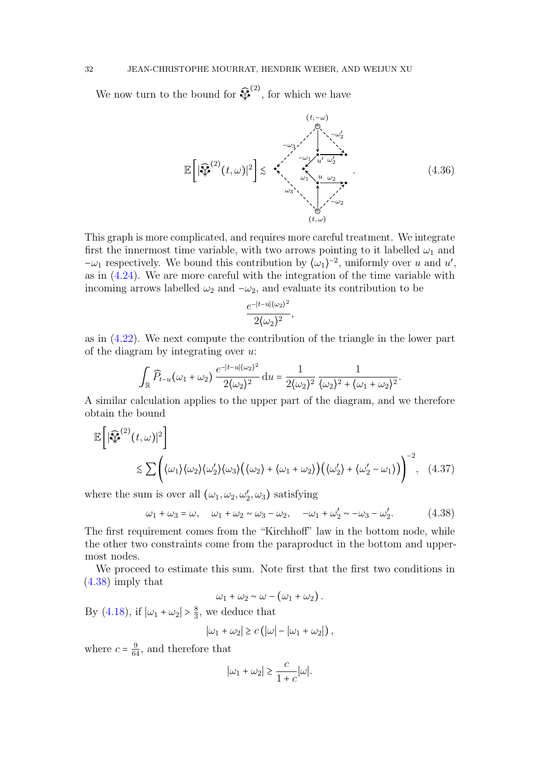We now turn to the bound for $\widehat{\text{⚘}}^{(2)}$, for which we have

$$\mathbb{E}\Big[|\widehat{\text{⚘}}^{(2)}(t,\omega)|^2\Big] \lesssim \quad [\text{graph}] \quad . \tag{4.36}$$

This graph is more complicated, and requires more careful treatment. We integrate first the innermost time variable, with two arrows pointing to it labelled $\omega_1$ and $-\omega_1$ respectively. We bound this contribution by $\langle\omega_1\rangle^{-2}$, uniformly over $u$ and $u'$, as in (4.24). We are more careful with the integration of the time variable with incoming arrows labelled $\omega_2$ and $-\omega_2$, and evaluate its contribution to be

$$\frac{e^{-|t-u|\langle\omega_2\rangle^2}}{2\langle\omega_2\rangle^2},$$

as in (4.22). We next compute the contribution of the triangle in the lower part of the diagram by integrating over $u$:

$$\int_{\mathbb{R}} \widehat{P}_{t-u}(\omega_1+\omega_2)\,\frac{e^{-|t-u|\langle\omega_2\rangle^2}}{2\langle\omega_2\rangle^2}\,\mathrm{d}u = \frac{1}{2\langle\omega_2\rangle^2}\,\frac{1}{\langle\omega_2\rangle^2+\langle\omega_1+\omega_2\rangle^2}.$$

A similar calculation applies to the upper part of the diagram, and we therefore obtain the bound

$$\mathbb{E}\Big[|\widehat{\text{⚘}}^{(2)}(t,\omega)|^2\Big] \lesssim \sum \bigg(\langle\omega_1\rangle\langle\omega_2\rangle\langle\omega_2'\rangle\langle\omega_3\rangle\big(\langle\omega_2\rangle+\langle\omega_1+\omega_2\rangle\big)\big(\langle\omega_2'\rangle+\langle\omega_2'-\omega_1\rangle\big)\bigg)^{-2}, \tag{4.37}$$

where the sum is over all $(\omega_1,\omega_2,\omega_2',\omega_3)$ satisfying

$$\omega_1+\omega_3=\omega, \quad \omega_1+\omega_2\sim\omega_3-\omega_2, \quad -\omega_1+\omega_2'\sim-\omega_3-\omega_2'. \tag{4.38}$$

The first requirement comes from the "Kirchhoff" law in the bottom node, while the other two constraints come from the paraproduct in the bottom and uppermost nodes.

We proceed to estimate this sum. Note first that the first two conditions in (4.38) imply that

$$\omega_1+\omega_2\sim\omega-(\omega_1+\omega_2).$$

By (4.18), if $|\omega_1+\omega_2|>\frac{8}{3}$, we deduce that

$$|\omega_1+\omega_2|\geq c\,(|\omega|-|\omega_1+\omega_2|)\,,$$

where $c=\frac{9}{64}$, and therefore that

$$|\omega_1+\omega_2|\geq\frac{c}{1+c}|\omega|.$$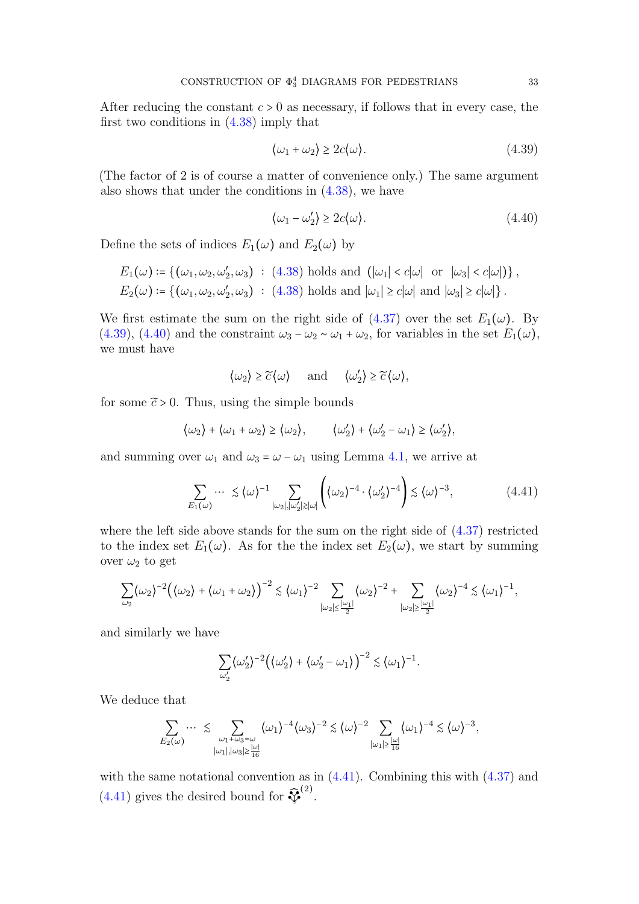After reducing the constant $c > 0$ as necessary, if follows that in every case, the first two conditions in (4.38) imply that

$$\langle \omega_1 + \omega_2 \rangle \geq 2c\langle \omega \rangle. \tag{4.39}$$

(The factor of 2 is of course a matter of convenience only.) The same argument also shows that under the conditions in (4.38), we have

$$\langle \omega_1 - \omega_2' \rangle \geq 2c\langle \omega \rangle. \tag{4.40}$$

Define the sets of indices $E_1(\omega)$ and $E_2(\omega)$ by

$$\begin{aligned}
E_1(\omega) &:= \{(\omega_1, \omega_2, \omega_2', \omega_3) \ : \ \text{(4.38) holds and } (|\omega_1| < c|\omega| \ \text{ or } \ |\omega_3| < c|\omega|)\}, \\
E_2(\omega) &:= \{(\omega_1, \omega_2, \omega_2', \omega_3) \ : \ \text{(4.38) holds and } |\omega_1| \geq c|\omega| \text{ and } |\omega_3| \geq c|\omega|\}.
\end{aligned}$$

We first estimate the sum on the right side of (4.37) over the set $E_1(\omega)$. By (4.39), (4.40) and the constraint $\omega_3 - \omega_2 \sim \omega_1 + \omega_2$, for variables in the set $E_1(\omega)$, we must have

$$\langle \omega_2 \rangle \geq \widetilde{c}\langle \omega \rangle \quad \text{ and } \quad \langle \omega_2' \rangle \geq \widetilde{c}\langle \omega \rangle,$$

for some $\widetilde{c} > 0$. Thus, using the simple bounds

$$\langle \omega_2 \rangle + \langle \omega_1 + \omega_2 \rangle \geq \langle \omega_2 \rangle, \qquad \langle \omega_2' \rangle + \langle \omega_2' - \omega_1 \rangle \geq \langle \omega_2' \rangle,$$

and summing over $\omega_1$ and $\omega_3 = \omega - \omega_1$ using Lemma 4.1, we arrive at

$$\sum_{E_1(\omega)} \cdots \lesssim \langle \omega \rangle^{-1} \sum_{|\omega_2|, |\omega_2'| \gtrsim |\omega|} \left( \langle \omega_2 \rangle^{-4} \cdot \langle \omega_2' \rangle^{-4} \right) \lesssim \langle \omega \rangle^{-3}, \tag{4.41}$$

where the left side above stands for the sum on the right side of (4.37) restricted to the index set $E_1(\omega)$. As for the the index set $E_2(\omega)$, we start by summing over $\omega_2$ to get

$$\sum_{\omega_2} \langle \omega_2 \rangle^{-2} \big( \langle \omega_2 \rangle + \langle \omega_1 + \omega_2 \rangle \big)^{-2} \lesssim \langle \omega_1 \rangle^{-2} \sum_{|\omega_2| \leq \frac{|\omega_1|}{2}} \langle \omega_2 \rangle^{-2} + \sum_{|\omega_2| \geq \frac{|\omega_1|}{2}} \langle \omega_2 \rangle^{-4} \lesssim \langle \omega_1 \rangle^{-1},$$

and similarly we have

$$\sum_{\omega_2'} \langle \omega_2' \rangle^{-2} \big( \langle \omega_2' \rangle + \langle \omega_2' - \omega_1 \rangle \big)^{-2} \lesssim \langle \omega_1 \rangle^{-1}.$$

We deduce that

$$\sum_{E_2(\omega)} \cdots \lesssim \sum_{\substack{\omega_1 + \omega_3 = \omega \\ |\omega_1|, |\omega_3| \geq \frac{|\omega|}{16}}} \langle \omega_1 \rangle^{-4} \langle \omega_3 \rangle^{-2} \lesssim \langle \omega \rangle^{-2} \sum_{|\omega_1| \geq \frac{|\omega|}{16}} \langle \omega_1 \rangle^{-4} \lesssim \langle \omega \rangle^{-3},$$

with the same notational convention as in (4.41). Combining this with (4.37) and (4.41) gives the desired bound for $\text{[diagram]}^{(2)}$.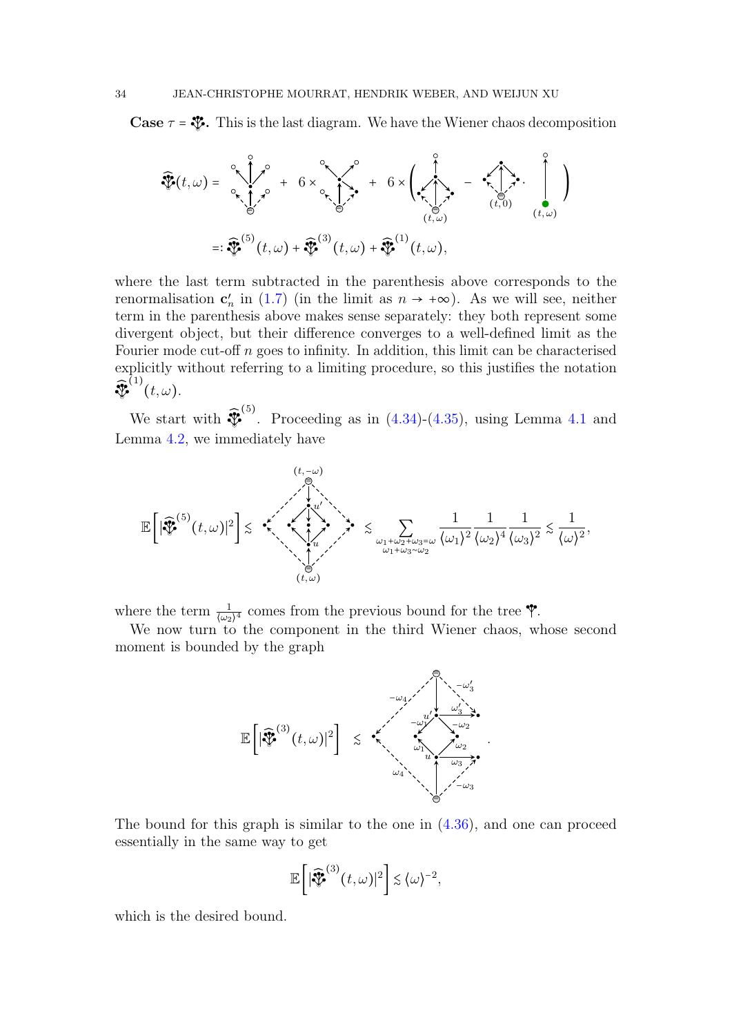**Case $\tau =$ [tree].** This is the last diagram. We have the Wiener chaos decomposition

$$\widehat{\tau}(t,\omega) = [\text{graph}] + 6 \times [\text{graph}] + 6 \times \left( [\text{graph}]_{(t,\omega)} - [\text{graph}]_{(t,0)} \cdot [\text{graph}]_{(t,\omega)} \right)$$

$$=: \widehat{\tau}^{(5)}(t,\omega) + \widehat{\tau}^{(3)}(t,\omega) + \widehat{\tau}^{(1)}(t,\omega),$$

where the last term subtracted in the parenthesis above corresponds to the renormalisation $\mathbf{c}'_n$ in (1.7) (in the limit as $n \to +\infty$). As we will see, neither term in the parenthesis above makes sense separately: they both represent some divergent object, but their difference converges to a well-defined limit as the Fourier mode cut-off $n$ goes to infinity. In addition, this limit can be characterised explicitly without referring to a limiting procedure, so this justifies the notation $\widehat{\tau}^{(1)}(t,\omega)$.

We start with $\widehat{\tau}^{(5)}$. Proceeding as in (4.34)-(4.35), using Lemma 4.1 and Lemma 4.2, we immediately have

$$\mathbb{E}\left[|\widehat{\tau}^{(5)}(t,\omega)|^2\right] \lesssim [\text{graph}] \lesssim \sum_{\substack{\omega_1+\omega_2+\omega_3=\omega \\ \omega_1+\omega_3\sim\omega_2}} \frac{1}{\langle\omega_1\rangle^2}\frac{1}{\langle\omega_2\rangle^4}\frac{1}{\langle\omega_3\rangle^2} \lesssim \frac{1}{\langle\omega\rangle^2},$$

where the term $\frac{1}{\langle\omega_2\rangle^4}$ comes from the previous bound for the tree [tree].

We now turn to the component in the third Wiener chaos, whose second moment is bounded by the graph

$$\mathbb{E}\left[|\widehat{\tau}^{(3)}(t,\omega)|^2\right] \lesssim [\text{graph}].$$

The bound for this graph is similar to the one in (4.36), and one can proceed essentially in the same way to get

$$\mathbb{E}\left[|\widehat{\tau}^{(3)}(t,\omega)|^2\right] \lesssim \langle\omega\rangle^{-2},$$

which is the desired bound.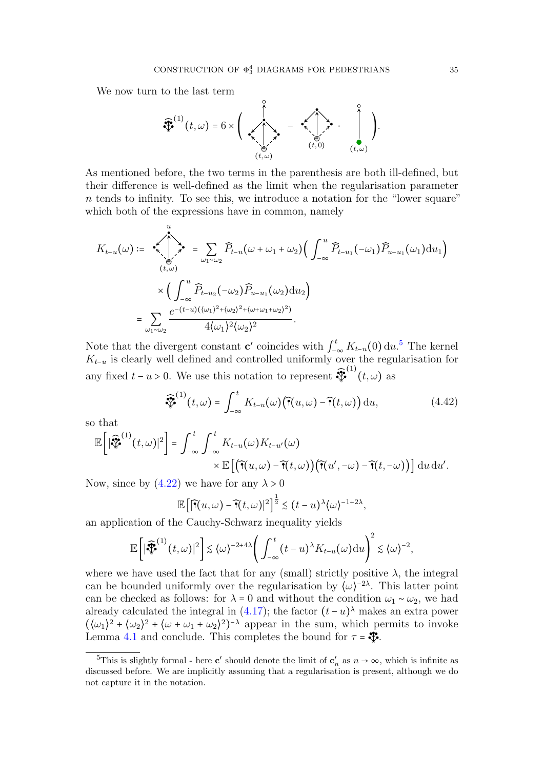We now turn to the last term

$$\widehat{\tau}^{(1)}(t,\omega) = 6 \times \Big( \text{[diagram at } (t,\omega)] - \text{[diagram at } (t,0)] \cdot \text{[diagram at } (t,\omega)] \Big).$$

As mentioned before, the two terms in the parenthesis are both ill-defined, but their difference is well-defined as the limit when the regularisation parameter $n$ tends to infinity. To see this, we introduce a notation for the "lower square" which both of the expressions have in common, namely

$$
\begin{aligned}
K_{t-u}(\omega) &:= \text{[diagram]} = \sum_{\omega_1 \sim \omega_2} \widehat{P}_{t-u}(\omega + \omega_1 + \omega_2) \Big( \int_{-\infty}^{u} \widehat{P}_{t-u_1}(-\omega_1) \widehat{P}_{u-u_1}(\omega_1) \mathrm{d}u_1 \Big) \\
&\quad \times \Big( \int_{-\infty}^{u} \widehat{P}_{t-u_2}(-\omega_2) \widehat{P}_{u-u_1}(\omega_2) \mathrm{d}u_2 \Big) \\
&= \sum_{\omega_1 \sim \omega_2} \frac{e^{-(t-u)(\langle \omega_1 \rangle^2 + \langle \omega_2 \rangle^2 + \langle \omega + \omega_1 + \omega_2 \rangle^2)}}{4 \langle \omega_1 \rangle^2 \langle \omega_2 \rangle^2}.
\end{aligned}
$$

Note that the divergent constant $\mathbf{c}'$ coincides with $\int_{-\infty}^{t} K_{t-u}(0)\,\mathrm{d}u$.[5] The kernel $K_{t-u}$ is clearly well defined and controlled uniformly over the regularisation for any fixed $t-u>0$. We use this notation to represent $\widehat{\tau}^{(1)}(t,\omega)$ as

$$\widehat{\tau}^{(1)}(t,\omega) = \int_{-\infty}^{t} K_{t-u}(\omega) \big( \widehat{\tau}(u,\omega) - \widehat{\tau}(t,\omega) \big)\,\mathrm{d}u, \tag{4.42}$$

so that

$$
\begin{aligned}
\mathbb{E}\Big[ |\widehat{\tau}^{(1)}(t,\omega)|^2 \Big] = \int_{-\infty}^{t} \int_{-\infty}^{t} & K_{t-u}(\omega) K_{t-u'}(\omega) \\
& \times \mathbb{E}\big[ \big(\widehat{\tau}(u,\omega) - \widehat{\tau}(t,\omega)\big)\big(\widehat{\tau}(u',-\omega) - \widehat{\tau}(t,-\omega)\big) \big]\,\mathrm{d}u\,\mathrm{d}u'.
\end{aligned}
$$

Now, since by (4.22) we have for any $\lambda > 0$

$$\mathbb{E}\big[ |\widehat{\tau}(u,\omega) - \widehat{\tau}(t,\omega)|^2 \big]^{\frac{1}{2}} \lesssim (t-u)^{\lambda} \langle \omega \rangle^{-1+2\lambda},$$

an application of the Cauchy-Schwarz inequality yields

$$\mathbb{E}\Big[ |\widehat{\tau}^{(1)}(t,\omega)|^2 \Big] \lesssim \langle \omega \rangle^{-2+4\lambda} \bigg( \int_{-\infty}^{t} (t-u)^{\lambda} K_{t-u}(\omega) \mathrm{d}u \bigg)^2 \lesssim \langle \omega \rangle^{-2},$$

where we have used the fact that for any (small) strictly positive $\lambda$, the integral can be bounded uniformly over the regularisation by $\langle \omega \rangle^{-2\lambda}$. This latter point can be checked as follows: for $\lambda = 0$ and without the condition $\omega_1 \sim \omega_2$, we had already calculated the integral in (4.17); the factor $(t-u)^{\lambda}$ makes an extra power $(\langle \omega_1 \rangle^2 + \langle \omega_2 \rangle^2 + \langle \omega + \omega_1 + \omega_2 \rangle^2)^{-\lambda}$ appear in the sum, which permits to invoke Lemma 4.1 and conclude. This completes the bound for $\tau = \tau$.

---

[5] This is slightly formal - here $\mathbf{c}'$ should denote the limit of $\mathbf{c}'_n$ as $n \to \infty$, which is infinite as discussed before. We are implicitly assuming that a regularisation is present, although we do not capture it in the notation.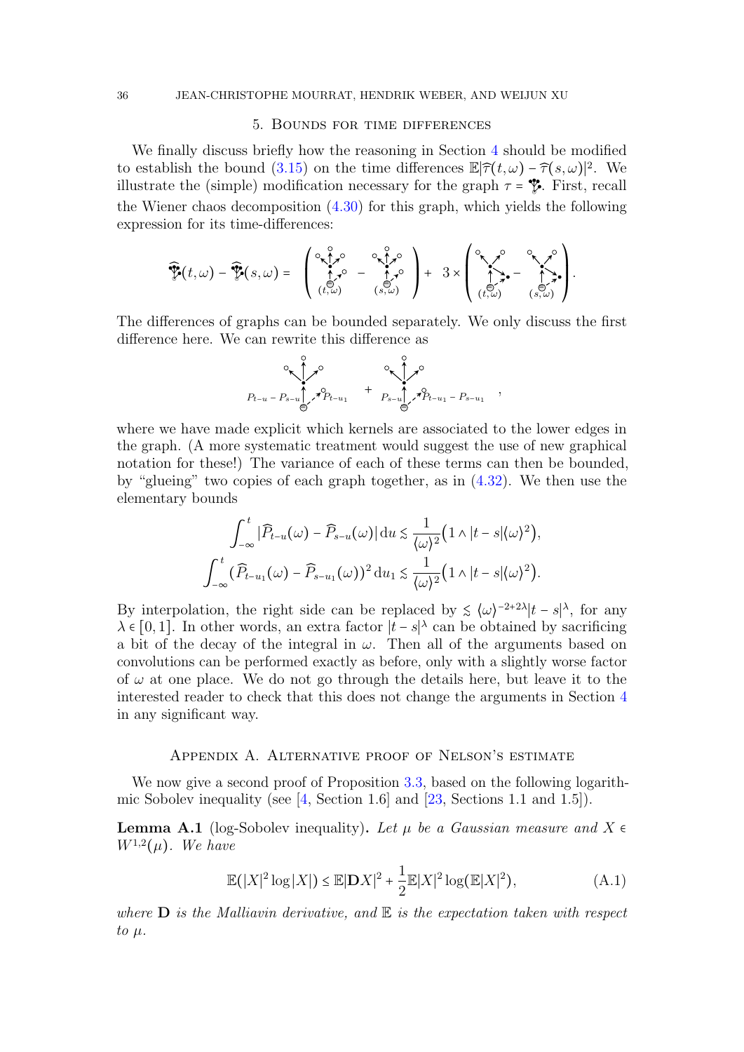## 5. Bounds for time differences

We finally discuss briefly how the reasoning in Section 4 should be modified to establish the bound (3.15) on the time differences $\mathbb{E}|\widehat{\tau}(t,\omega) - \widehat{\tau}(s,\omega)|^2$. We illustrate the (simple) modification necessary for the graph $\tau = \text{🌴}$. First, recall the Wiener chaos decomposition (4.30) for this graph, which yields the following expression for its time-differences:

$$\widehat{\tau}(t,\omega) - \widehat{\tau}(s,\omega) = \left( [\text{graph}]_{(t,\omega)} - [\text{graph}]_{(s,\omega)} \right) + 3 \times \left( [\text{graph}]_{(t,\omega)} - [\text{graph}]_{(s,\omega)} \right).$$

The differences of graphs can be bounded separately. We only discuss the first difference here. We can rewrite this difference as

$$[\text{graph with lower edges } P_{t-u} - P_{s-u},\ P_{t-u_1}] + [\text{graph with lower edges } P_{s-u},\ P_{t-u_1} - P_{s-u_1}],$$

where we have made explicit which kernels are associated to the lower edges in the graph. (A more systematic treatment would suggest the use of new graphical notation for these!) The variance of each of these terms can then be bounded, by "glueing" two copies of each graph together, as in (4.32). We then use the elementary bounds

$$\int_{-\infty}^{t} |\widehat{P}_{t-u}(\omega) - \widehat{P}_{s-u}(\omega)| \, du \lesssim \frac{1}{\langle\omega\rangle^2}\big(1 \wedge |t-s|\langle\omega\rangle^2\big),$$

$$\int_{-\infty}^{t} \big(\widehat{P}_{t-u_1}(\omega) - \widehat{P}_{s-u_1}(\omega)\big)^2 \, du_1 \lesssim \frac{1}{\langle\omega\rangle^2}\big(1 \wedge |t-s|\langle\omega\rangle^2\big).$$

By interpolation, the right side can be replaced by $\lesssim \langle\omega\rangle^{-2+2\lambda}|t-s|^\lambda$, for any $\lambda \in [0,1]$. In other words, an extra factor $|t-s|^\lambda$ can be obtained by sacrificing a bit of the decay of the integral in $\omega$. Then all of the arguments based on convolutions can be performed exactly as before, only with a slightly worse factor of $\omega$ at one place. We do not go through the details here, but leave it to the interested reader to check that this does not change the arguments in Section 4 in any significant way.

## Appendix A. Alternative proof of Nelson's estimate

We now give a second proof of Proposition 3.3, based on the following logarithmic Sobolev inequality (see [4, Section 1.6] and [23, Sections 1.1 and 1.5]).

**Lemma A.1** (log-Sobolev inequality). *Let $\mu$ be a Gaussian measure and $X \in W^{1,2}(\mu)$. We have*

$$\mathbb{E}(|X|^2 \log|X|) \le \mathbb{E}|\mathbf{D}X|^2 + \frac{1}{2}\mathbb{E}|X|^2 \log(\mathbb{E}|X|^2), \tag{A.1}$$

*where $\mathbf{D}$ is the Malliavin derivative, and $\mathbb{E}$ is the expectation taken with respect to $\mu$.*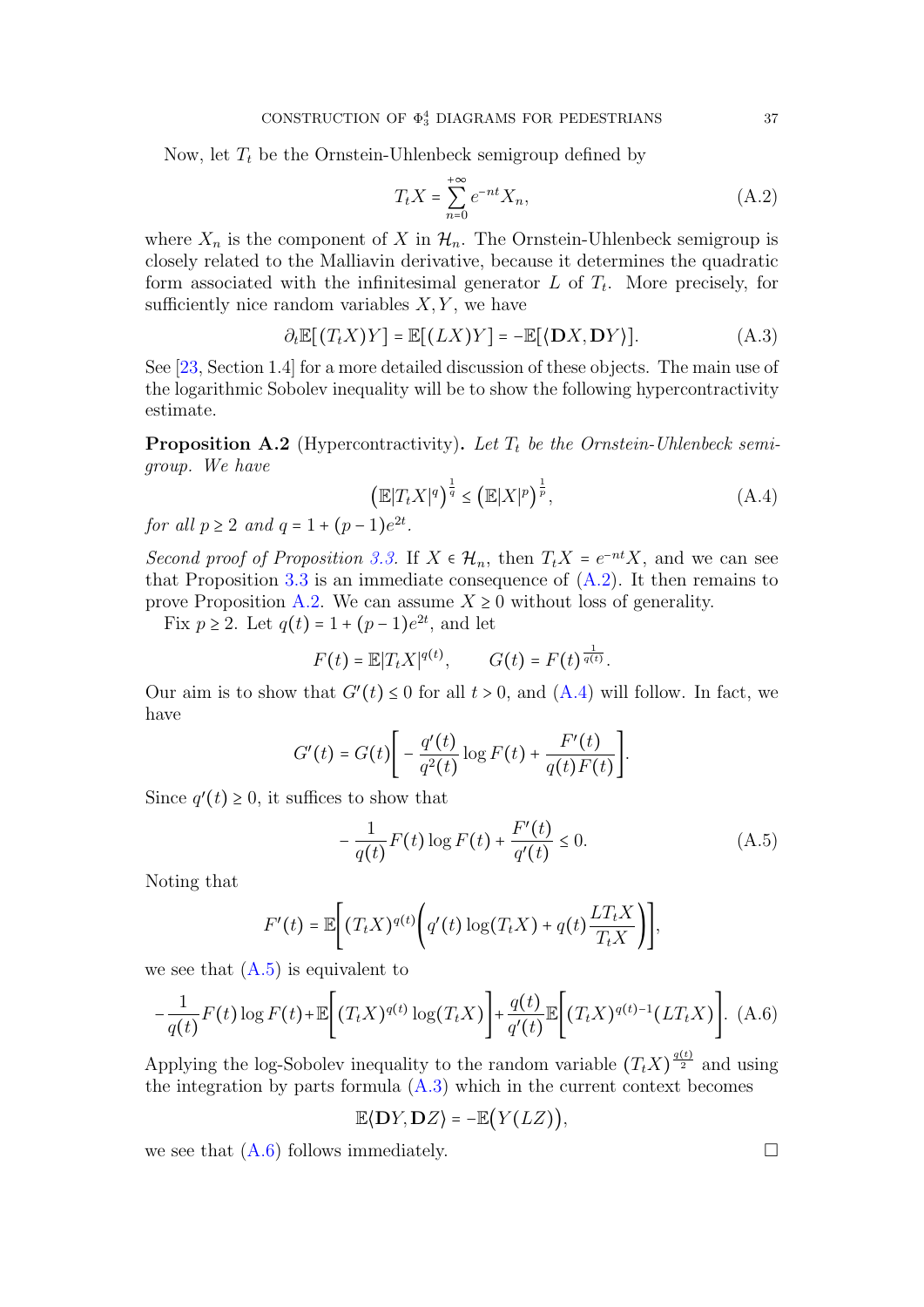Now, let $T_t$ be the Ornstein-Uhlenbeck semigroup defined by

$$T_t X = \sum_{n=0}^{+\infty} e^{-nt} X_n, \tag{A.2}$$

where $X_n$ is the component of $X$ in $\mathcal{H}_n$. The Ornstein-Uhlenbeck semigroup is closely related to the Malliavin derivative, because it determines the quadratic form associated with the infinitesimal generator $L$ of $T_t$. More precisely, for sufficiently nice random variables $X, Y$, we have

$$\partial_t \mathbb{E}[(T_t X) Y] = \mathbb{E}[(LX) Y] = -\mathbb{E}[\langle \mathbf{D}X, \mathbf{D}Y \rangle]. \tag{A.3}$$

See [23, Section 1.4] for a more detailed discussion of these objects. The main use of the logarithmic Sobolev inequality will be to show the following hypercontractivity estimate.

**Proposition A.2** (Hypercontractivity)**.** *Let $T_t$ be the Ornstein-Uhlenbeck semigroup. We have*

$$\left(\mathbb{E}|T_t X|^q\right)^{\frac{1}{q}} \le \left(\mathbb{E}|X|^p\right)^{\frac{1}{p}}, \tag{A.4}$$

*for all $p \ge 2$ and $q = 1 + (p-1)e^{2t}$.*

*Second proof of Proposition 3.3.* If $X \in \mathcal{H}_n$, then $T_t X = e^{-nt} X$, and we can see that Proposition 3.3 is an immediate consequence of (A.2). It then remains to prove Proposition A.2. We can assume $X \ge 0$ without loss of generality.

Fix $p \ge 2$. Let $q(t) = 1 + (p-1)e^{2t}$, and let

$$F(t) = \mathbb{E}|T_t X|^{q(t)}, \qquad G(t) = F(t)^{\frac{1}{q(t)}}.$$

Our aim is to show that $G'(t) \le 0$ for all $t > 0$, and (A.4) will follow. In fact, we have

$$G'(t) = G(t)\left[-\frac{q'(t)}{q^2(t)} \log F(t) + \frac{F'(t)}{q(t)F(t)}\right].$$

Since $q'(t) \ge 0$, it suffices to show that

$$-\frac{1}{q(t)} F(t) \log F(t) + \frac{F'(t)}{q'(t)} \le 0. \tag{A.5}$$

Noting that

$$F'(t) = \mathbb{E}\left[(T_t X)^{q(t)}\left(q'(t)\log(T_t X) + q(t)\frac{L T_t X}{T_t X}\right)\right],$$

we see that (A.5) is equivalent to

$$-\frac{1}{q(t)} F(t) \log F(t) + \mathbb{E}\left[(T_t X)^{q(t)} \log(T_t X)\right] + \frac{q(t)}{q'(t)} \mathbb{E}\left[(T_t X)^{q(t)-1}(L T_t X)\right]. \tag{A.6}$$

Applying the log-Sobolev inequality to the random variable $(T_t X)^{\frac{q(t)}{2}}$ and using the integration by parts formula (A.3) which in the current context becomes

$$\mathbb{E}\langle \mathbf{D}Y, \mathbf{D}Z \rangle = -\mathbb{E}\big(Y(LZ)\big),$$

we see that (A.6) follows immediately. $\square$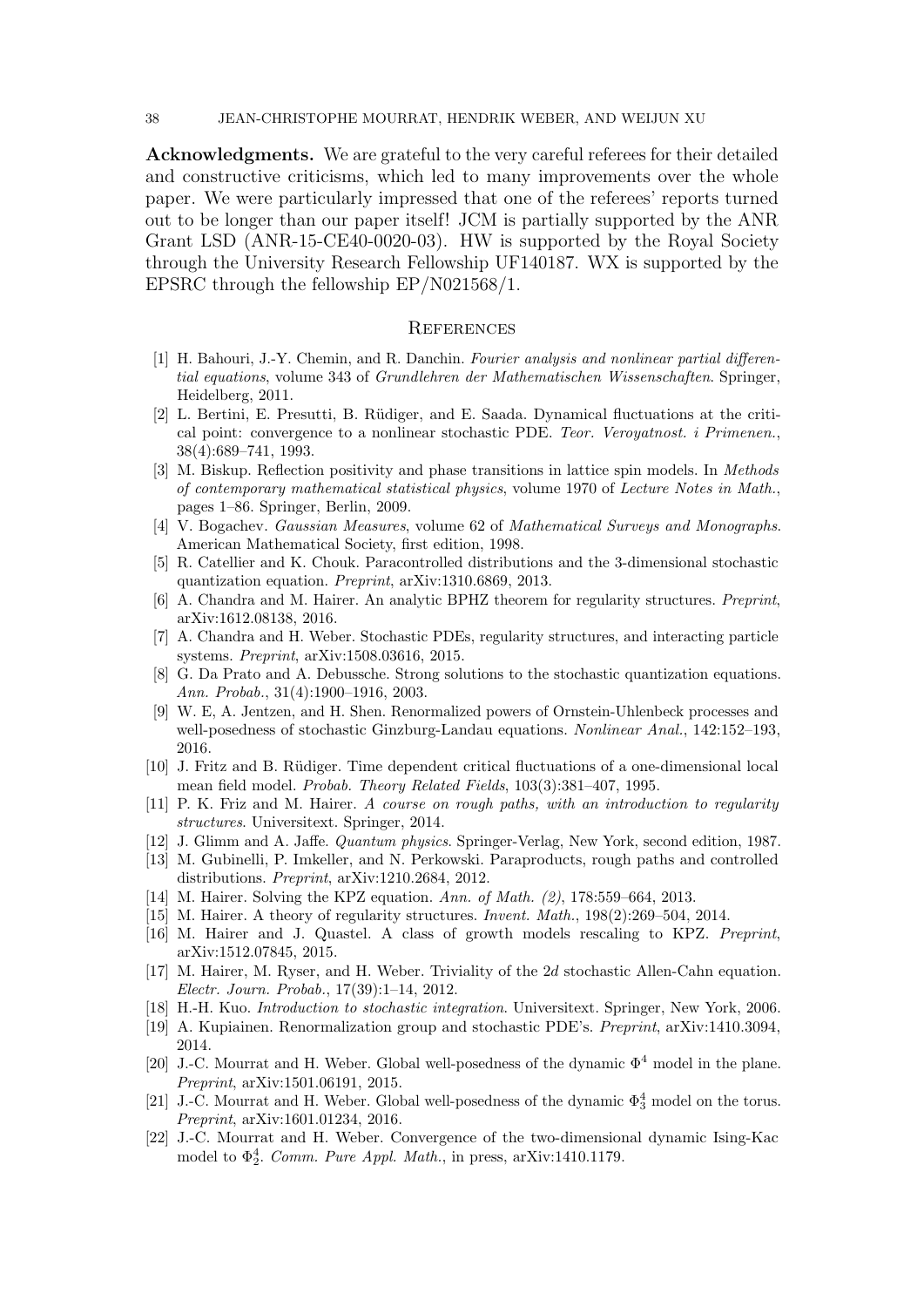**Acknowledgments.** We are grateful to the very careful referees for their detailed and constructive criticisms, which led to many improvements over the whole paper. We were particularly impressed that one of the referees' reports turned out to be longer than our paper itself! JCM is partially supported by the ANR Grant LSD (ANR-15-CE40-0020-03). HW is supported by the Royal Society through the University Research Fellowship UF140187. WX is supported by the EPSRC through the fellowship EP/N021568/1.

## References

[1] H. Bahouri, J.-Y. Chemin, and R. Danchin. *Fourier analysis and nonlinear partial differential equations*, volume 343 of *Grundlehren der Mathematischen Wissenschaften*. Springer, Heidelberg, 2011.

[2] L. Bertini, E. Presutti, B. Rüdiger, and E. Saada. Dynamical fluctuations at the critical point: convergence to a nonlinear stochastic PDE. *Teor. Veroyatnost. i Primenen.*, 38(4):689–741, 1993.

[3] M. Biskup. Reflection positivity and phase transitions in lattice spin models. In *Methods of contemporary mathematical statistical physics*, volume 1970 of *Lecture Notes in Math.*, pages 1–86. Springer, Berlin, 2009.

[4] V. Bogachev. *Gaussian Measures*, volume 62 of *Mathematical Surveys and Monographs*. American Mathematical Society, first edition, 1998.

[5] R. Catellier and K. Chouk. Paracontrolled distributions and the 3-dimensional stochastic quantization equation. *Preprint*, arXiv:1310.6869, 2013.

[6] A. Chandra and M. Hairer. An analytic BPHZ theorem for regularity structures. *Preprint*, arXiv:1612.08138, 2016.

[7] A. Chandra and H. Weber. Stochastic PDEs, regularity structures, and interacting particle systems. *Preprint*, arXiv:1508.03616, 2015.

[8] G. Da Prato and A. Debussche. Strong solutions to the stochastic quantization equations. *Ann. Probab.*, 31(4):1900–1916, 2003.

[9] W. E, A. Jentzen, and H. Shen. Renormalized powers of Ornstein-Uhlenbeck processes and well-posedness of stochastic Ginzburg-Landau equations. *Nonlinear Anal.*, 142:152–193, 2016.

[10] J. Fritz and B. Rüdiger. Time dependent critical fluctuations of a one-dimensional local mean field model. *Probab. Theory Related Fields*, 103(3):381–407, 1995.

[11] P. K. Friz and M. Hairer. *A course on rough paths, with an introduction to regularity structures*. Universitext. Springer, 2014.

[12] J. Glimm and A. Jaffe. *Quantum physics*. Springer-Verlag, New York, second edition, 1987.

[13] M. Gubinelli, P. Imkeller, and N. Perkowski. Paraproducts, rough paths and controlled distributions. *Preprint*, arXiv:1210.2684, 2012.

[14] M. Hairer. Solving the KPZ equation. *Ann. of Math. (2)*, 178:559–664, 2013.

[15] M. Hairer. A theory of regularity structures. *Invent. Math.*, 198(2):269–504, 2014.

[16] M. Hairer and J. Quastel. A class of growth models rescaling to KPZ. *Preprint*, arXiv:1512.07845, 2015.

[17] M. Hairer, M. Ryser, and H. Weber. Triviality of the 2$d$ stochastic Allen-Cahn equation. *Electr. Journ. Probab.*, 17(39):1–14, 2012.

[18] H.-H. Kuo. *Introduction to stochastic integration*. Universitext. Springer, New York, 2006.

[19] A. Kupiainen. Renormalization group and stochastic PDE's. *Preprint*, arXiv:1410.3094, 2014.

[20] J.-C. Mourrat and H. Weber. Global well-posedness of the dynamic $\Phi^4$ model in the plane. *Preprint*, arXiv:1501.06191, 2015.

[21] J.-C. Mourrat and H. Weber. Global well-posedness of the dynamic $\Phi^4_3$ model on the torus. *Preprint*, arXiv:1601.01234, 2016.

[22] J.-C. Mourrat and H. Weber. Convergence of the two-dimensional dynamic Ising-Kac model to $\Phi^4_2$. *Comm. Pure Appl. Math.*, in press, arXiv:1410.1179.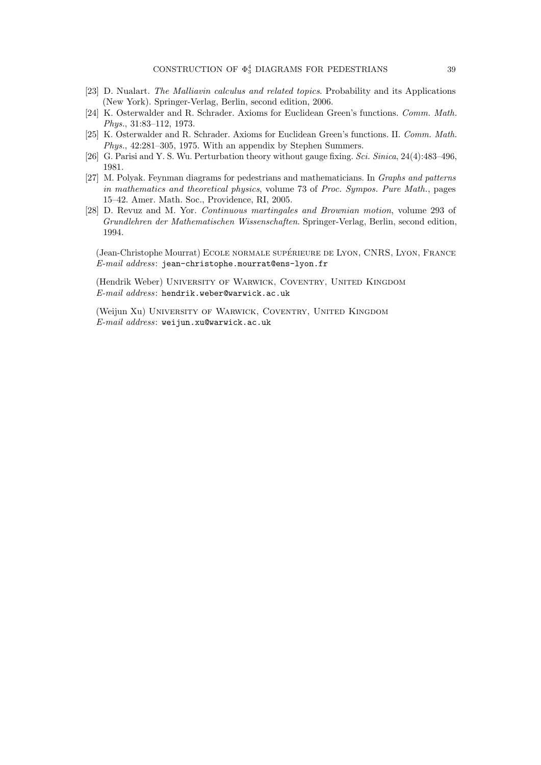[23] D. Nualart. *The Malliavin calculus and related topics*. Probability and its Applications (New York). Springer-Verlag, Berlin, second edition, 2006.

[24] K. Osterwalder and R. Schrader. Axioms for Euclidean Green's functions. *Comm. Math. Phys.*, 31:83–112, 1973.

[25] K. Osterwalder and R. Schrader. Axioms for Euclidean Green's functions. II. *Comm. Math. Phys.*, 42:281–305, 1975. With an appendix by Stephen Summers.

[26] G. Parisi and Y. S. Wu. Perturbation theory without gauge fixing. *Sci. Sinica*, 24(4):483–496, 1981.

[27] M. Polyak. Feynman diagrams for pedestrians and mathematicians. In *Graphs and patterns in mathematics and theoretical physics*, volume 73 of *Proc. Sympos. Pure Math.*, pages 15–42. Amer. Math. Soc., Providence, RI, 2005.

[28] D. Revuz and M. Yor. *Continuous martingales and Brownian motion*, volume 293 of *Grundlehren der Mathematischen Wissenschaften*. Springer-Verlag, Berlin, second edition, 1994.

(Jean-Christophe Mourrat) Ecole normale supérieure de Lyon, CNRS, Lyon, France
*E-mail address*: `jean-christophe.mourrat@ens-lyon.fr`

(Hendrik Weber) University of Warwick, Coventry, United Kingdom
*E-mail address*: `hendrik.weber@warwick.ac.uk`

(Weijun Xu) University of Warwick, Coventry, United Kingdom
*E-mail address*: `weijun.xu@warwick.ac.uk`